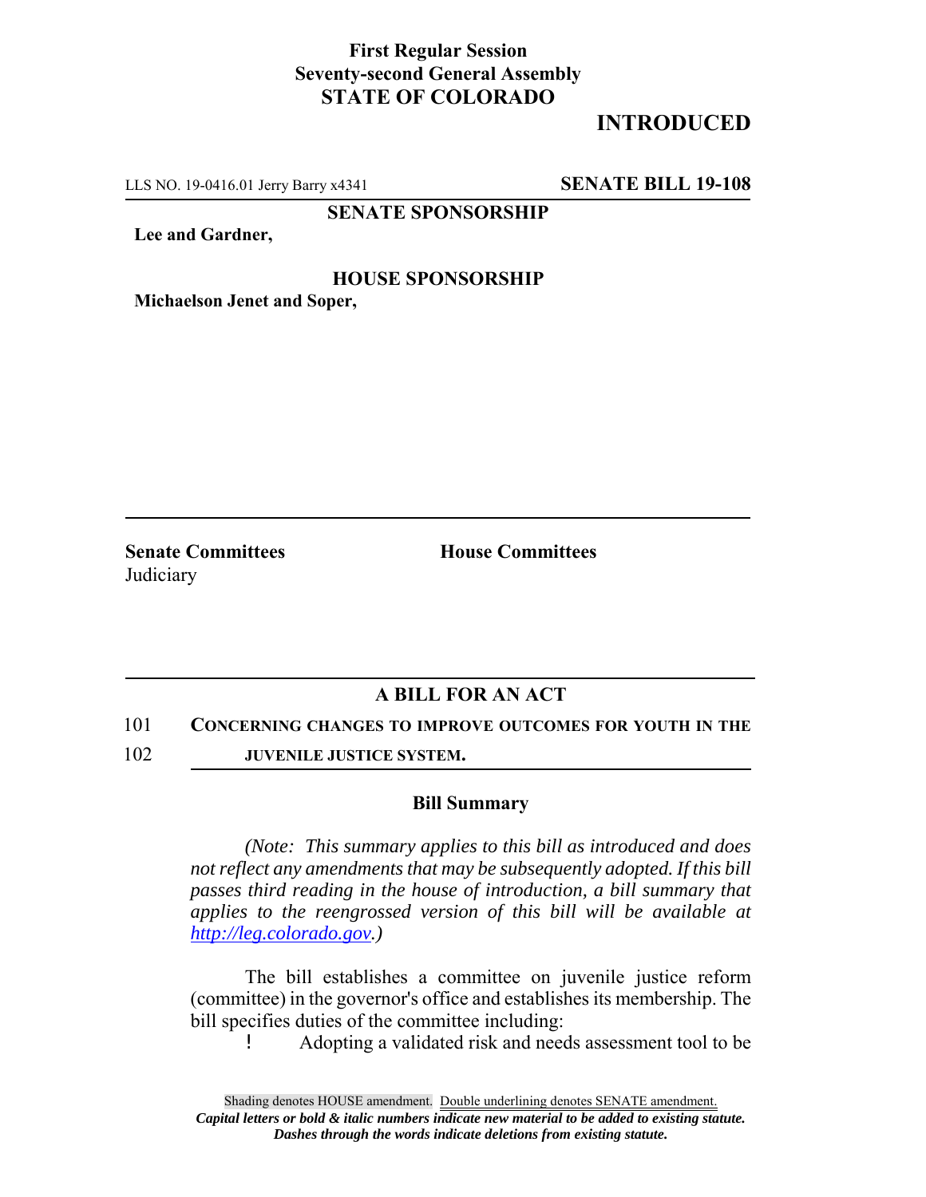**First Regular Session**
**Seventy-second General Assembly**
**STATE OF COLORADO**

**INTRODUCED**

LLS NO. 19-0416.01 Jerry Barry x4341 **SENATE BILL 19-108**

**SENATE SPONSORSHIP**

**Lee and Gardner,**

**HOUSE SPONSORSHIP**

**Michaelson Jenet and Soper,**

**Senate Committees**
Judiciary

**House Committees**

## A BILL FOR AN ACT

101 **CONCERNING CHANGES TO IMPROVE OUTCOMES FOR YOUTH IN THE**
102 **JUVENILE JUSTICE SYSTEM.**

### Bill Summary

*(Note: This summary applies to this bill as introduced and does not reflect any amendments that may be subsequently adopted. If this bill passes third reading in the house of introduction, a bill summary that applies to the reengrossed version of this bill will be available at http://leg.colorado.gov.)*

The bill establishes a committee on juvenile justice reform (committee) in the governor's office and establishes its membership. The bill specifies duties of the committee including:

- Adopting a validated risk and needs assessment tool to be

Shading denotes HOUSE amendment. Double underlining denotes SENATE amendment.
*Capital letters or bold & italic numbers indicate new material to be added to existing statute.*
*Dashes through the words indicate deletions from existing statute.*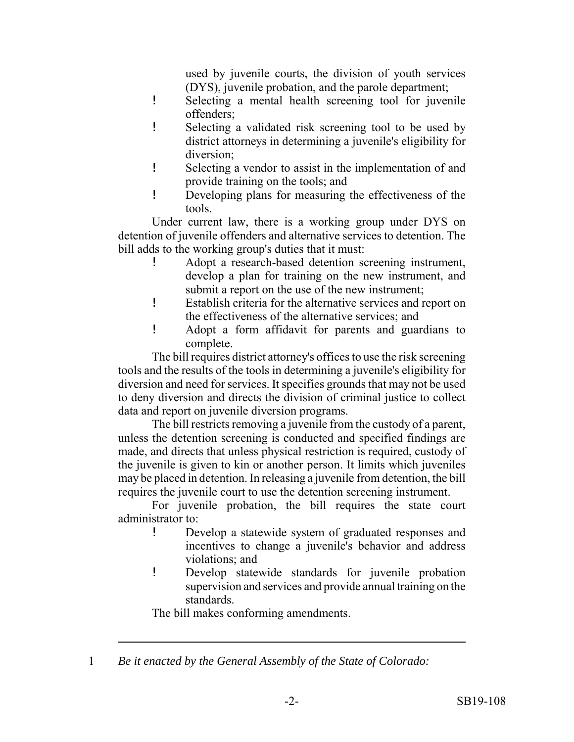used by juvenile courts, the division of youth services (DYS), juvenile probation, and the parole department;

- Selecting a mental health screening tool for juvenile offenders;
- Selecting a validated risk screening tool to be used by district attorneys in determining a juvenile's eligibility for diversion;
- Selecting a vendor to assist in the implementation of and provide training on the tools; and
- Developing plans for measuring the effectiveness of the tools.

Under current law, there is a working group under DYS on detention of juvenile offenders and alternative services to detention. The bill adds to the working group's duties that it must:

- Adopt a research-based detention screening instrument, develop a plan for training on the new instrument, and submit a report on the use of the new instrument;
- Establish criteria for the alternative services and report on the effectiveness of the alternative services; and
- Adopt a form affidavit for parents and guardians to complete.

The bill requires district attorney's offices to use the risk screening tools and the results of the tools in determining a juvenile's eligibility for diversion and need for services. It specifies grounds that may not be used to deny diversion and directs the division of criminal justice to collect data and report on juvenile diversion programs.

The bill restricts removing a juvenile from the custody of a parent, unless the detention screening is conducted and specified findings are made, and directs that unless physical restriction is required, custody of the juvenile is given to kin or another person. It limits which juveniles may be placed in detention. In releasing a juvenile from detention, the bill requires the juvenile court to use the detention screening instrument.

For juvenile probation, the bill requires the state court administrator to:

- Develop a statewide system of graduated responses and incentives to change a juvenile's behavior and address violations; and
- Develop statewide standards for juvenile probation supervision and services and provide annual training on the standards.

The bill makes conforming amendments.

---

1 *Be it enacted by the General Assembly of the State of Colorado:*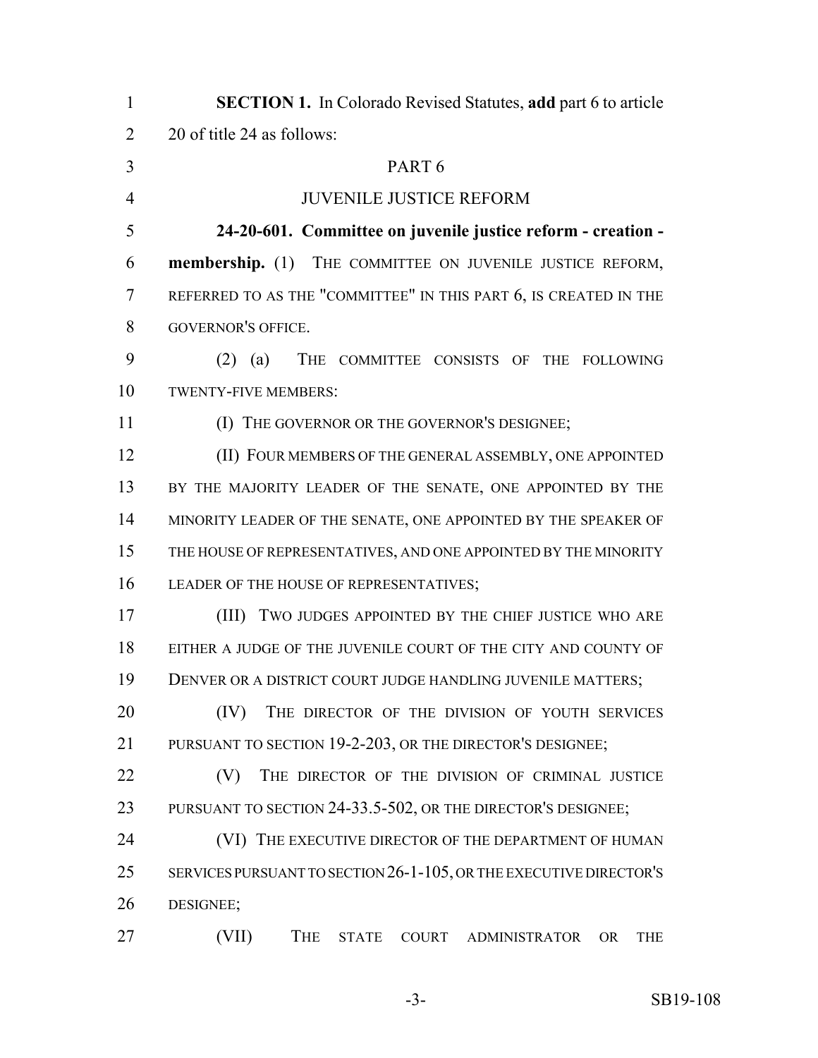**SECTION 1.** In Colorado Revised Statutes, **add** part 6 to article 20 of title 24 as follows:

PART 6

JUVENILE JUSTICE REFORM

**24-20-601. Committee on juvenile justice reform - creation - membership.** (1) THE COMMITTEE ON JUVENILE JUSTICE REFORM, REFERRED TO AS THE "COMMITTEE" IN THIS PART 6, IS CREATED IN THE GOVERNOR'S OFFICE.

(2) (a) THE COMMITTEE CONSISTS OF THE FOLLOWING TWENTY-FIVE MEMBERS:

(I) THE GOVERNOR OR THE GOVERNOR'S DESIGNEE;

(II) FOUR MEMBERS OF THE GENERAL ASSEMBLY, ONE APPOINTED BY THE MAJORITY LEADER OF THE SENATE, ONE APPOINTED BY THE MINORITY LEADER OF THE SENATE, ONE APPOINTED BY THE SPEAKER OF THE HOUSE OF REPRESENTATIVES, AND ONE APPOINTED BY THE MINORITY LEADER OF THE HOUSE OF REPRESENTATIVES;

(III) TWO JUDGES APPOINTED BY THE CHIEF JUSTICE WHO ARE EITHER A JUDGE OF THE JUVENILE COURT OF THE CITY AND COUNTY OF DENVER OR A DISTRICT COURT JUDGE HANDLING JUVENILE MATTERS;

(IV) THE DIRECTOR OF THE DIVISION OF YOUTH SERVICES PURSUANT TO SECTION 19-2-203, OR THE DIRECTOR'S DESIGNEE;

(V) THE DIRECTOR OF THE DIVISION OF CRIMINAL JUSTICE PURSUANT TO SECTION 24-33.5-502, OR THE DIRECTOR'S DESIGNEE;

(VI) THE EXECUTIVE DIRECTOR OF THE DEPARTMENT OF HUMAN SERVICES PURSUANT TO SECTION 26-1-105, OR THE EXECUTIVE DIRECTOR'S DESIGNEE;

(VII) THE STATE COURT ADMINISTRATOR OR THE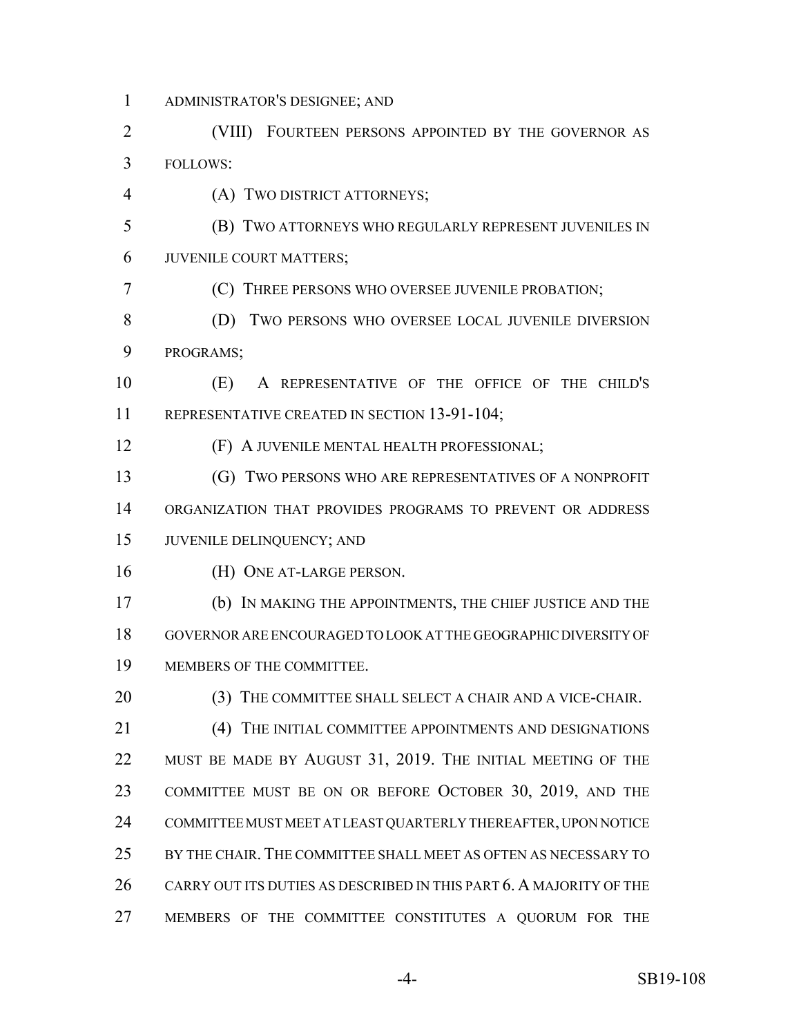ADMINISTRATOR'S DESIGNEE; AND

(VIII) FOURTEEN PERSONS APPOINTED BY THE GOVERNOR AS FOLLOWS:

(A) TWO DISTRICT ATTORNEYS;

(B) TWO ATTORNEYS WHO REGULARLY REPRESENT JUVENILES IN JUVENILE COURT MATTERS;

(C) THREE PERSONS WHO OVERSEE JUVENILE PROBATION;

(D) TWO PERSONS WHO OVERSEE LOCAL JUVENILE DIVERSION PROGRAMS;

(E) A REPRESENTATIVE OF THE OFFICE OF THE CHILD'S REPRESENTATIVE CREATED IN SECTION 13-91-104;

(F) A JUVENILE MENTAL HEALTH PROFESSIONAL;

(G) TWO PERSONS WHO ARE REPRESENTATIVES OF A NONPROFIT ORGANIZATION THAT PROVIDES PROGRAMS TO PREVENT OR ADDRESS JUVENILE DELINQUENCY; AND

(H) ONE AT-LARGE PERSON.

(b) IN MAKING THE APPOINTMENTS, THE CHIEF JUSTICE AND THE GOVERNOR ARE ENCOURAGED TO LOOK AT THE GEOGRAPHIC DIVERSITY OF MEMBERS OF THE COMMITTEE.

(3) THE COMMITTEE SHALL SELECT A CHAIR AND A VICE-CHAIR.

(4) THE INITIAL COMMITTEE APPOINTMENTS AND DESIGNATIONS MUST BE MADE BY AUGUST 31, 2019. THE INITIAL MEETING OF THE COMMITTEE MUST BE ON OR BEFORE OCTOBER 30, 2019, AND THE COMMITTEE MUST MEET AT LEAST QUARTERLY THEREAFTER, UPON NOTICE BY THE CHAIR. THE COMMITTEE SHALL MEET AS OFTEN AS NECESSARY TO CARRY OUT ITS DUTIES AS DESCRIBED IN THIS PART 6. A MAJORITY OF THE MEMBERS OF THE COMMITTEE CONSTITUTES A QUORUM FOR THE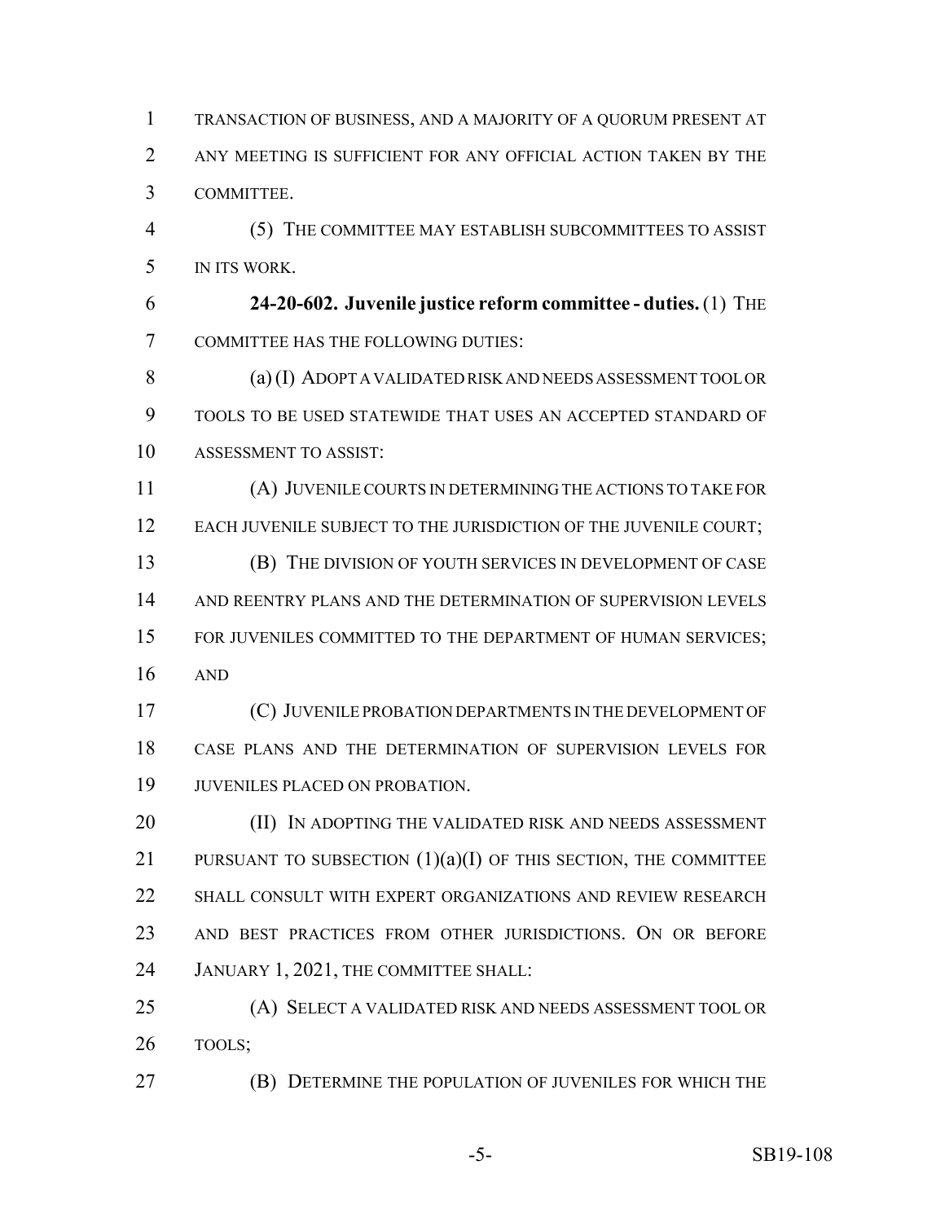TRANSACTION OF BUSINESS, AND A MAJORITY OF A QUORUM PRESENT AT ANY MEETING IS SUFFICIENT FOR ANY OFFICIAL ACTION TAKEN BY THE COMMITTEE.

(5) THE COMMITTEE MAY ESTABLISH SUBCOMMITTEES TO ASSIST IN ITS WORK.

**24-20-602. Juvenile justice reform committee - duties.** (1) THE COMMITTEE HAS THE FOLLOWING DUTIES:

(a) (I) ADOPT A VALIDATED RISK AND NEEDS ASSESSMENT TOOL OR TOOLS TO BE USED STATEWIDE THAT USES AN ACCEPTED STANDARD OF ASSESSMENT TO ASSIST:

(A) JUVENILE COURTS IN DETERMINING THE ACTIONS TO TAKE FOR EACH JUVENILE SUBJECT TO THE JURISDICTION OF THE JUVENILE COURT;

(B) THE DIVISION OF YOUTH SERVICES IN DEVELOPMENT OF CASE AND REENTRY PLANS AND THE DETERMINATION OF SUPERVISION LEVELS FOR JUVENILES COMMITTED TO THE DEPARTMENT OF HUMAN SERVICES; AND

(C) JUVENILE PROBATION DEPARTMENTS IN THE DEVELOPMENT OF CASE PLANS AND THE DETERMINATION OF SUPERVISION LEVELS FOR JUVENILES PLACED ON PROBATION.

(II) IN ADOPTING THE VALIDATED RISK AND NEEDS ASSESSMENT PURSUANT TO SUBSECTION (1)(a)(I) OF THIS SECTION, THE COMMITTEE SHALL CONSULT WITH EXPERT ORGANIZATIONS AND REVIEW RESEARCH AND BEST PRACTICES FROM OTHER JURISDICTIONS. ON OR BEFORE JANUARY 1, 2021, THE COMMITTEE SHALL:

(A) SELECT A VALIDATED RISK AND NEEDS ASSESSMENT TOOL OR TOOLS;

(B) DETERMINE THE POPULATION OF JUVENILES FOR WHICH THE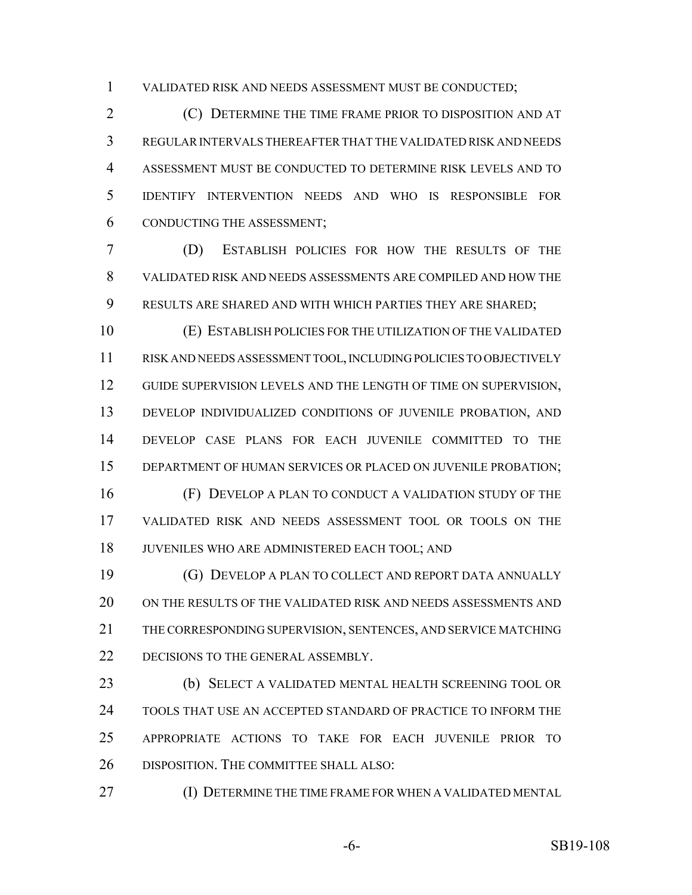VALIDATED RISK AND NEEDS ASSESSMENT MUST BE CONDUCTED;

(C) DETERMINE THE TIME FRAME PRIOR TO DISPOSITION AND AT REGULAR INTERVALS THEREAFTER THAT THE VALIDATED RISK AND NEEDS ASSESSMENT MUST BE CONDUCTED TO DETERMINE RISK LEVELS AND TO IDENTIFY INTERVENTION NEEDS AND WHO IS RESPONSIBLE FOR CONDUCTING THE ASSESSMENT;

(D) ESTABLISH POLICIES FOR HOW THE RESULTS OF THE VALIDATED RISK AND NEEDS ASSESSMENTS ARE COMPILED AND HOW THE RESULTS ARE SHARED AND WITH WHICH PARTIES THEY ARE SHARED;

(E) ESTABLISH POLICIES FOR THE UTILIZATION OF THE VALIDATED RISK AND NEEDS ASSESSMENT TOOL, INCLUDING POLICIES TO OBJECTIVELY GUIDE SUPERVISION LEVELS AND THE LENGTH OF TIME ON SUPERVISION, DEVELOP INDIVIDUALIZED CONDITIONS OF JUVENILE PROBATION, AND DEVELOP CASE PLANS FOR EACH JUVENILE COMMITTED TO THE DEPARTMENT OF HUMAN SERVICES OR PLACED ON JUVENILE PROBATION;

(F) DEVELOP A PLAN TO CONDUCT A VALIDATION STUDY OF THE VALIDATED RISK AND NEEDS ASSESSMENT TOOL OR TOOLS ON THE JUVENILES WHO ARE ADMINISTERED EACH TOOL; AND

(G) DEVELOP A PLAN TO COLLECT AND REPORT DATA ANNUALLY ON THE RESULTS OF THE VALIDATED RISK AND NEEDS ASSESSMENTS AND THE CORRESPONDING SUPERVISION, SENTENCES, AND SERVICE MATCHING DECISIONS TO THE GENERAL ASSEMBLY.

(b) SELECT A VALIDATED MENTAL HEALTH SCREENING TOOL OR TOOLS THAT USE AN ACCEPTED STANDARD OF PRACTICE TO INFORM THE APPROPRIATE ACTIONS TO TAKE FOR EACH JUVENILE PRIOR TO DISPOSITION. THE COMMITTEE SHALL ALSO:

(I) DETERMINE THE TIME FRAME FOR WHEN A VALIDATED MENTAL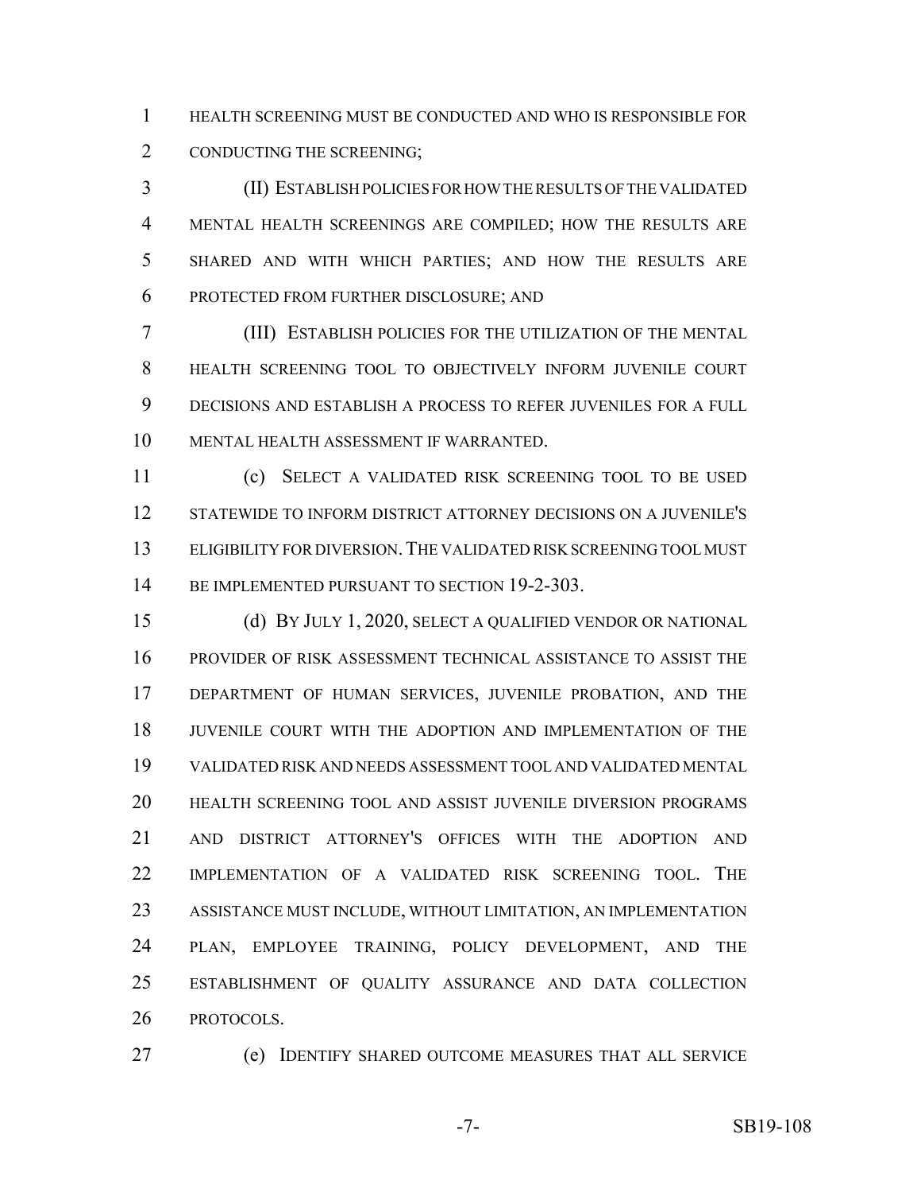HEALTH SCREENING MUST BE CONDUCTED AND WHO IS RESPONSIBLE FOR CONDUCTING THE SCREENING;

(II) ESTABLISH POLICIES FOR HOW THE RESULTS OF THE VALIDATED MENTAL HEALTH SCREENINGS ARE COMPILED; HOW THE RESULTS ARE SHARED AND WITH WHICH PARTIES; AND HOW THE RESULTS ARE PROTECTED FROM FURTHER DISCLOSURE; AND

(III) ESTABLISH POLICIES FOR THE UTILIZATION OF THE MENTAL HEALTH SCREENING TOOL TO OBJECTIVELY INFORM JUVENILE COURT DECISIONS AND ESTABLISH A PROCESS TO REFER JUVENILES FOR A FULL MENTAL HEALTH ASSESSMENT IF WARRANTED.

(c) SELECT A VALIDATED RISK SCREENING TOOL TO BE USED STATEWIDE TO INFORM DISTRICT ATTORNEY DECISIONS ON A JUVENILE'S ELIGIBILITY FOR DIVERSION. THE VALIDATED RISK SCREENING TOOL MUST BE IMPLEMENTED PURSUANT TO SECTION 19-2-303.

(d) BY JULY 1, 2020, SELECT A QUALIFIED VENDOR OR NATIONAL PROVIDER OF RISK ASSESSMENT TECHNICAL ASSISTANCE TO ASSIST THE DEPARTMENT OF HUMAN SERVICES, JUVENILE PROBATION, AND THE JUVENILE COURT WITH THE ADOPTION AND IMPLEMENTATION OF THE VALIDATED RISK AND NEEDS ASSESSMENT TOOL AND VALIDATED MENTAL HEALTH SCREENING TOOL AND ASSIST JUVENILE DIVERSION PROGRAMS AND DISTRICT ATTORNEY'S OFFICES WITH THE ADOPTION AND IMPLEMENTATION OF A VALIDATED RISK SCREENING TOOL. THE ASSISTANCE MUST INCLUDE, WITHOUT LIMITATION, AN IMPLEMENTATION PLAN, EMPLOYEE TRAINING, POLICY DEVELOPMENT, AND THE ESTABLISHMENT OF QUALITY ASSURANCE AND DATA COLLECTION PROTOCOLS.

(e) IDENTIFY SHARED OUTCOME MEASURES THAT ALL SERVICE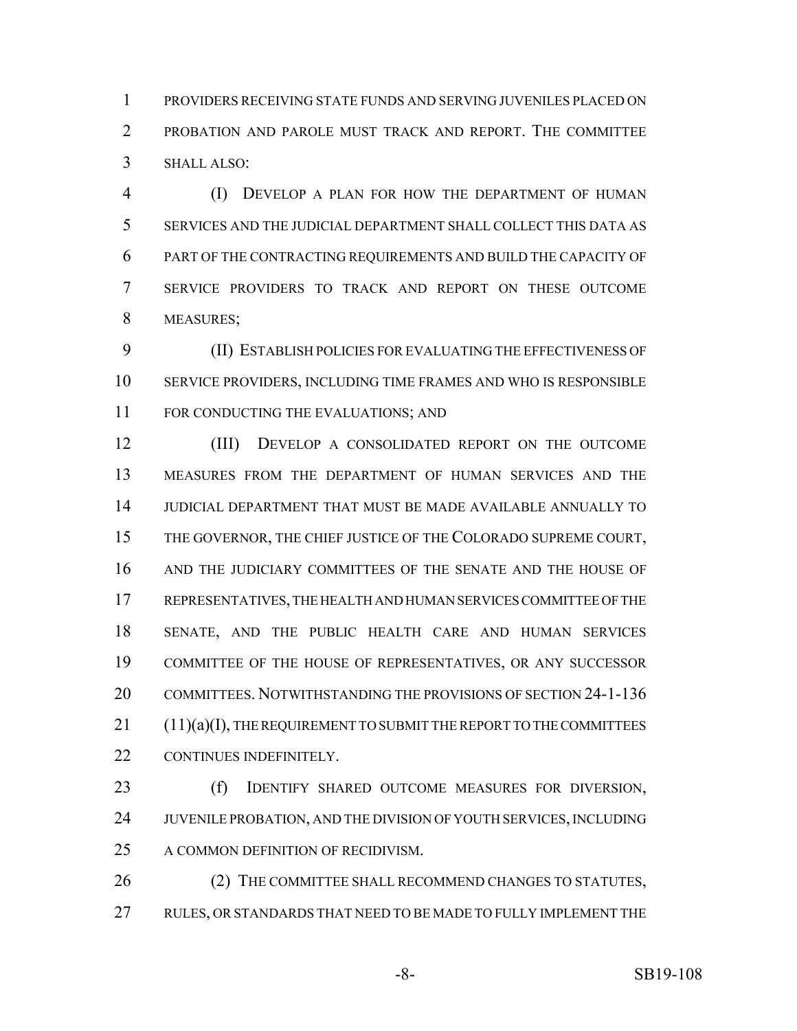PROVIDERS RECEIVING STATE FUNDS AND SERVING JUVENILES PLACED ON PROBATION AND PAROLE MUST TRACK AND REPORT. THE COMMITTEE SHALL ALSO:

(I) DEVELOP A PLAN FOR HOW THE DEPARTMENT OF HUMAN SERVICES AND THE JUDICIAL DEPARTMENT SHALL COLLECT THIS DATA AS PART OF THE CONTRACTING REQUIREMENTS AND BUILD THE CAPACITY OF SERVICE PROVIDERS TO TRACK AND REPORT ON THESE OUTCOME MEASURES;

(II) ESTABLISH POLICIES FOR EVALUATING THE EFFECTIVENESS OF SERVICE PROVIDERS, INCLUDING TIME FRAMES AND WHO IS RESPONSIBLE FOR CONDUCTING THE EVALUATIONS; AND

(III) DEVELOP A CONSOLIDATED REPORT ON THE OUTCOME MEASURES FROM THE DEPARTMENT OF HUMAN SERVICES AND THE JUDICIAL DEPARTMENT THAT MUST BE MADE AVAILABLE ANNUALLY TO THE GOVERNOR, THE CHIEF JUSTICE OF THE COLORADO SUPREME COURT, AND THE JUDICIARY COMMITTEES OF THE SENATE AND THE HOUSE OF REPRESENTATIVES, THE HEALTH AND HUMAN SERVICES COMMITTEE OF THE SENATE, AND THE PUBLIC HEALTH CARE AND HUMAN SERVICES COMMITTEE OF THE HOUSE OF REPRESENTATIVES, OR ANY SUCCESSOR COMMITTEES. NOTWITHSTANDING THE PROVISIONS OF SECTION 24-1-136 (11)(a)(I), THE REQUIREMENT TO SUBMIT THE REPORT TO THE COMMITTEES CONTINUES INDEFINITELY.

(f) IDENTIFY SHARED OUTCOME MEASURES FOR DIVERSION, JUVENILE PROBATION, AND THE DIVISION OF YOUTH SERVICES, INCLUDING A COMMON DEFINITION OF RECIDIVISM.

(2) THE COMMITTEE SHALL RECOMMEND CHANGES TO STATUTES, RULES, OR STANDARDS THAT NEED TO BE MADE TO FULLY IMPLEMENT THE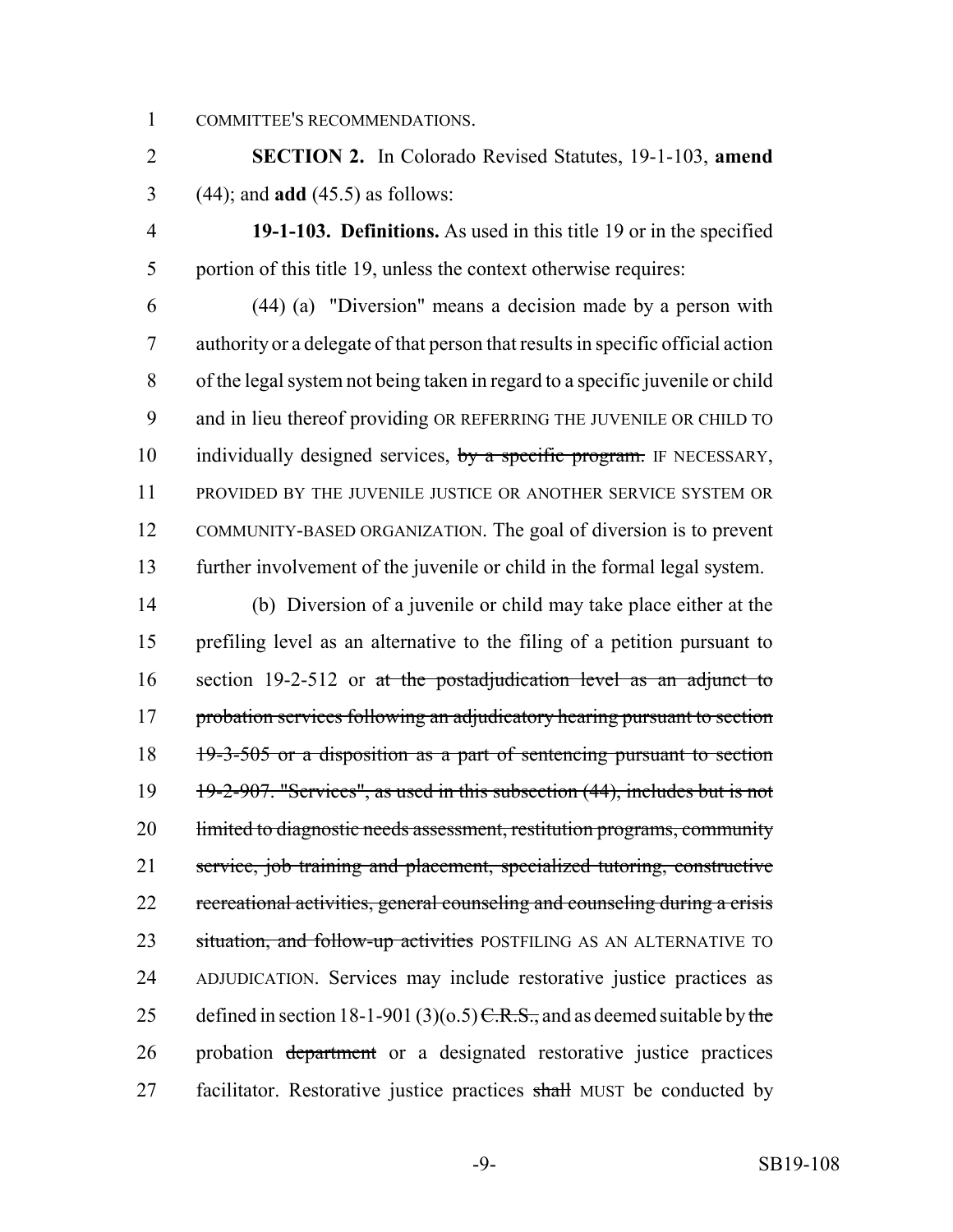COMMITTEE'S RECOMMENDATIONS.

**SECTION 2.** In Colorado Revised Statutes, 19-1-103, **amend** (44); and **add** (45.5) as follows:

**19-1-103. Definitions.** As used in this title 19 or in the specified portion of this title 19, unless the context otherwise requires:

(44) (a) "Diversion" means a decision made by a person with authority or a delegate of that person that results in specific official action of the legal system not being taken in regard to a specific juvenile or child and in lieu thereof providing OR REFERRING THE JUVENILE OR CHILD TO individually designed services, ~~by a specific program.~~ IF NECESSARY, PROVIDED BY THE JUVENILE JUSTICE OR ANOTHER SERVICE SYSTEM OR COMMUNITY-BASED ORGANIZATION. The goal of diversion is to prevent further involvement of the juvenile or child in the formal legal system.

(b) Diversion of a juvenile or child may take place either at the prefiling level as an alternative to the filing of a petition pursuant to section 19-2-512 or ~~at the postadjudication level as an adjunct to probation services following an adjudicatory hearing pursuant to section 19-3-505 or a disposition as a part of sentencing pursuant to section 19-2-907. "Services", as used in this subsection (44), includes but is not limited to diagnostic needs assessment, restitution programs, community service, job training and placement, specialized tutoring, constructive recreational activities, general counseling and counseling during a crisis situation, and follow-up activities~~ POSTFILING AS AN ALTERNATIVE TO ADJUDICATION. Services may include restorative justice practices as defined in section 18-1-901 (3)(o.5) ~~C.R.S.,~~ and as deemed suitable by ~~the~~ probation ~~department~~ or a designated restorative justice practices facilitator. Restorative justice practices ~~shall~~ MUST be conducted by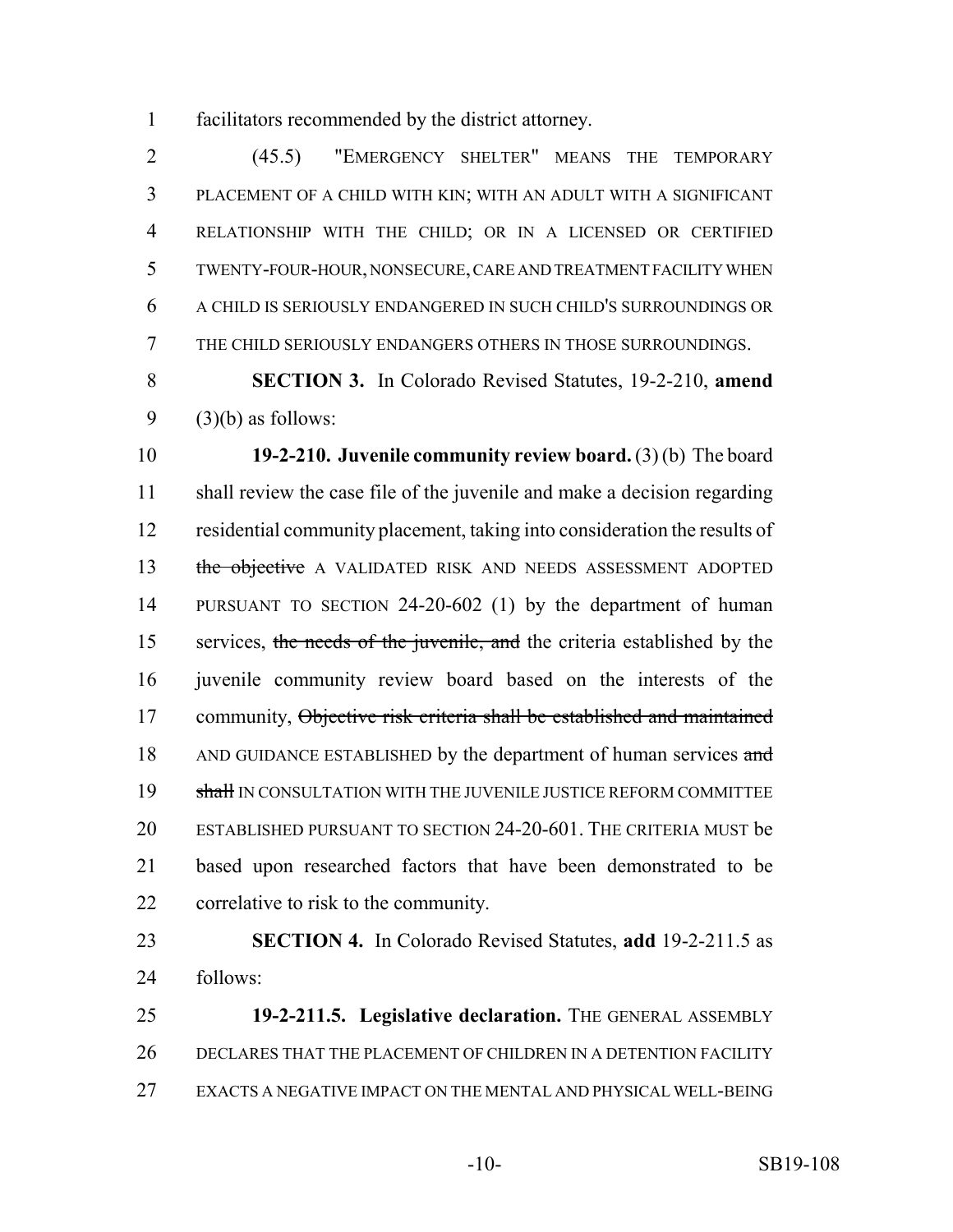facilitators recommended by the district attorney.

(45.5) "EMERGENCY SHELTER" MEANS THE TEMPORARY PLACEMENT OF A CHILD WITH KIN; WITH AN ADULT WITH A SIGNIFICANT RELATIONSHIP WITH THE CHILD; OR IN A LICENSED OR CERTIFIED TWENTY-FOUR-HOUR, NONSECURE, CARE AND TREATMENT FACILITY WHEN A CHILD IS SERIOUSLY ENDANGERED IN SUCH CHILD'S SURROUNDINGS OR THE CHILD SERIOUSLY ENDANGERS OTHERS IN THOSE SURROUNDINGS.

**SECTION 3.** In Colorado Revised Statutes, 19-2-210, **amend** (3)(b) as follows:

**19-2-210. Juvenile community review board.** (3) (b) The board shall review the case file of the juvenile and make a decision regarding residential community placement, taking into consideration the results of ~~the objective~~ A VALIDATED RISK AND NEEDS ASSESSMENT ADOPTED PURSUANT TO SECTION 24-20-602 (1) by the department of human services, ~~the needs of the juvenile, and~~ the criteria established by the juvenile community review board based on the interests of the community, ~~Objective risk criteria shall be established and maintained~~ AND GUIDANCE ESTABLISHED by the department of human services ~~and shall~~ IN CONSULTATION WITH THE JUVENILE JUSTICE REFORM COMMITTEE ESTABLISHED PURSUANT TO SECTION 24-20-601. THE CRITERIA MUST be based upon researched factors that have been demonstrated to be correlative to risk to the community.

**SECTION 4.** In Colorado Revised Statutes, **add** 19-2-211.5 as follows:

**19-2-211.5. Legislative declaration.** THE GENERAL ASSEMBLY DECLARES THAT THE PLACEMENT OF CHILDREN IN A DETENTION FACILITY EXACTS A NEGATIVE IMPACT ON THE MENTAL AND PHYSICAL WELL-BEING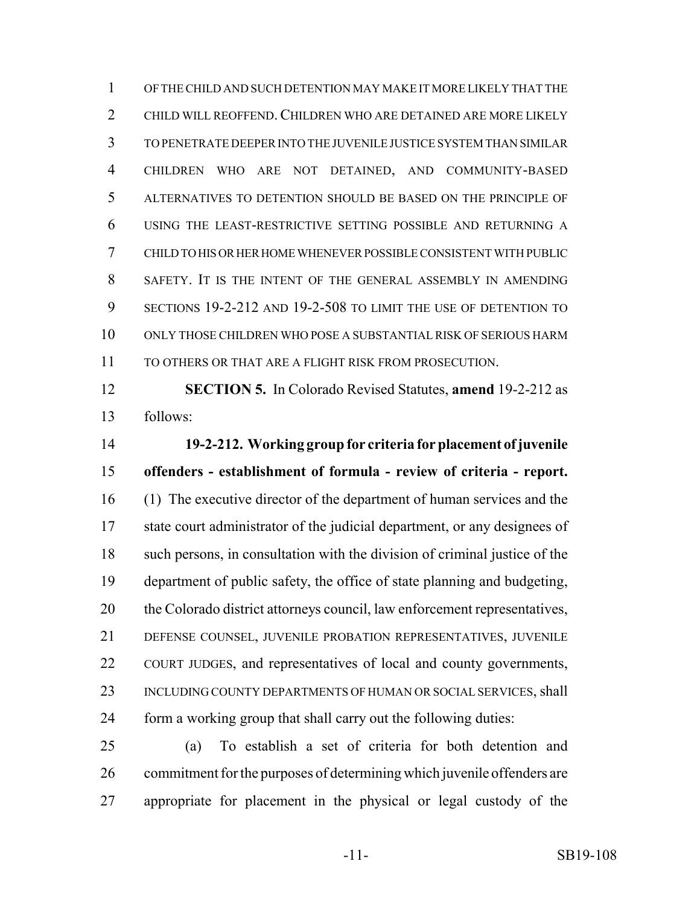OF THE CHILD AND SUCH DETENTION MAY MAKE IT MORE LIKELY THAT THE CHILD WILL REOFFEND. CHILDREN WHO ARE DETAINED ARE MORE LIKELY TO PENETRATE DEEPER INTO THE JUVENILE JUSTICE SYSTEM THAN SIMILAR CHILDREN WHO ARE NOT DETAINED, AND COMMUNITY-BASED ALTERNATIVES TO DETENTION SHOULD BE BASED ON THE PRINCIPLE OF USING THE LEAST-RESTRICTIVE SETTING POSSIBLE AND RETURNING A CHILD TO HIS OR HER HOME WHENEVER POSSIBLE CONSISTENT WITH PUBLIC SAFETY. IT IS THE INTENT OF THE GENERAL ASSEMBLY IN AMENDING SECTIONS 19-2-212 AND 19-2-508 TO LIMIT THE USE OF DETENTION TO ONLY THOSE CHILDREN WHO POSE A SUBSTANTIAL RISK OF SERIOUS HARM TO OTHERS OR THAT ARE A FLIGHT RISK FROM PROSECUTION.

**SECTION 5.** In Colorado Revised Statutes, **amend** 19-2-212 as follows:

**19-2-212. Working group for criteria for placement of juvenile offenders - establishment of formula - review of criteria - report.** (1) The executive director of the department of human services and the state court administrator of the judicial department, or any designees of such persons, in consultation with the division of criminal justice of the department of public safety, the office of state planning and budgeting, the Colorado district attorneys council, law enforcement representatives, DEFENSE COUNSEL, JUVENILE PROBATION REPRESENTATIVES, JUVENILE COURT JUDGES, and representatives of local and county governments, INCLUDING COUNTY DEPARTMENTS OF HUMAN OR SOCIAL SERVICES, shall form a working group that shall carry out the following duties:

(a) To establish a set of criteria for both detention and commitment for the purposes of determining which juvenile offenders are appropriate for placement in the physical or legal custody of the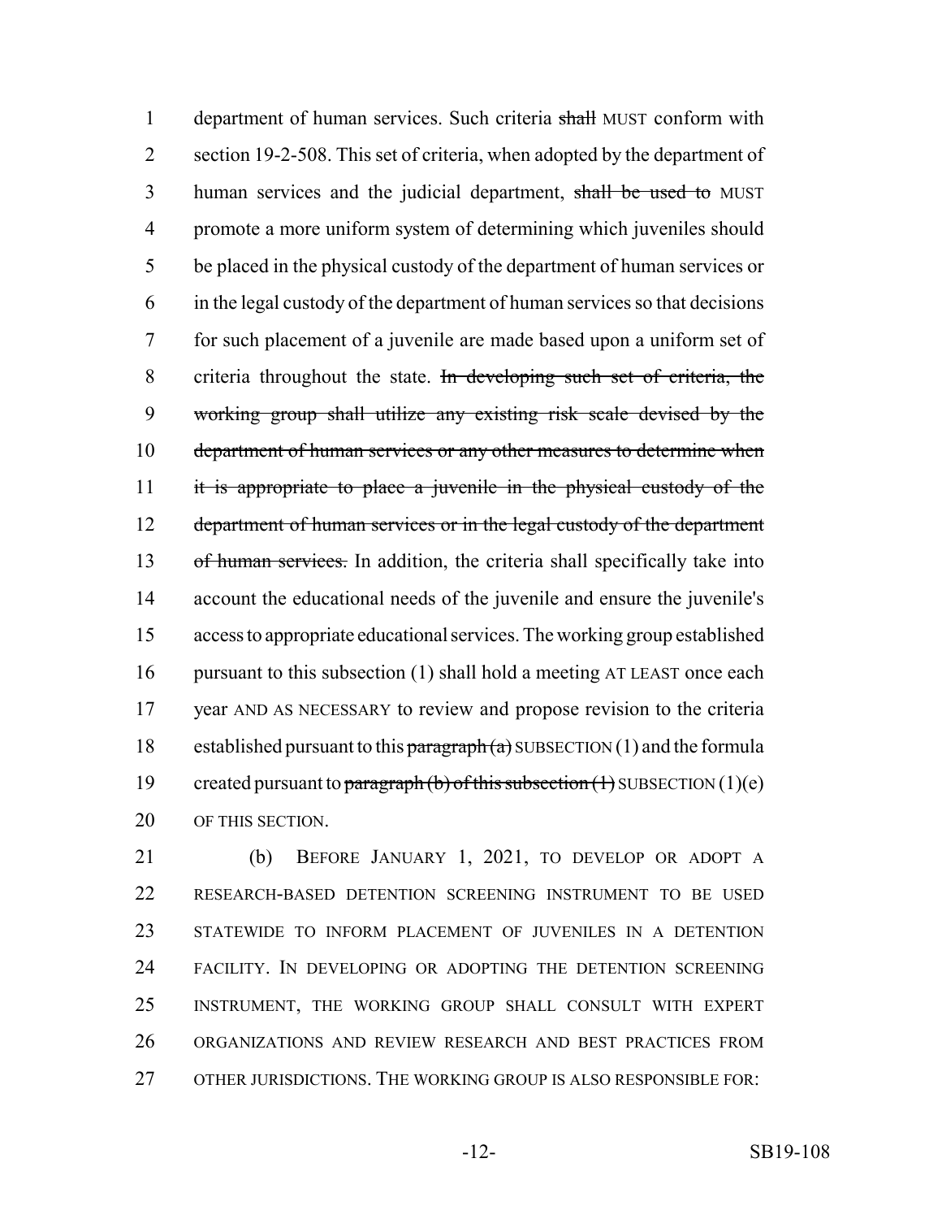department of human services. Such criteria ~~shall~~ MUST conform with section 19-2-508. This set of criteria, when adopted by the department of human services and the judicial department, ~~shall be used to~~ MUST promote a more uniform system of determining which juveniles should be placed in the physical custody of the department of human services or in the legal custody of the department of human services so that decisions for such placement of a juvenile are made based upon a uniform set of criteria throughout the state. ~~In developing such set of criteria, the working group shall utilize any existing risk scale devised by the department of human services or any other measures to determine when it is appropriate to place a juvenile in the physical custody of the department of human services or in the legal custody of the department of human services.~~ In addition, the criteria shall specifically take into account the educational needs of the juvenile and ensure the juvenile's access to appropriate educational services. The working group established pursuant to this subsection (1) shall hold a meeting AT LEAST once each year AND AS NECESSARY to review and propose revision to the criteria established pursuant to this ~~paragraph (a)~~ SUBSECTION (1) and the formula created pursuant to ~~paragraph (b) of this subsection (1)~~ SUBSECTION (1)(e) OF THIS SECTION.

(b) BEFORE JANUARY 1, 2021, TO DEVELOP OR ADOPT A RESEARCH-BASED DETENTION SCREENING INSTRUMENT TO BE USED STATEWIDE TO INFORM PLACEMENT OF JUVENILES IN A DETENTION FACILITY. IN DEVELOPING OR ADOPTING THE DETENTION SCREENING INSTRUMENT, THE WORKING GROUP SHALL CONSULT WITH EXPERT ORGANIZATIONS AND REVIEW RESEARCH AND BEST PRACTICES FROM OTHER JURISDICTIONS. THE WORKING GROUP IS ALSO RESPONSIBLE FOR: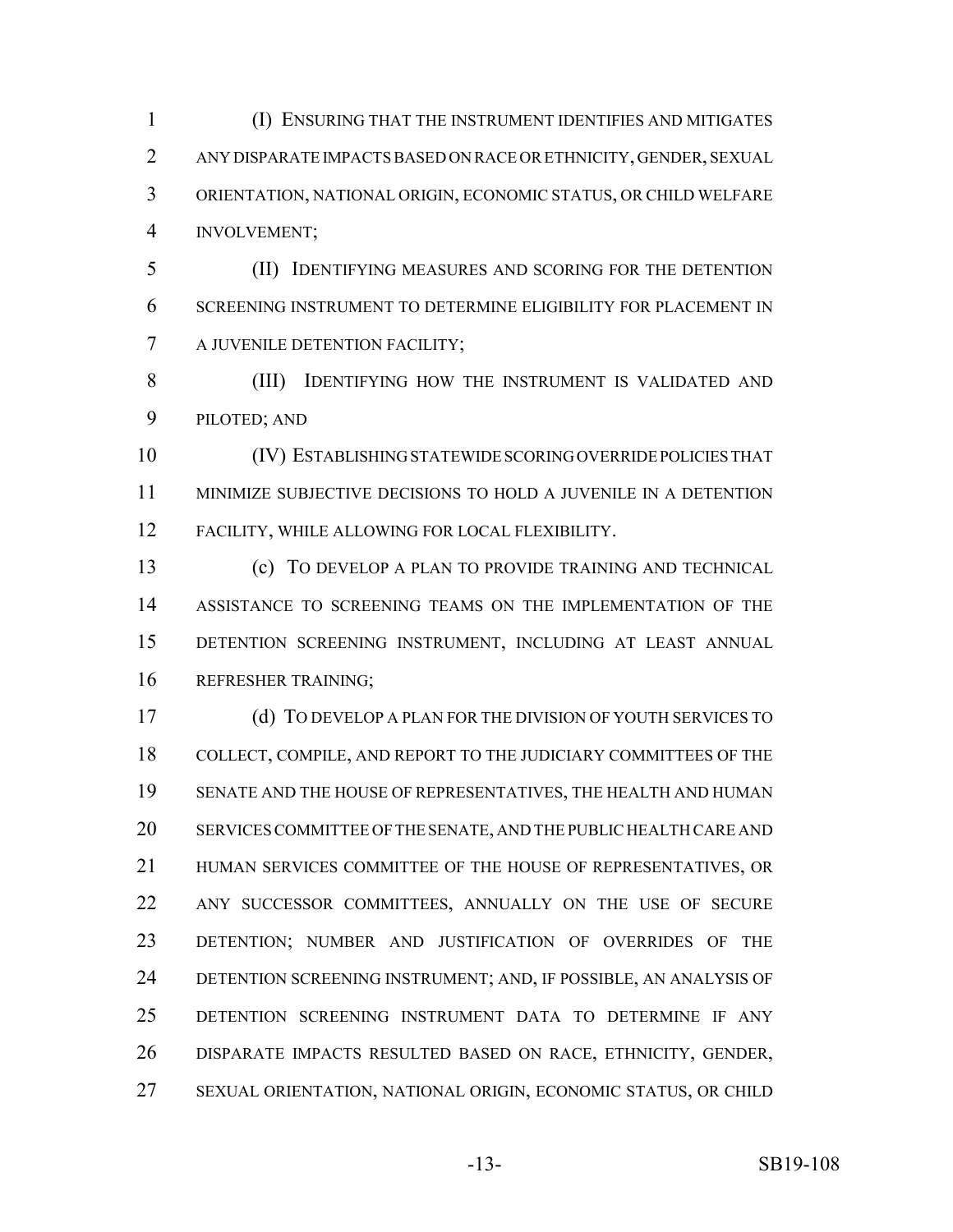(I) ENSURING THAT THE INSTRUMENT IDENTIFIES AND MITIGATES ANY DISPARATE IMPACTS BASED ON RACE OR ETHNICITY, GENDER, SEXUAL ORIENTATION, NATIONAL ORIGIN, ECONOMIC STATUS, OR CHILD WELFARE INVOLVEMENT;

(II) IDENTIFYING MEASURES AND SCORING FOR THE DETENTION SCREENING INSTRUMENT TO DETERMINE ELIGIBILITY FOR PLACEMENT IN A JUVENILE DETENTION FACILITY;

(III) IDENTIFYING HOW THE INSTRUMENT IS VALIDATED AND PILOTED; AND

(IV) ESTABLISHING STATEWIDE SCORING OVERRIDE POLICIES THAT MINIMIZE SUBJECTIVE DECISIONS TO HOLD A JUVENILE IN A DETENTION FACILITY, WHILE ALLOWING FOR LOCAL FLEXIBILITY.

(c) TO DEVELOP A PLAN TO PROVIDE TRAINING AND TECHNICAL ASSISTANCE TO SCREENING TEAMS ON THE IMPLEMENTATION OF THE DETENTION SCREENING INSTRUMENT, INCLUDING AT LEAST ANNUAL REFRESHER TRAINING;

(d) TO DEVELOP A PLAN FOR THE DIVISION OF YOUTH SERVICES TO COLLECT, COMPILE, AND REPORT TO THE JUDICIARY COMMITTEES OF THE SENATE AND THE HOUSE OF REPRESENTATIVES, THE HEALTH AND HUMAN SERVICES COMMITTEE OF THE SENATE, AND THE PUBLIC HEALTH CARE AND HUMAN SERVICES COMMITTEE OF THE HOUSE OF REPRESENTATIVES, OR ANY SUCCESSOR COMMITTEES, ANNUALLY ON THE USE OF SECURE DETENTION; NUMBER AND JUSTIFICATION OF OVERRIDES OF THE DETENTION SCREENING INSTRUMENT; AND, IF POSSIBLE, AN ANALYSIS OF DETENTION SCREENING INSTRUMENT DATA TO DETERMINE IF ANY DISPARATE IMPACTS RESULTED BASED ON RACE, ETHNICITY, GENDER, SEXUAL ORIENTATION, NATIONAL ORIGIN, ECONOMIC STATUS, OR CHILD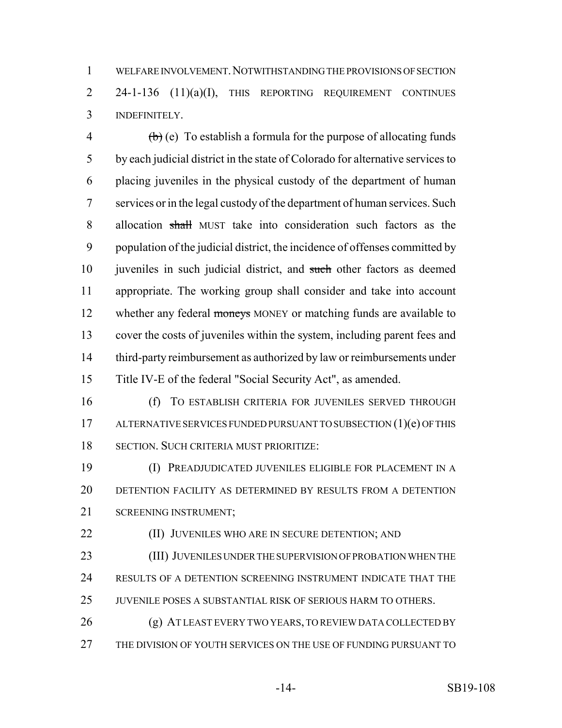WELFARE INVOLVEMENT. NOTWITHSTANDING THE PROVISIONS OF SECTION 24-1-136 (11)(a)(I), THIS REPORTING REQUIREMENT CONTINUES INDEFINITELY.

~~(b)~~ (e) To establish a formula for the purpose of allocating funds by each judicial district in the state of Colorado for alternative services to placing juveniles in the physical custody of the department of human services or in the legal custody of the department of human services. Such allocation ~~shall~~ MUST take into consideration such factors as the population of the judicial district, the incidence of offenses committed by juveniles in such judicial district, and ~~such~~ other factors as deemed appropriate. The working group shall consider and take into account whether any federal ~~moneys~~ MONEY or matching funds are available to cover the costs of juveniles within the system, including parent fees and third-party reimbursement as authorized by law or reimbursements under Title IV-E of the federal "Social Security Act", as amended.

(f) TO ESTABLISH CRITERIA FOR JUVENILES SERVED THROUGH ALTERNATIVE SERVICES FUNDED PURSUANT TO SUBSECTION (1)(e) OF THIS SECTION. SUCH CRITERIA MUST PRIORITIZE:

(I) PREADJUDICATED JUVENILES ELIGIBLE FOR PLACEMENT IN A DETENTION FACILITY AS DETERMINED BY RESULTS FROM A DETENTION SCREENING INSTRUMENT;

(II) JUVENILES WHO ARE IN SECURE DETENTION; AND

(III) JUVENILES UNDER THE SUPERVISION OF PROBATION WHEN THE RESULTS OF A DETENTION SCREENING INSTRUMENT INDICATE THAT THE JUVENILE POSES A SUBSTANTIAL RISK OF SERIOUS HARM TO OTHERS.

(g) AT LEAST EVERY TWO YEARS, TO REVIEW DATA COLLECTED BY THE DIVISION OF YOUTH SERVICES ON THE USE OF FUNDING PURSUANT TO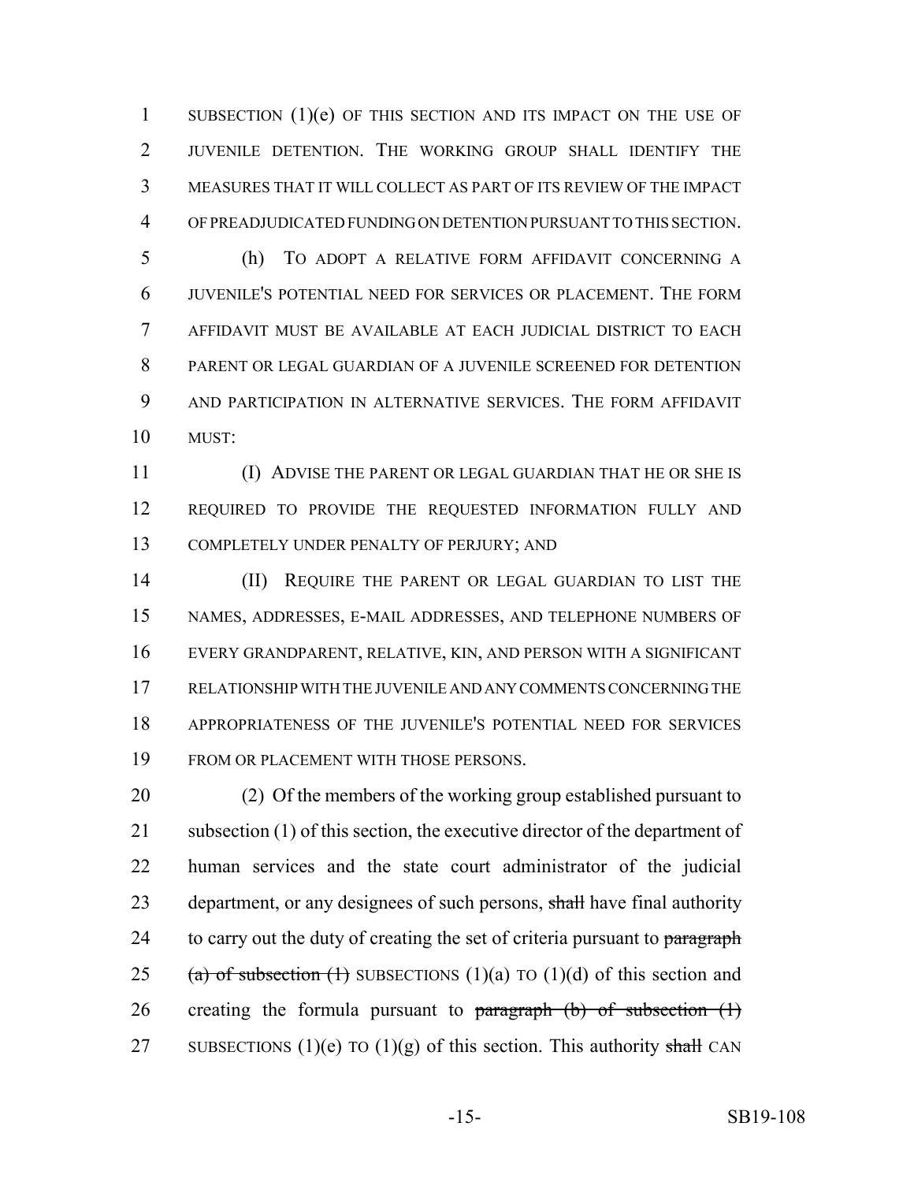SUBSECTION (1)(e) OF THIS SECTION AND ITS IMPACT ON THE USE OF JUVENILE DETENTION. THE WORKING GROUP SHALL IDENTIFY THE MEASURES THAT IT WILL COLLECT AS PART OF ITS REVIEW OF THE IMPACT OF PREADJUDICATED FUNDING ON DETENTION PURSUANT TO THIS SECTION.

(h) TO ADOPT A RELATIVE FORM AFFIDAVIT CONCERNING A JUVENILE'S POTENTIAL NEED FOR SERVICES OR PLACEMENT. THE FORM AFFIDAVIT MUST BE AVAILABLE AT EACH JUDICIAL DISTRICT TO EACH PARENT OR LEGAL GUARDIAN OF A JUVENILE SCREENED FOR DETENTION AND PARTICIPATION IN ALTERNATIVE SERVICES. THE FORM AFFIDAVIT MUST:

(I) ADVISE THE PARENT OR LEGAL GUARDIAN THAT HE OR SHE IS REQUIRED TO PROVIDE THE REQUESTED INFORMATION FULLY AND COMPLETELY UNDER PENALTY OF PERJURY; AND

(II) REQUIRE THE PARENT OR LEGAL GUARDIAN TO LIST THE NAMES, ADDRESSES, E-MAIL ADDRESSES, AND TELEPHONE NUMBERS OF EVERY GRANDPARENT, RELATIVE, KIN, AND PERSON WITH A SIGNIFICANT RELATIONSHIP WITH THE JUVENILE AND ANY COMMENTS CONCERNING THE APPROPRIATENESS OF THE JUVENILE'S POTENTIAL NEED FOR SERVICES FROM OR PLACEMENT WITH THOSE PERSONS.

(2) Of the members of the working group established pursuant to subsection (1) of this section, the executive director of the department of human services and the state court administrator of the judicial department, or any designees of such persons, ~~shall~~ have final authority to carry out the duty of creating the set of criteria pursuant to ~~paragraph (a) of subsection (1)~~ SUBSECTIONS (1)(a) TO (1)(d) of this section and creating the formula pursuant to ~~paragraph (b) of subsection (1)~~ SUBSECTIONS (1)(e) TO (1)(g) of this section. This authority ~~shall~~ CAN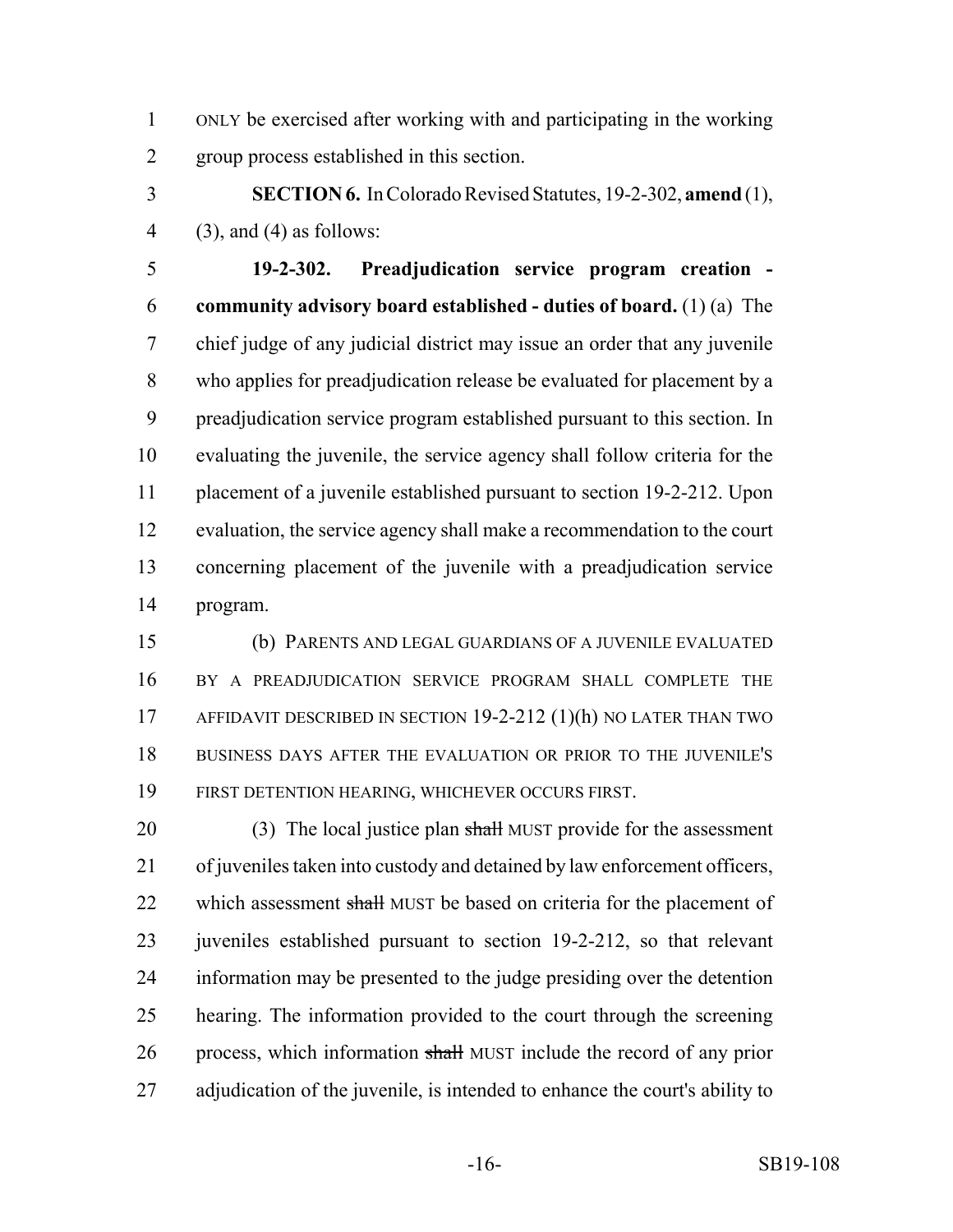ONLY be exercised after working with and participating in the working group process established in this section.

**SECTION 6.** In Colorado Revised Statutes, 19-2-302, **amend** (1), (3), and (4) as follows:

**19-2-302. Preadjudication service program creation - community advisory board established - duties of board.** (1) (a) The chief judge of any judicial district may issue an order that any juvenile who applies for preadjudication release be evaluated for placement by a preadjudication service program established pursuant to this section. In evaluating the juvenile, the service agency shall follow criteria for the placement of a juvenile established pursuant to section 19-2-212. Upon evaluation, the service agency shall make a recommendation to the court concerning placement of the juvenile with a preadjudication service program.

(b) PARENTS AND LEGAL GUARDIANS OF A JUVENILE EVALUATED BY A PREADJUDICATION SERVICE PROGRAM SHALL COMPLETE THE AFFIDAVIT DESCRIBED IN SECTION 19-2-212 (1)(h) NO LATER THAN TWO BUSINESS DAYS AFTER THE EVALUATION OR PRIOR TO THE JUVENILE'S FIRST DETENTION HEARING, WHICHEVER OCCURS FIRST.

(3) The local justice plan ~~shall~~ MUST provide for the assessment of juveniles taken into custody and detained by law enforcement officers, which assessment ~~shall~~ MUST be based on criteria for the placement of juveniles established pursuant to section 19-2-212, so that relevant information may be presented to the judge presiding over the detention hearing. The information provided to the court through the screening process, which information ~~shall~~ MUST include the record of any prior adjudication of the juvenile, is intended to enhance the court's ability to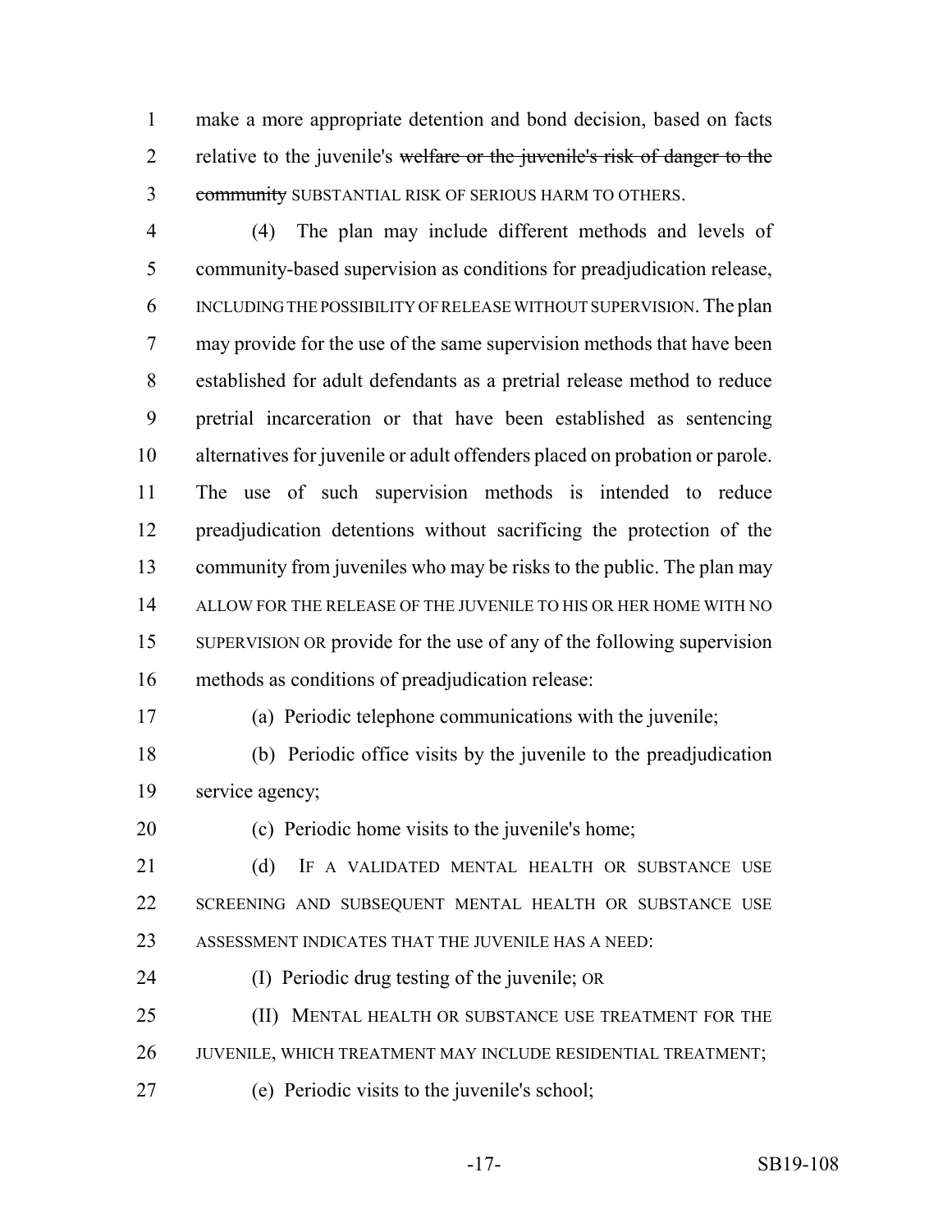make a more appropriate detention and bond decision, based on facts relative to the juvenile's ~~welfare or the juvenile's risk of danger to the community~~ SUBSTANTIAL RISK OF SERIOUS HARM TO OTHERS.

(4) The plan may include different methods and levels of community-based supervision as conditions for preadjudication release, INCLUDING THE POSSIBILITY OF RELEASE WITHOUT SUPERVISION. The plan may provide for the use of the same supervision methods that have been established for adult defendants as a pretrial release method to reduce pretrial incarceration or that have been established as sentencing alternatives for juvenile or adult offenders placed on probation or parole. The use of such supervision methods is intended to reduce preadjudication detentions without sacrificing the protection of the community from juveniles who may be risks to the public. The plan may ALLOW FOR THE RELEASE OF THE JUVENILE TO HIS OR HER HOME WITH NO SUPERVISION OR provide for the use of any of the following supervision methods as conditions of preadjudication release:

(a) Periodic telephone communications with the juvenile;

(b) Periodic office visits by the juvenile to the preadjudication service agency;

(c) Periodic home visits to the juvenile's home;

(d) IF A VALIDATED MENTAL HEALTH OR SUBSTANCE USE SCREENING AND SUBSEQUENT MENTAL HEALTH OR SUBSTANCE USE ASSESSMENT INDICATES THAT THE JUVENILE HAS A NEED:

(I) Periodic drug testing of the juvenile; OR

(II) MENTAL HEALTH OR SUBSTANCE USE TREATMENT FOR THE JUVENILE, WHICH TREATMENT MAY INCLUDE RESIDENTIAL TREATMENT;

(e) Periodic visits to the juvenile's school;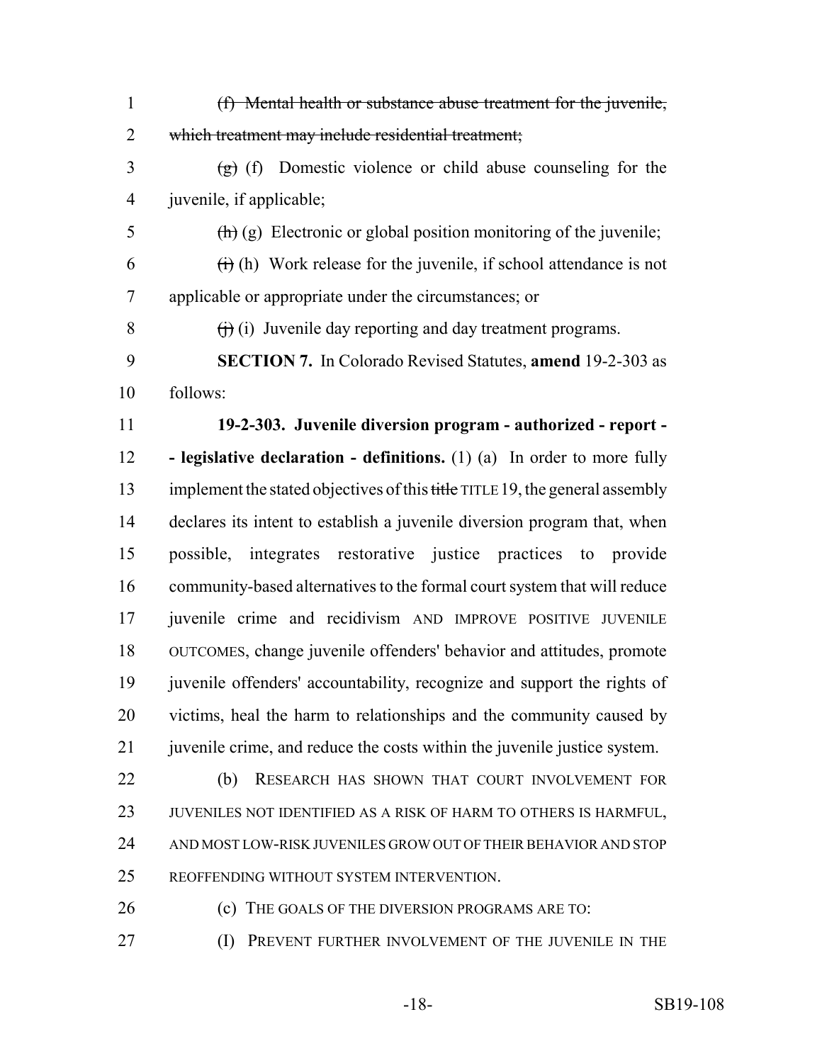~~(f) Mental health or substance abuse treatment for the juvenile, which treatment may include residential treatment;~~

~~(g)~~ (f) Domestic violence or child abuse counseling for the juvenile, if applicable;

~~(h)~~ (g) Electronic or global position monitoring of the juvenile;

~~(i)~~ (h) Work release for the juvenile, if school attendance is not applicable or appropriate under the circumstances; or

~~(j)~~ (i) Juvenile day reporting and day treatment programs.

**SECTION 7.** In Colorado Revised Statutes, **amend** 19-2-303 as follows:

**19-2-303. Juvenile diversion program - authorized - report - - legislative declaration - definitions.** (1) (a) In order to more fully implement the stated objectives of this ~~title~~ TITLE 19, the general assembly declares its intent to establish a juvenile diversion program that, when possible, integrates restorative justice practices to provide community-based alternatives to the formal court system that will reduce juvenile crime and recidivism AND IMPROVE POSITIVE JUVENILE OUTCOMES, change juvenile offenders' behavior and attitudes, promote juvenile offenders' accountability, recognize and support the rights of victims, heal the harm to relationships and the community caused by juvenile crime, and reduce the costs within the juvenile justice system.

(b) RESEARCH HAS SHOWN THAT COURT INVOLVEMENT FOR JUVENILES NOT IDENTIFIED AS A RISK OF HARM TO OTHERS IS HARMFUL, AND MOST LOW-RISK JUVENILES GROW OUT OF THEIR BEHAVIOR AND STOP REOFFENDING WITHOUT SYSTEM INTERVENTION.

(c) THE GOALS OF THE DIVERSION PROGRAMS ARE TO:

(I) PREVENT FURTHER INVOLVEMENT OF THE JUVENILE IN THE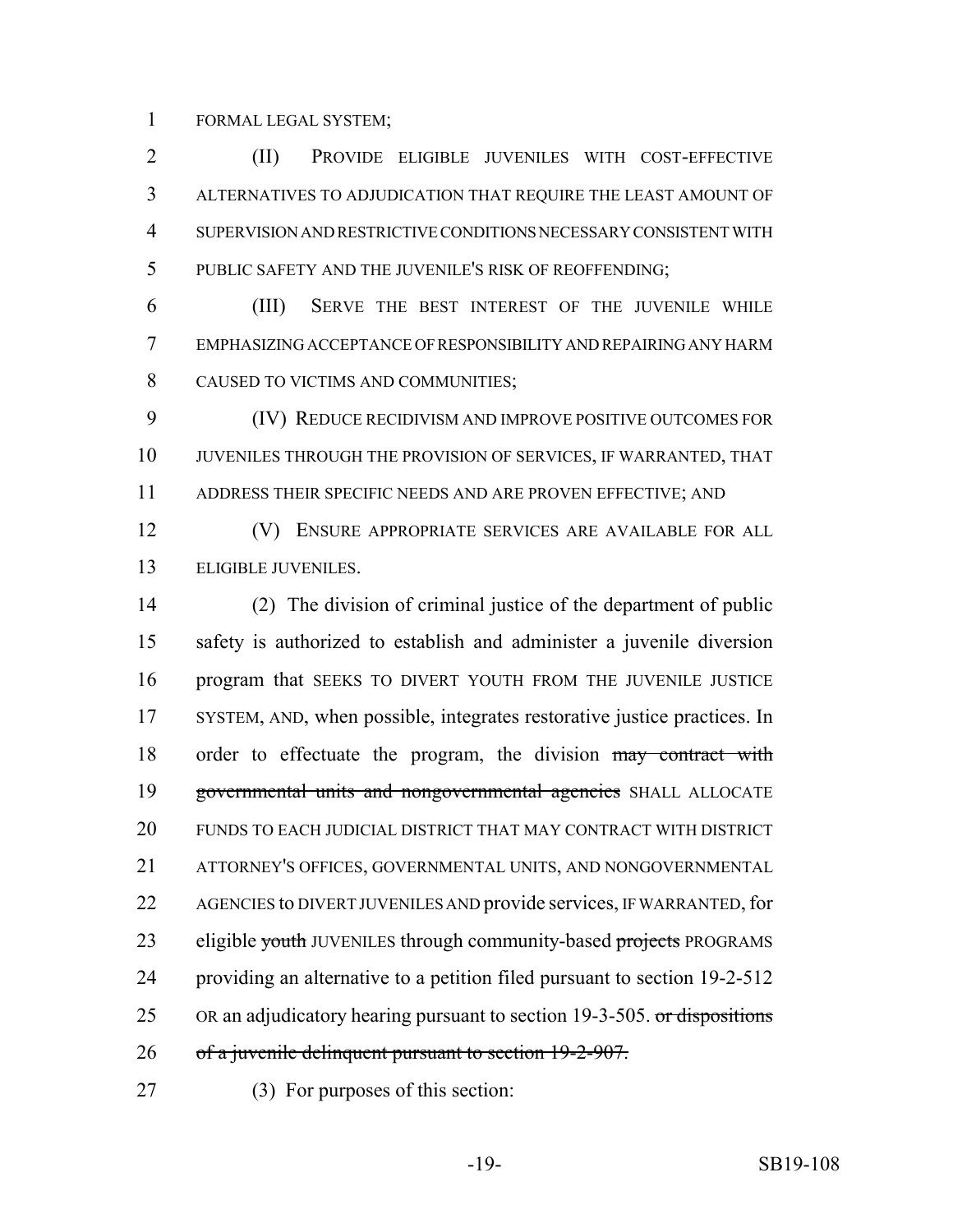FORMAL LEGAL SYSTEM;

(II) PROVIDE ELIGIBLE JUVENILES WITH COST-EFFECTIVE ALTERNATIVES TO ADJUDICATION THAT REQUIRE THE LEAST AMOUNT OF SUPERVISION AND RESTRICTIVE CONDITIONS NECESSARY CONSISTENT WITH PUBLIC SAFETY AND THE JUVENILE'S RISK OF REOFFENDING;

(III) SERVE THE BEST INTEREST OF THE JUVENILE WHILE EMPHASIZING ACCEPTANCE OF RESPONSIBILITY AND REPAIRING ANY HARM CAUSED TO VICTIMS AND COMMUNITIES;

(IV) REDUCE RECIDIVISM AND IMPROVE POSITIVE OUTCOMES FOR JUVENILES THROUGH THE PROVISION OF SERVICES, IF WARRANTED, THAT ADDRESS THEIR SPECIFIC NEEDS AND ARE PROVEN EFFECTIVE; AND

(V) ENSURE APPROPRIATE SERVICES ARE AVAILABLE FOR ALL ELIGIBLE JUVENILES.

(2) The division of criminal justice of the department of public safety is authorized to establish and administer a juvenile diversion program that SEEKS TO DIVERT YOUTH FROM THE JUVENILE JUSTICE SYSTEM, AND, when possible, integrates restorative justice practices. In order to effectuate the program, the division ~~may contract with governmental units and nongovernmental agencies~~ SHALL ALLOCATE FUNDS TO EACH JUDICIAL DISTRICT THAT MAY CONTRACT WITH DISTRICT ATTORNEY'S OFFICES, GOVERNMENTAL UNITS, AND NONGOVERNMENTAL AGENCIES to DIVERT JUVENILES AND provide services, IF WARRANTED, for eligible ~~youth~~ JUVENILES through community-based ~~projects~~ PROGRAMS providing an alternative to a petition filed pursuant to section 19-2-512 OR an adjudicatory hearing pursuant to section 19-3-505. ~~or dispositions of a juvenile delinquent pursuant to section 19-2-907.~~

(3) For purposes of this section: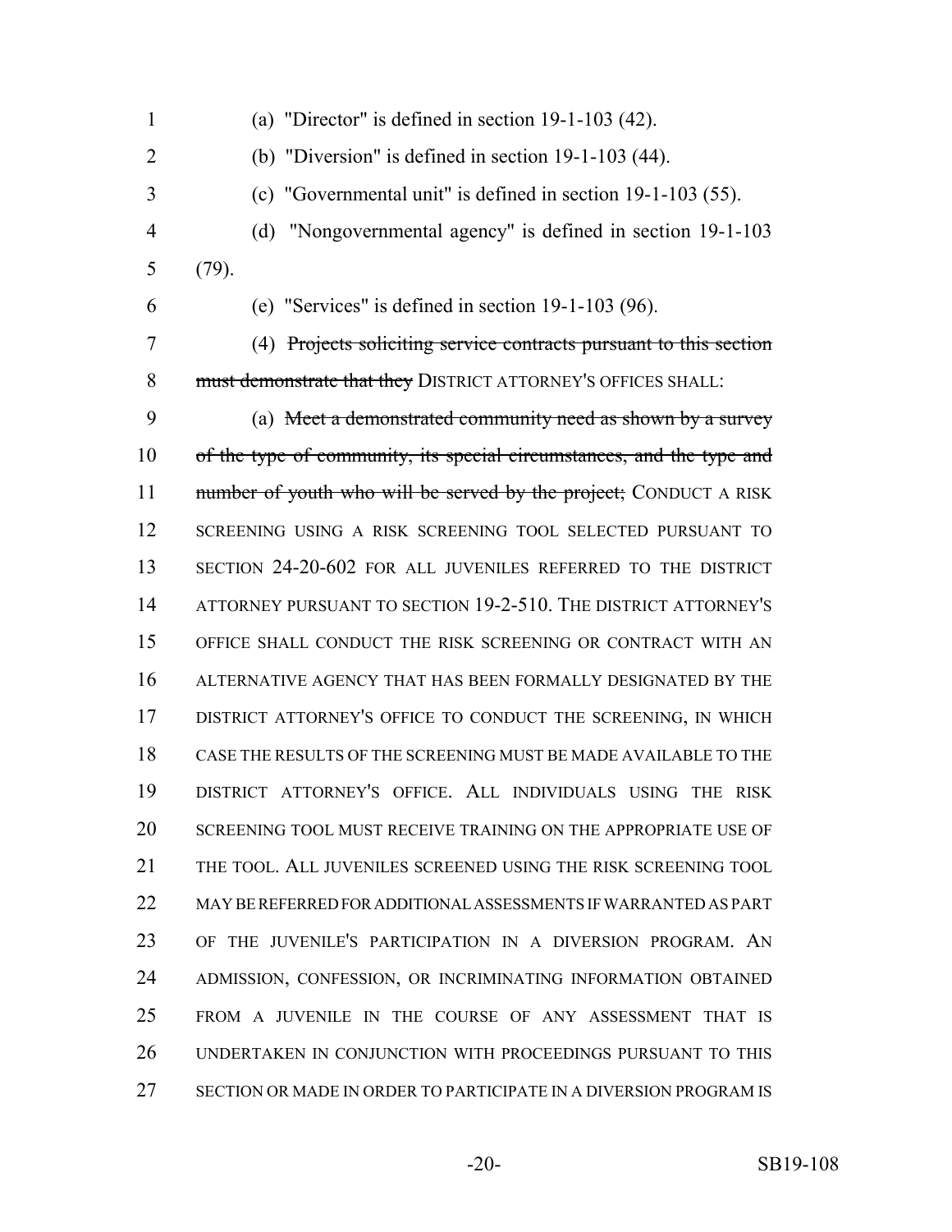(a) "Director" is defined in section 19-1-103 (42).

(b) "Diversion" is defined in section 19-1-103 (44).

(c) "Governmental unit" is defined in section 19-1-103 (55).

(d) "Nongovernmental agency" is defined in section 19-1-103 (79).

(e) "Services" is defined in section 19-1-103 (96).

(4) ~~Projects soliciting service contracts pursuant to this section must demonstrate that they~~ DISTRICT ATTORNEY'S OFFICES SHALL:

(a) ~~Meet a demonstrated community need as shown by a survey of the type of community, its special circumstances, and the type and number of youth who will be served by the project;~~ CONDUCT A RISK SCREENING USING A RISK SCREENING TOOL SELECTED PURSUANT TO SECTION 24-20-602 FOR ALL JUVENILES REFERRED TO THE DISTRICT ATTORNEY PURSUANT TO SECTION 19-2-510. THE DISTRICT ATTORNEY'S OFFICE SHALL CONDUCT THE RISK SCREENING OR CONTRACT WITH AN ALTERNATIVE AGENCY THAT HAS BEEN FORMALLY DESIGNATED BY THE DISTRICT ATTORNEY'S OFFICE TO CONDUCT THE SCREENING, IN WHICH CASE THE RESULTS OF THE SCREENING MUST BE MADE AVAILABLE TO THE DISTRICT ATTORNEY'S OFFICE. ALL INDIVIDUALS USING THE RISK SCREENING TOOL MUST RECEIVE TRAINING ON THE APPROPRIATE USE OF THE TOOL. ALL JUVENILES SCREENED USING THE RISK SCREENING TOOL MAY BE REFERRED FOR ADDITIONAL ASSESSMENTS IF WARRANTED AS PART OF THE JUVENILE'S PARTICIPATION IN A DIVERSION PROGRAM. AN ADMISSION, CONFESSION, OR INCRIMINATING INFORMATION OBTAINED FROM A JUVENILE IN THE COURSE OF ANY ASSESSMENT THAT IS UNDERTAKEN IN CONJUNCTION WITH PROCEEDINGS PURSUANT TO THIS SECTION OR MADE IN ORDER TO PARTICIPATE IN A DIVERSION PROGRAM IS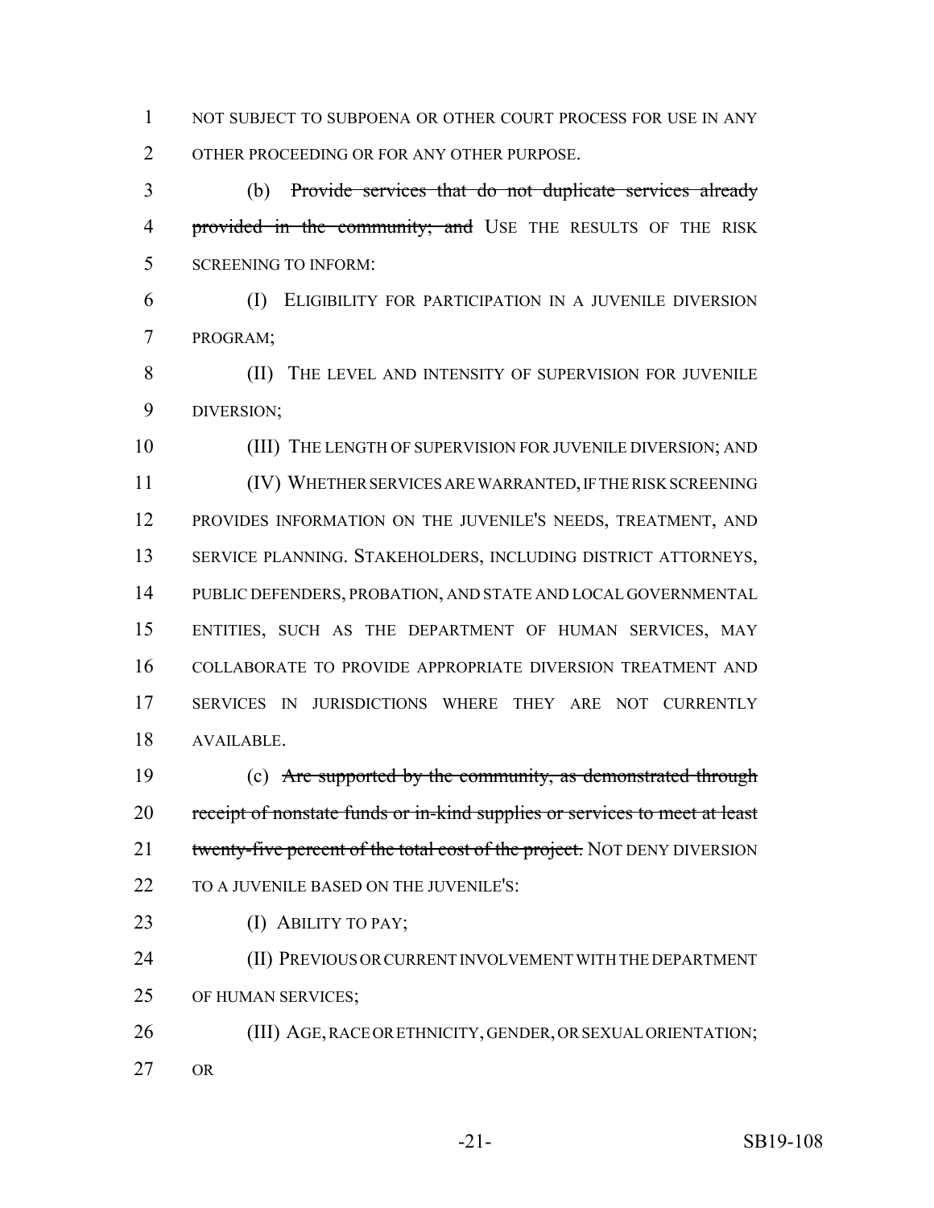NOT SUBJECT TO SUBPOENA OR OTHER COURT PROCESS FOR USE IN ANY OTHER PROCEEDING OR FOR ANY OTHER PURPOSE.

(b) ~~Provide services that do not duplicate services already provided in the community; and~~ USE THE RESULTS OF THE RISK SCREENING TO INFORM:

(I) ELIGIBILITY FOR PARTICIPATION IN A JUVENILE DIVERSION PROGRAM;

(II) THE LEVEL AND INTENSITY OF SUPERVISION FOR JUVENILE DIVERSION;

(III) THE LENGTH OF SUPERVISION FOR JUVENILE DIVERSION; AND

(IV) WHETHER SERVICES ARE WARRANTED, IF THE RISK SCREENING PROVIDES INFORMATION ON THE JUVENILE'S NEEDS, TREATMENT, AND SERVICE PLANNING. STAKEHOLDERS, INCLUDING DISTRICT ATTORNEYS, PUBLIC DEFENDERS, PROBATION, AND STATE AND LOCAL GOVERNMENTAL ENTITIES, SUCH AS THE DEPARTMENT OF HUMAN SERVICES, MAY COLLABORATE TO PROVIDE APPROPRIATE DIVERSION TREATMENT AND SERVICES IN JURISDICTIONS WHERE THEY ARE NOT CURRENTLY AVAILABLE.

(c) ~~Are supported by the community, as demonstrated through receipt of nonstate funds or in-kind supplies or services to meet at least twenty-five percent of the total cost of the project.~~ NOT DENY DIVERSION TO A JUVENILE BASED ON THE JUVENILE'S:

(I) ABILITY TO PAY;

(II) PREVIOUS OR CURRENT INVOLVEMENT WITH THE DEPARTMENT OF HUMAN SERVICES;

(III) AGE, RACE OR ETHNICITY, GENDER, OR SEXUAL ORIENTATION; OR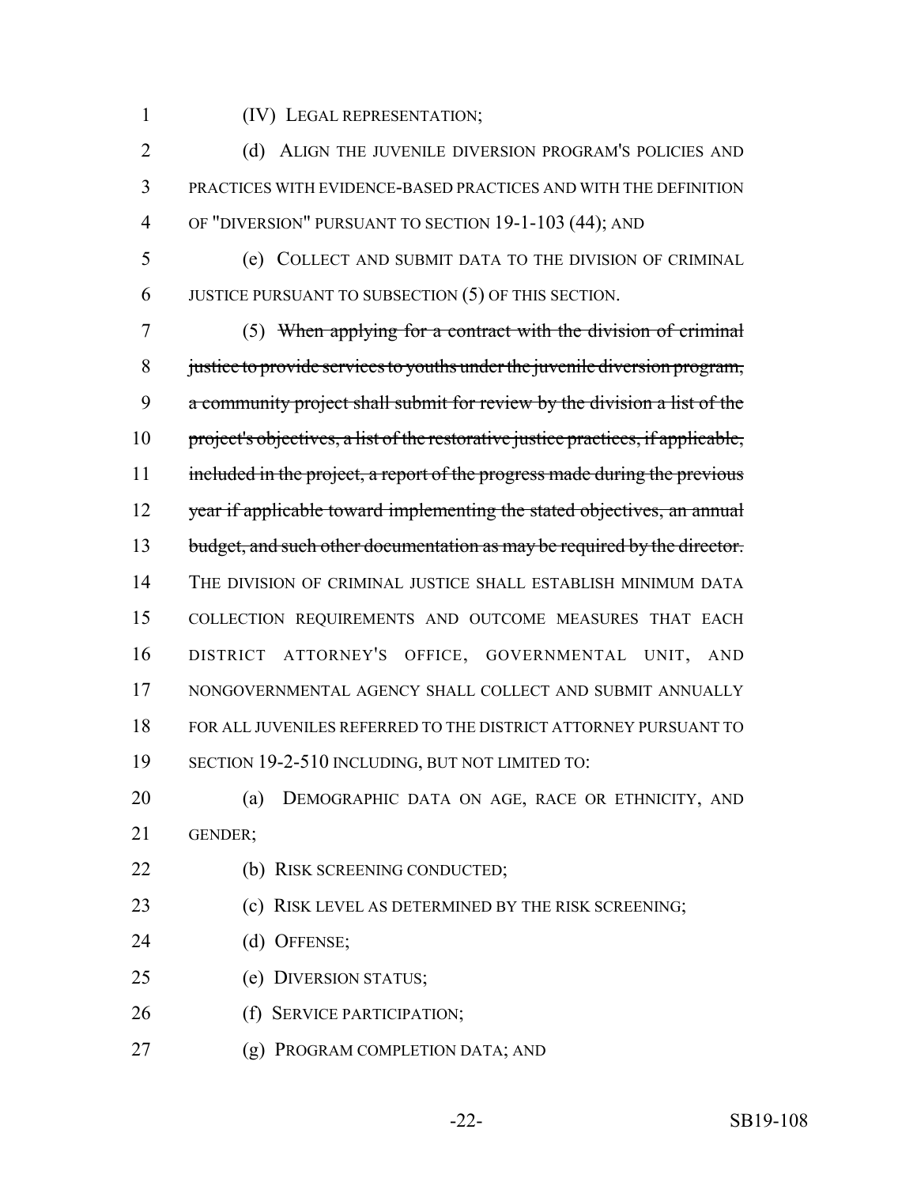(IV) LEGAL REPRESENTATION;

(d) ALIGN THE JUVENILE DIVERSION PROGRAM'S POLICIES AND PRACTICES WITH EVIDENCE-BASED PRACTICES AND WITH THE DEFINITION OF "DIVERSION" PURSUANT TO SECTION 19-1-103 (44); AND

(e) COLLECT AND SUBMIT DATA TO THE DIVISION OF CRIMINAL JUSTICE PURSUANT TO SUBSECTION (5) OF THIS SECTION.

(5) ~~When applying for a contract with the division of criminal justice to provide services to youths under the juvenile diversion program, a community project shall submit for review by the division a list of the project's objectives, a list of the restorative justice practices, if applicable, included in the project, a report of the progress made during the previous year if applicable toward implementing the stated objectives, an annual budget, and such other documentation as may be required by the director.~~ THE DIVISION OF CRIMINAL JUSTICE SHALL ESTABLISH MINIMUM DATA COLLECTION REQUIREMENTS AND OUTCOME MEASURES THAT EACH DISTRICT ATTORNEY'S OFFICE, GOVERNMENTAL UNIT, AND NONGOVERNMENTAL AGENCY SHALL COLLECT AND SUBMIT ANNUALLY FOR ALL JUVENILES REFERRED TO THE DISTRICT ATTORNEY PURSUANT TO SECTION 19-2-510 INCLUDING, BUT NOT LIMITED TO:

(a) DEMOGRAPHIC DATA ON AGE, RACE OR ETHNICITY, AND GENDER;

(b) RISK SCREENING CONDUCTED;

(c) RISK LEVEL AS DETERMINED BY THE RISK SCREENING;

(d) OFFENSE;

(e) DIVERSION STATUS;

(f) SERVICE PARTICIPATION;

(g) PROGRAM COMPLETION DATA; AND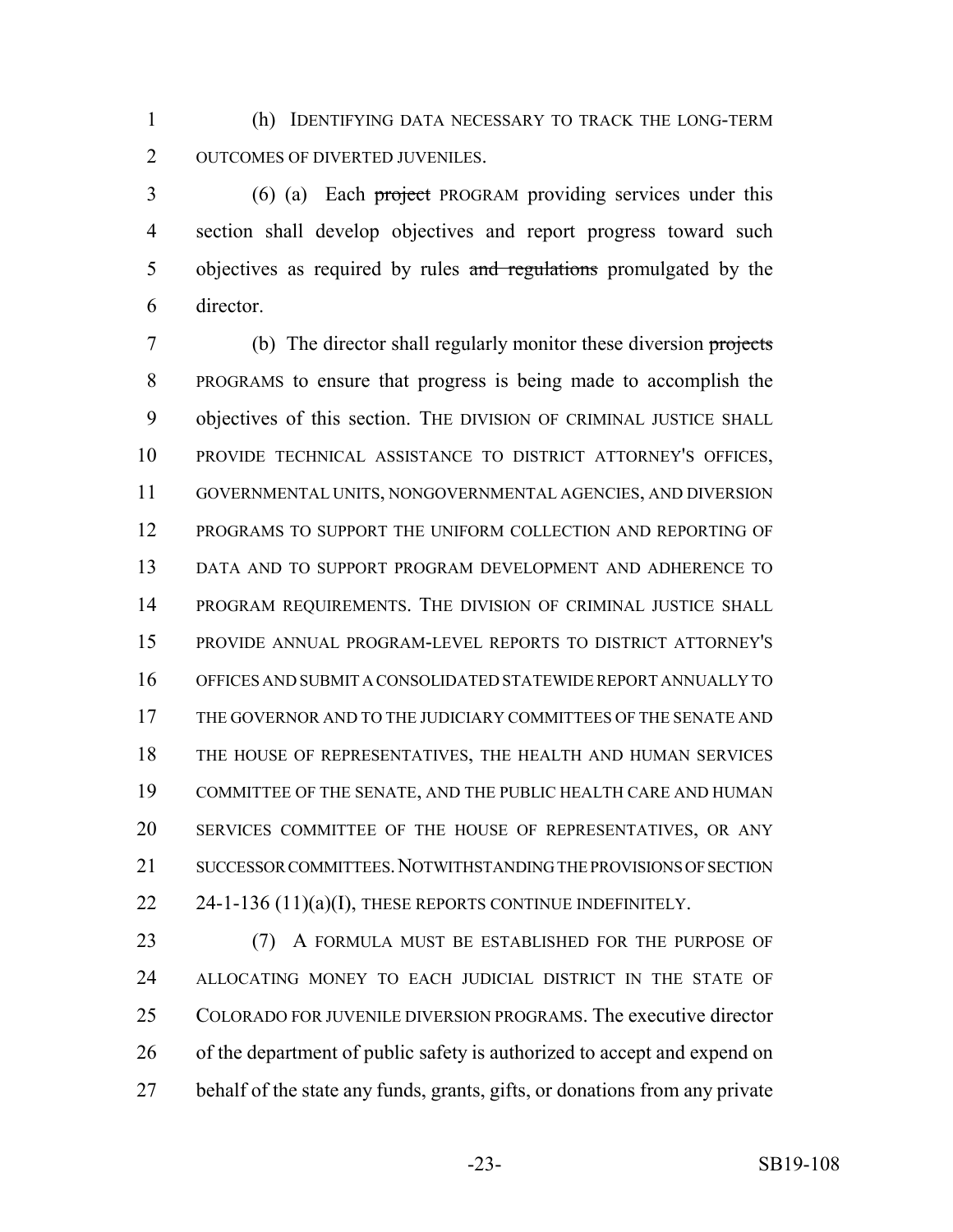(h) IDENTIFYING DATA NECESSARY TO TRACK THE LONG-TERM OUTCOMES OF DIVERTED JUVENILES.

(6) (a) Each ~~project~~ PROGRAM providing services under this section shall develop objectives and report progress toward such objectives as required by rules ~~and regulations~~ promulgated by the director.

(b) The director shall regularly monitor these diversion ~~projects~~ PROGRAMS to ensure that progress is being made to accomplish the objectives of this section. THE DIVISION OF CRIMINAL JUSTICE SHALL PROVIDE TECHNICAL ASSISTANCE TO DISTRICT ATTORNEY'S OFFICES, GOVERNMENTAL UNITS, NONGOVERNMENTAL AGENCIES, AND DIVERSION PROGRAMS TO SUPPORT THE UNIFORM COLLECTION AND REPORTING OF DATA AND TO SUPPORT PROGRAM DEVELOPMENT AND ADHERENCE TO PROGRAM REQUIREMENTS. THE DIVISION OF CRIMINAL JUSTICE SHALL PROVIDE ANNUAL PROGRAM-LEVEL REPORTS TO DISTRICT ATTORNEY'S OFFICES AND SUBMIT A CONSOLIDATED STATEWIDE REPORT ANNUALLY TO THE GOVERNOR AND TO THE JUDICIARY COMMITTEES OF THE SENATE AND THE HOUSE OF REPRESENTATIVES, THE HEALTH AND HUMAN SERVICES COMMITTEE OF THE SENATE, AND THE PUBLIC HEALTH CARE AND HUMAN SERVICES COMMITTEE OF THE HOUSE OF REPRESENTATIVES, OR ANY SUCCESSOR COMMITTEES. NOTWITHSTANDING THE PROVISIONS OF SECTION 24-1-136 (11)(a)(I), THESE REPORTS CONTINUE INDEFINITELY.

(7) A FORMULA MUST BE ESTABLISHED FOR THE PURPOSE OF ALLOCATING MONEY TO EACH JUDICIAL DISTRICT IN THE STATE OF COLORADO FOR JUVENILE DIVERSION PROGRAMS. The executive director of the department of public safety is authorized to accept and expend on behalf of the state any funds, grants, gifts, or donations from any private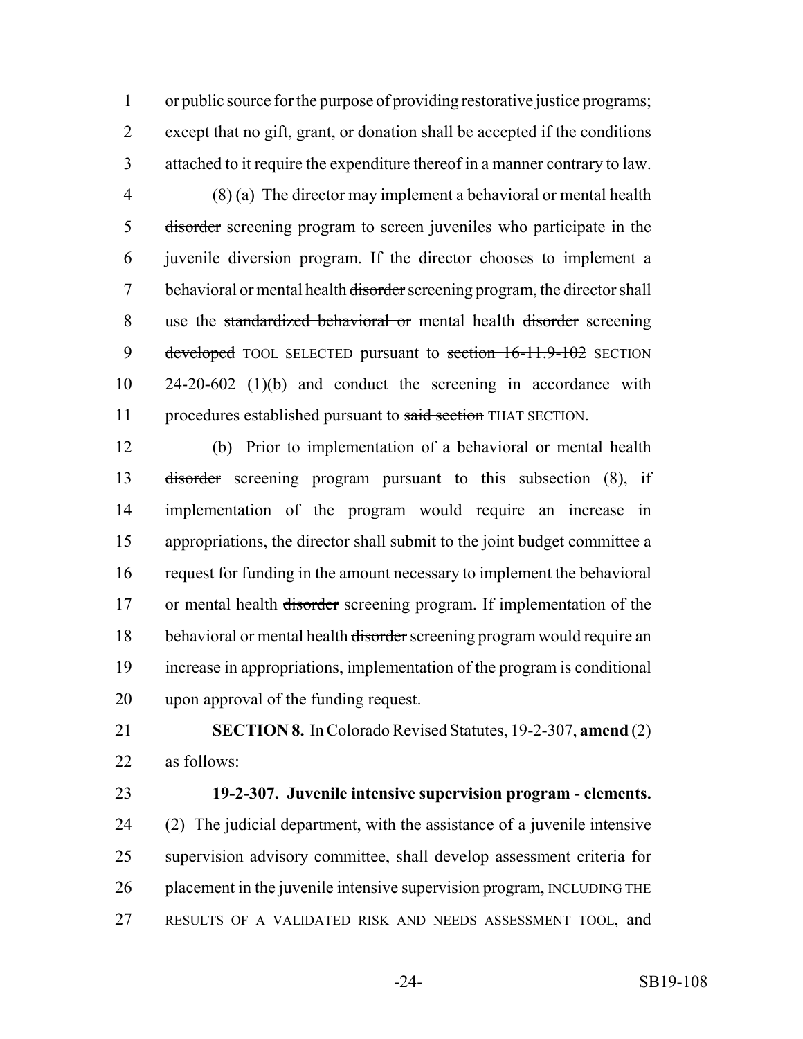or public source for the purpose of providing restorative justice programs; except that no gift, grant, or donation shall be accepted if the conditions attached to it require the expenditure thereof in a manner contrary to law.

(8) (a) The director may implement a behavioral or mental health ~~disorder~~ screening program to screen juveniles who participate in the juvenile diversion program. If the director chooses to implement a behavioral or mental health ~~disorder~~ screening program, the director shall use the ~~standardized behavioral or~~ mental health ~~disorder~~ screening ~~developed~~ TOOL SELECTED pursuant to ~~section 16-11.9-102~~ SECTION 24-20-602 (1)(b) and conduct the screening in accordance with procedures established pursuant to ~~said section~~ THAT SECTION.

(b) Prior to implementation of a behavioral or mental health ~~disorder~~ screening program pursuant to this subsection (8), if implementation of the program would require an increase in appropriations, the director shall submit to the joint budget committee a request for funding in the amount necessary to implement the behavioral or mental health ~~disorder~~ screening program. If implementation of the behavioral or mental health ~~disorder~~ screening program would require an increase in appropriations, implementation of the program is conditional upon approval of the funding request.

**SECTION 8.** In Colorado Revised Statutes, 19-2-307, **amend** (2) as follows:

**19-2-307. Juvenile intensive supervision program - elements.** (2) The judicial department, with the assistance of a juvenile intensive supervision advisory committee, shall develop assessment criteria for placement in the juvenile intensive supervision program, INCLUDING THE RESULTS OF A VALIDATED RISK AND NEEDS ASSESSMENT TOOL, and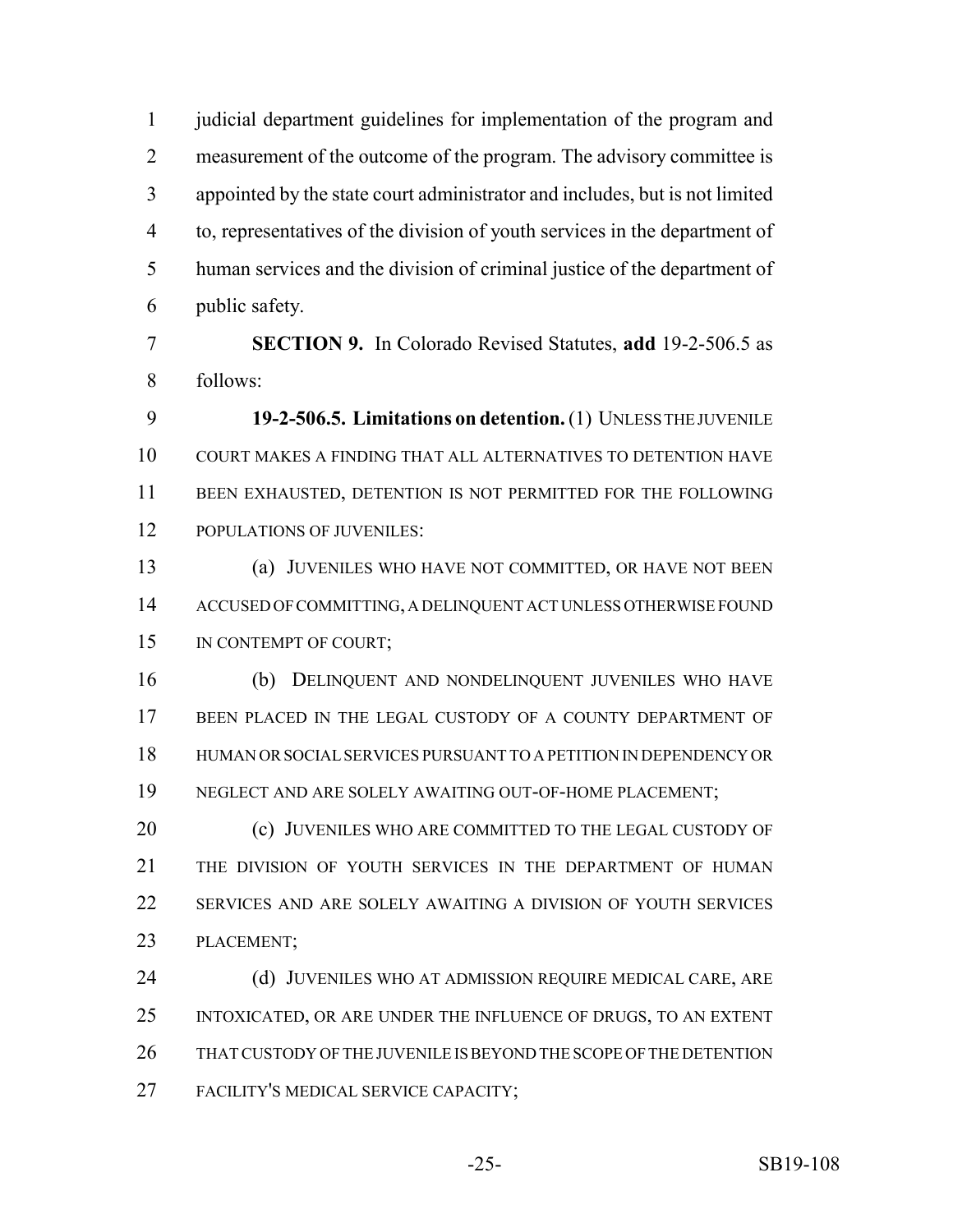judicial department guidelines for implementation of the program and measurement of the outcome of the program. The advisory committee is appointed by the state court administrator and includes, but is not limited to, representatives of the division of youth services in the department of human services and the division of criminal justice of the department of public safety.

**SECTION 9.** In Colorado Revised Statutes, **add** 19-2-506.5 as follows:

**19-2-506.5. Limitations on detention.** (1) UNLESS THE JUVENILE COURT MAKES A FINDING THAT ALL ALTERNATIVES TO DETENTION HAVE BEEN EXHAUSTED, DETENTION IS NOT PERMITTED FOR THE FOLLOWING POPULATIONS OF JUVENILES:

(a) JUVENILES WHO HAVE NOT COMMITTED, OR HAVE NOT BEEN ACCUSED OF COMMITTING, A DELINQUENT ACT UNLESS OTHERWISE FOUND IN CONTEMPT OF COURT;

(b) DELINQUENT AND NONDELINQUENT JUVENILES WHO HAVE BEEN PLACED IN THE LEGAL CUSTODY OF A COUNTY DEPARTMENT OF HUMAN OR SOCIAL SERVICES PURSUANT TO A PETITION IN DEPENDENCY OR NEGLECT AND ARE SOLELY AWAITING OUT-OF-HOME PLACEMENT;

(c) JUVENILES WHO ARE COMMITTED TO THE LEGAL CUSTODY OF THE DIVISION OF YOUTH SERVICES IN THE DEPARTMENT OF HUMAN SERVICES AND ARE SOLELY AWAITING A DIVISION OF YOUTH SERVICES PLACEMENT;

(d) JUVENILES WHO AT ADMISSION REQUIRE MEDICAL CARE, ARE INTOXICATED, OR ARE UNDER THE INFLUENCE OF DRUGS, TO AN EXTENT THAT CUSTODY OF THE JUVENILE IS BEYOND THE SCOPE OF THE DETENTION FACILITY'S MEDICAL SERVICE CAPACITY;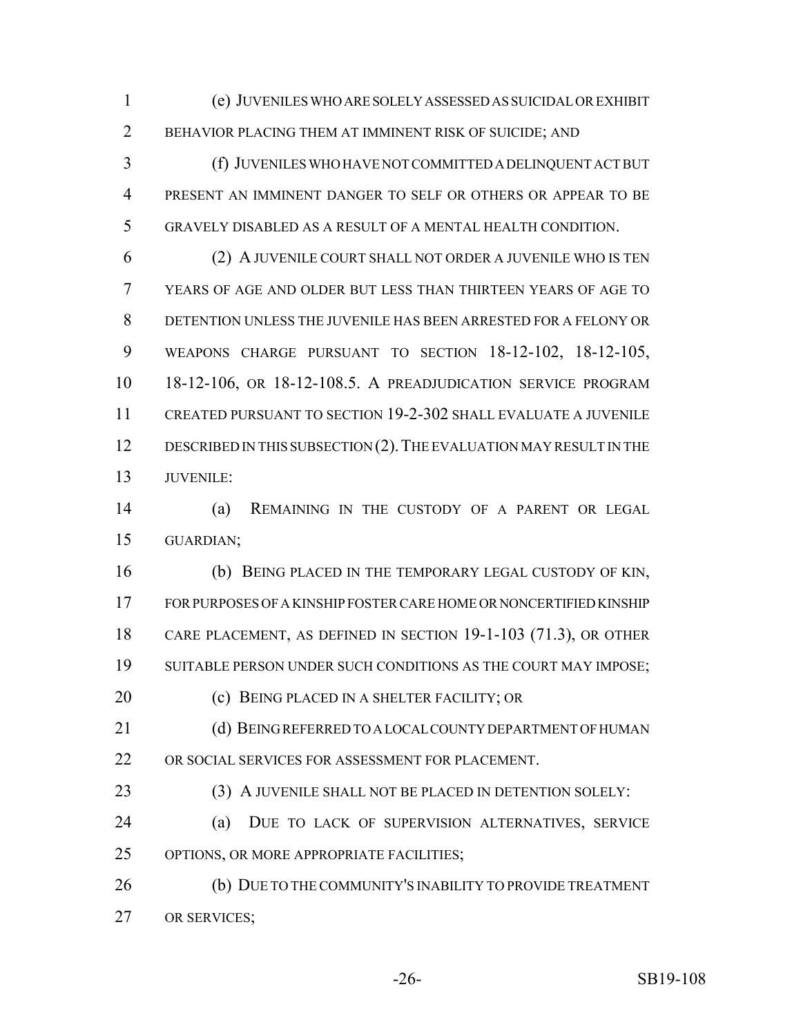(e) JUVENILES WHO ARE SOLELY ASSESSED AS SUICIDAL OR EXHIBIT BEHAVIOR PLACING THEM AT IMMINENT RISK OF SUICIDE; AND

(f) JUVENILES WHO HAVE NOT COMMITTED A DELINQUENT ACT BUT PRESENT AN IMMINENT DANGER TO SELF OR OTHERS OR APPEAR TO BE GRAVELY DISABLED AS A RESULT OF A MENTAL HEALTH CONDITION.

(2) A JUVENILE COURT SHALL NOT ORDER A JUVENILE WHO IS TEN YEARS OF AGE AND OLDER BUT LESS THAN THIRTEEN YEARS OF AGE TO DETENTION UNLESS THE JUVENILE HAS BEEN ARRESTED FOR A FELONY OR WEAPONS CHARGE PURSUANT TO SECTION 18-12-102, 18-12-105, 18-12-106, OR 18-12-108.5. A PREADJUDICATION SERVICE PROGRAM CREATED PURSUANT TO SECTION 19-2-302 SHALL EVALUATE A JUVENILE DESCRIBED IN THIS SUBSECTION (2). THE EVALUATION MAY RESULT IN THE JUVENILE:

(a) REMAINING IN THE CUSTODY OF A PARENT OR LEGAL GUARDIAN;

(b) BEING PLACED IN THE TEMPORARY LEGAL CUSTODY OF KIN, FOR PURPOSES OF A KINSHIP FOSTER CARE HOME OR NONCERTIFIED KINSHIP CARE PLACEMENT, AS DEFINED IN SECTION 19-1-103 (71.3), OR OTHER SUITABLE PERSON UNDER SUCH CONDITIONS AS THE COURT MAY IMPOSE;

(c) BEING PLACED IN A SHELTER FACILITY; OR

(d) BEING REFERRED TO A LOCAL COUNTY DEPARTMENT OF HUMAN OR SOCIAL SERVICES FOR ASSESSMENT FOR PLACEMENT.

(3) A JUVENILE SHALL NOT BE PLACED IN DETENTION SOLELY:

(a) DUE TO LACK OF SUPERVISION ALTERNATIVES, SERVICE OPTIONS, OR MORE APPROPRIATE FACILITIES;

(b) DUE TO THE COMMUNITY'S INABILITY TO PROVIDE TREATMENT OR SERVICES;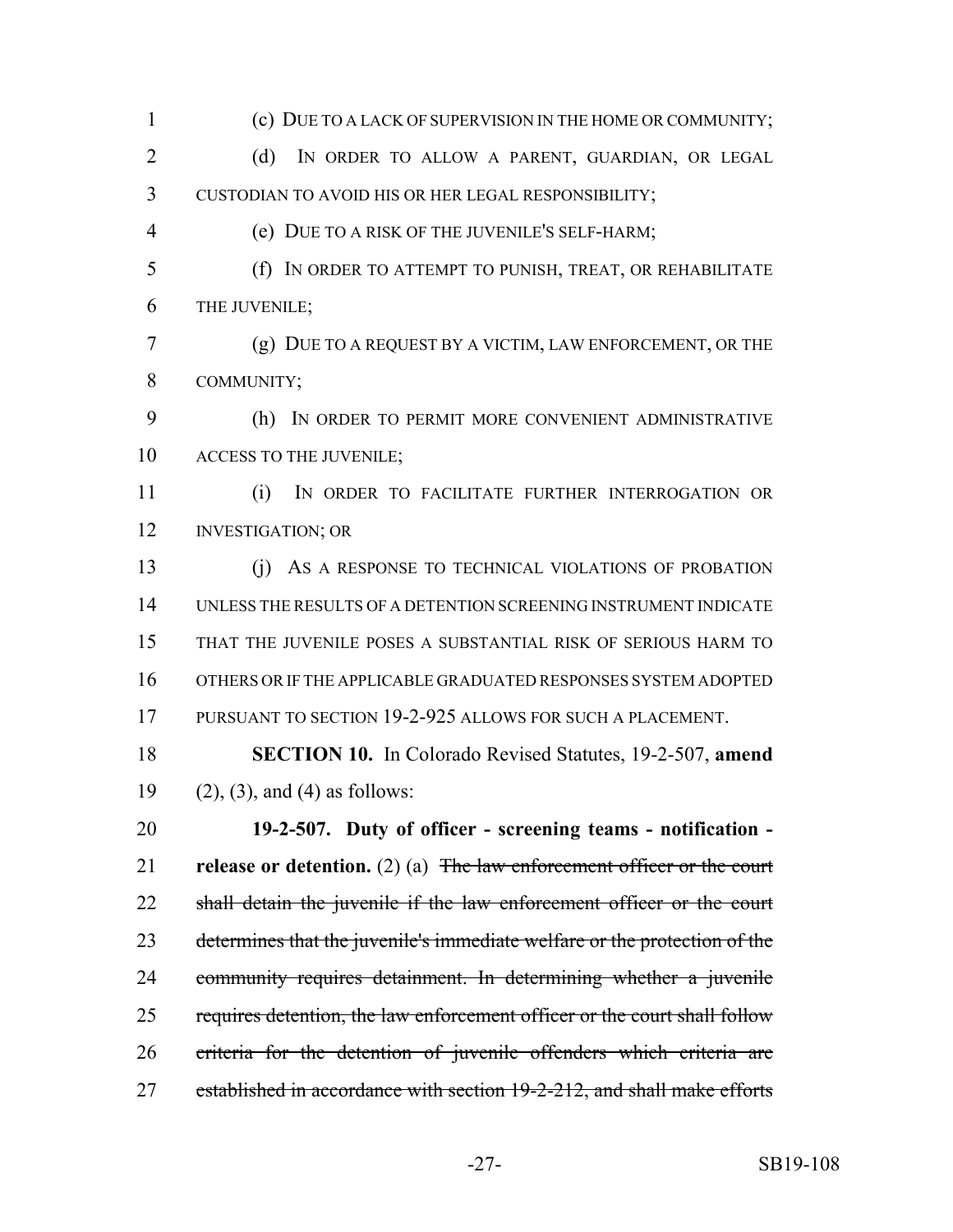(c) DUE TO A LACK OF SUPERVISION IN THE HOME OR COMMUNITY;

(d) IN ORDER TO ALLOW A PARENT, GUARDIAN, OR LEGAL CUSTODIAN TO AVOID HIS OR HER LEGAL RESPONSIBILITY;

(e) DUE TO A RISK OF THE JUVENILE'S SELF-HARM;

(f) IN ORDER TO ATTEMPT TO PUNISH, TREAT, OR REHABILITATE THE JUVENILE;

(g) DUE TO A REQUEST BY A VICTIM, LAW ENFORCEMENT, OR THE COMMUNITY;

(h) IN ORDER TO PERMIT MORE CONVENIENT ADMINISTRATIVE ACCESS TO THE JUVENILE;

(i) IN ORDER TO FACILITATE FURTHER INTERROGATION OR INVESTIGATION; OR

(j) AS A RESPONSE TO TECHNICAL VIOLATIONS OF PROBATION UNLESS THE RESULTS OF A DETENTION SCREENING INSTRUMENT INDICATE THAT THE JUVENILE POSES A SUBSTANTIAL RISK OF SERIOUS HARM TO OTHERS OR IF THE APPLICABLE GRADUATED RESPONSES SYSTEM ADOPTED PURSUANT TO SECTION 19-2-925 ALLOWS FOR SUCH A PLACEMENT.

**SECTION 10.** In Colorado Revised Statutes, 19-2-507, **amend** (2), (3), and (4) as follows:

**19-2-507. Duty of officer - screening teams - notification - release or detention.** (2) (a) ~~The law enforcement officer or the court shall detain the juvenile if the law enforcement officer or the court determines that the juvenile's immediate welfare or the protection of the community requires detainment. In determining whether a juvenile requires detention, the law enforcement officer or the court shall follow criteria for the detention of juvenile offenders which criteria are established in accordance with section 19-2-212, and shall make efforts~~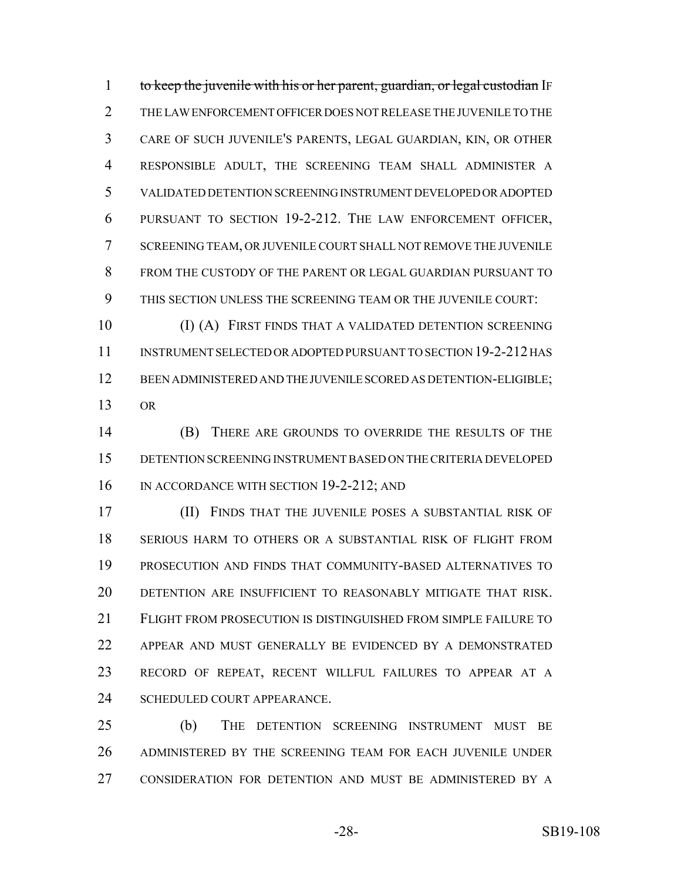~~to keep the juvenile with his or her parent, guardian, or legal custodian~~ IF THE LAW ENFORCEMENT OFFICER DOES NOT RELEASE THE JUVENILE TO THE CARE OF SUCH JUVENILE'S PARENTS, LEGAL GUARDIAN, KIN, OR OTHER RESPONSIBLE ADULT, THE SCREENING TEAM SHALL ADMINISTER A VALIDATED DETENTION SCREENING INSTRUMENT DEVELOPED OR ADOPTED PURSUANT TO SECTION 19-2-212. THE LAW ENFORCEMENT OFFICER, SCREENING TEAM, OR JUVENILE COURT SHALL NOT REMOVE THE JUVENILE FROM THE CUSTODY OF THE PARENT OR LEGAL GUARDIAN PURSUANT TO THIS SECTION UNLESS THE SCREENING TEAM OR THE JUVENILE COURT:

(I) (A) FIRST FINDS THAT A VALIDATED DETENTION SCREENING INSTRUMENT SELECTED OR ADOPTED PURSUANT TO SECTION 19-2-212 HAS BEEN ADMINISTERED AND THE JUVENILE SCORED AS DETENTION-ELIGIBLE; OR

(B) THERE ARE GROUNDS TO OVERRIDE THE RESULTS OF THE DETENTION SCREENING INSTRUMENT BASED ON THE CRITERIA DEVELOPED IN ACCORDANCE WITH SECTION 19-2-212; AND

(II) FINDS THAT THE JUVENILE POSES A SUBSTANTIAL RISK OF SERIOUS HARM TO OTHERS OR A SUBSTANTIAL RISK OF FLIGHT FROM PROSECUTION AND FINDS THAT COMMUNITY-BASED ALTERNATIVES TO DETENTION ARE INSUFFICIENT TO REASONABLY MITIGATE THAT RISK. FLIGHT FROM PROSECUTION IS DISTINGUISHED FROM SIMPLE FAILURE TO APPEAR AND MUST GENERALLY BE EVIDENCED BY A DEMONSTRATED RECORD OF REPEAT, RECENT WILLFUL FAILURES TO APPEAR AT A SCHEDULED COURT APPEARANCE.

(b) THE DETENTION SCREENING INSTRUMENT MUST BE ADMINISTERED BY THE SCREENING TEAM FOR EACH JUVENILE UNDER CONSIDERATION FOR DETENTION AND MUST BE ADMINISTERED BY A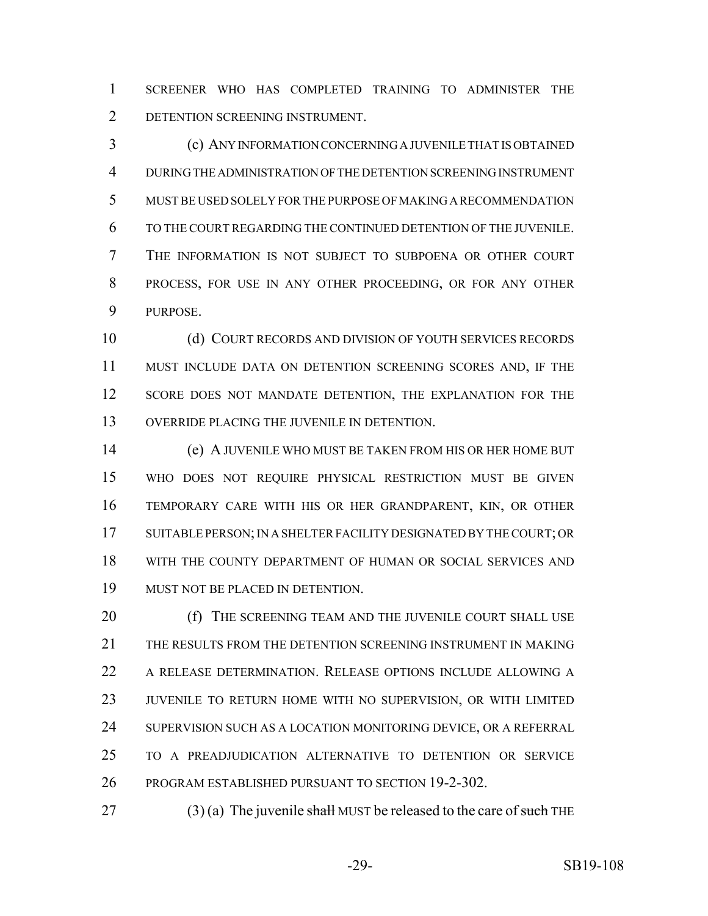SCREENER WHO HAS COMPLETED TRAINING TO ADMINISTER THE DETENTION SCREENING INSTRUMENT.

(c) ANY INFORMATION CONCERNING A JUVENILE THAT IS OBTAINED DURING THE ADMINISTRATION OF THE DETENTION SCREENING INSTRUMENT MUST BE USED SOLELY FOR THE PURPOSE OF MAKING A RECOMMENDATION TO THE COURT REGARDING THE CONTINUED DETENTION OF THE JUVENILE. THE INFORMATION IS NOT SUBJECT TO SUBPOENA OR OTHER COURT PROCESS, FOR USE IN ANY OTHER PROCEEDING, OR FOR ANY OTHER PURPOSE.

(d) COURT RECORDS AND DIVISION OF YOUTH SERVICES RECORDS MUST INCLUDE DATA ON DETENTION SCREENING SCORES AND, IF THE SCORE DOES NOT MANDATE DETENTION, THE EXPLANATION FOR THE OVERRIDE PLACING THE JUVENILE IN DETENTION.

(e) A JUVENILE WHO MUST BE TAKEN FROM HIS OR HER HOME BUT WHO DOES NOT REQUIRE PHYSICAL RESTRICTION MUST BE GIVEN TEMPORARY CARE WITH HIS OR HER GRANDPARENT, KIN, OR OTHER SUITABLE PERSON; IN A SHELTER FACILITY DESIGNATED BY THE COURT; OR WITH THE COUNTY DEPARTMENT OF HUMAN OR SOCIAL SERVICES AND MUST NOT BE PLACED IN DETENTION.

(f) THE SCREENING TEAM AND THE JUVENILE COURT SHALL USE THE RESULTS FROM THE DETENTION SCREENING INSTRUMENT IN MAKING A RELEASE DETERMINATION. RELEASE OPTIONS INCLUDE ALLOWING A JUVENILE TO RETURN HOME WITH NO SUPERVISION, OR WITH LIMITED SUPERVISION SUCH AS A LOCATION MONITORING DEVICE, OR A REFERRAL TO A PREADJUDICATION ALTERNATIVE TO DETENTION OR SERVICE PROGRAM ESTABLISHED PURSUANT TO SECTION 19-2-302.

(3) (a) The juvenile ~~shall~~ MUST be released to the care of ~~such~~ THE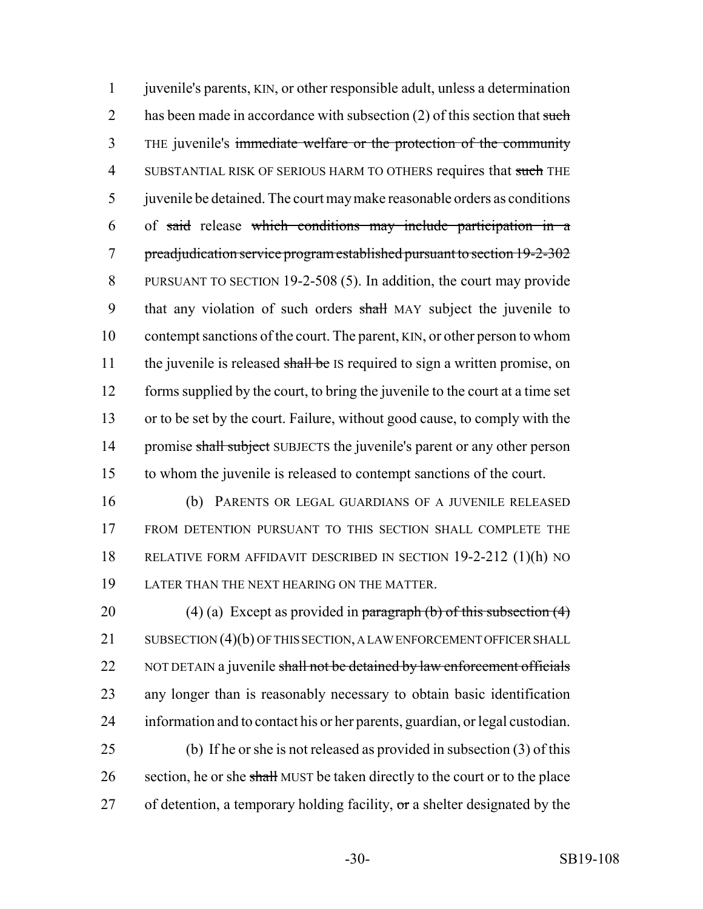juvenile's parents, KIN, or other responsible adult, unless a determination has been made in accordance with subsection (2) of this section that ~~such~~ THE juvenile's ~~immediate welfare or the protection of the community~~ SUBSTANTIAL RISK OF SERIOUS HARM TO OTHERS requires that ~~such~~ THE juvenile be detained. The court may make reasonable orders as conditions of ~~said~~ release ~~which conditions may include participation in a preadjudication service program established pursuant to section 19-2-302~~ PURSUANT TO SECTION 19-2-508 (5). In addition, the court may provide that any violation of such orders ~~shall~~ MAY subject the juvenile to contempt sanctions of the court. The parent, KIN, or other person to whom the juvenile is released ~~shall be~~ IS required to sign a written promise, on forms supplied by the court, to bring the juvenile to the court at a time set or to be set by the court. Failure, without good cause, to comply with the promise ~~shall subject~~ SUBJECTS the juvenile's parent or any other person to whom the juvenile is released to contempt sanctions of the court.

(b) PARENTS OR LEGAL GUARDIANS OF A JUVENILE RELEASED FROM DETENTION PURSUANT TO THIS SECTION SHALL COMPLETE THE RELATIVE FORM AFFIDAVIT DESCRIBED IN SECTION 19-2-212 (1)(h) NO LATER THAN THE NEXT HEARING ON THE MATTER.

(4) (a) Except as provided in ~~paragraph (b) of this subsection (4)~~ SUBSECTION (4)(b) OF THIS SECTION, A LAW ENFORCEMENT OFFICER SHALL NOT DETAIN a juvenile ~~shall not be detained by law enforcement officials~~ any longer than is reasonably necessary to obtain basic identification information and to contact his or her parents, guardian, or legal custodian.

(b) If he or she is not released as provided in subsection (3) of this section, he or she ~~shall~~ MUST be taken directly to the court or to the place of detention, a temporary holding facility, ~~or~~ a shelter designated by the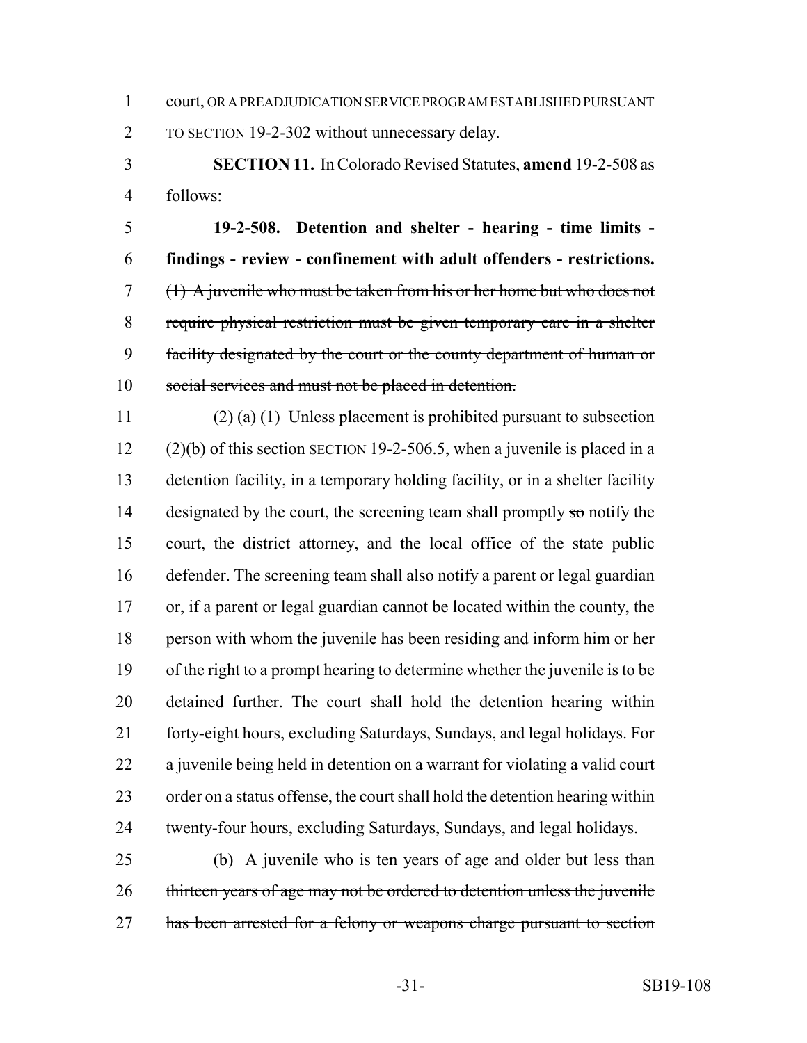court, OR A PREADJUDICATION SERVICE PROGRAM ESTABLISHED PURSUANT TO SECTION 19-2-302 without unnecessary delay.

**SECTION 11.** In Colorado Revised Statutes, **amend** 19-2-508 as follows:

**19-2-508. Detention and shelter - hearing - time limits - findings - review - confinement with adult offenders - restrictions.** ~~(1) A juvenile who must be taken from his or her home but who does not require physical restriction must be given temporary care in a shelter facility designated by the court or the county department of human or social services and must not be placed in detention.~~

~~(2) (a)~~ (1) Unless placement is prohibited pursuant to ~~subsection (2)(b) of this section~~ SECTION 19-2-506.5, when a juvenile is placed in a detention facility, in a temporary holding facility, or in a shelter facility designated by the court, the screening team shall promptly ~~so~~ notify the court, the district attorney, and the local office of the state public defender. The screening team shall also notify a parent or legal guardian or, if a parent or legal guardian cannot be located within the county, the person with whom the juvenile has been residing and inform him or her of the right to a prompt hearing to determine whether the juvenile is to be detained further. The court shall hold the detention hearing within forty-eight hours, excluding Saturdays, Sundays, and legal holidays. For a juvenile being held in detention on a warrant for violating a valid court order on a status offense, the court shall hold the detention hearing within twenty-four hours, excluding Saturdays, Sundays, and legal holidays.

~~(b) A juvenile who is ten years of age and older but less than thirteen years of age may not be ordered to detention unless the juvenile has been arrested for a felony or weapons charge pursuant to section~~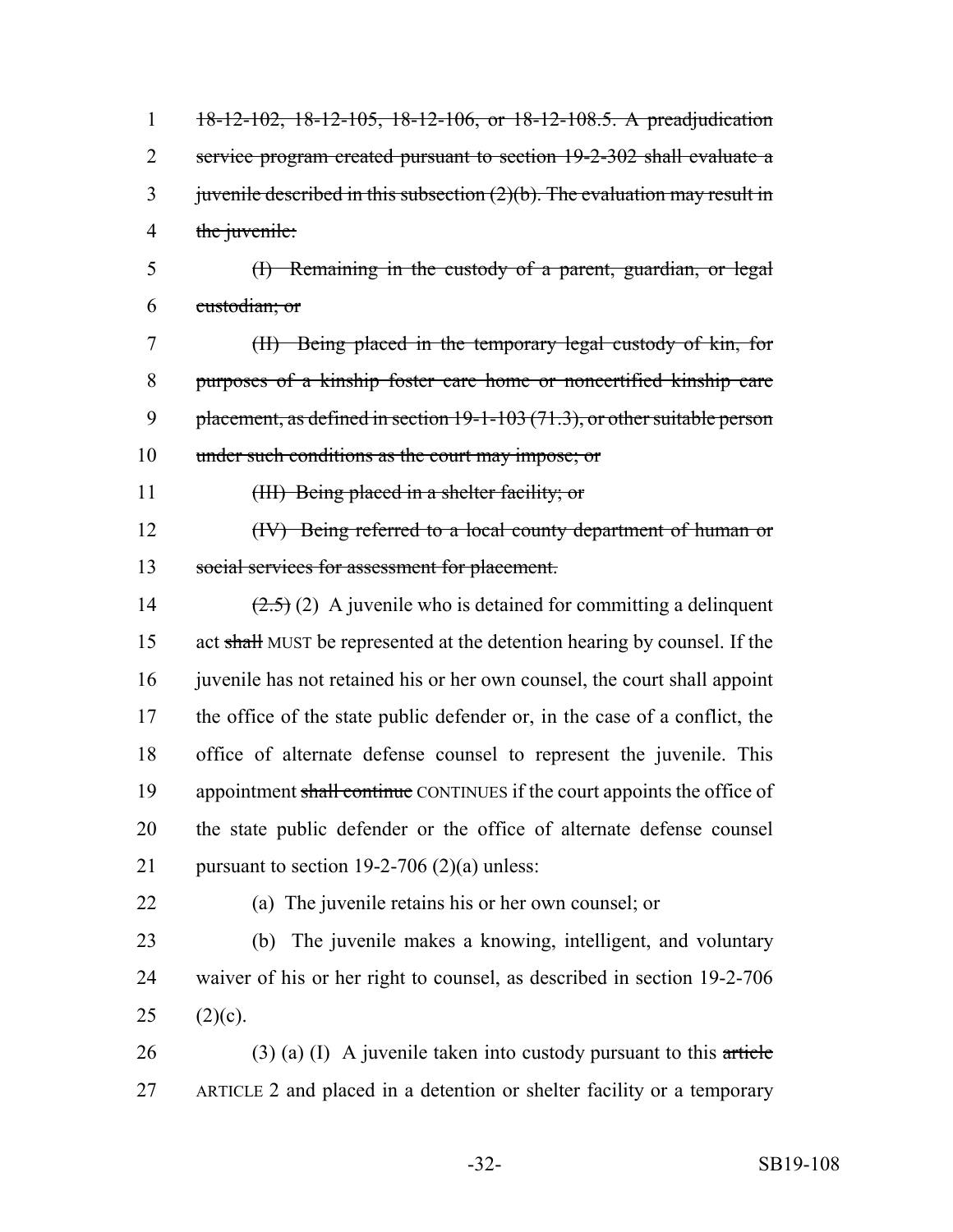~~18-12-102, 18-12-105, 18-12-106, or 18-12-108.5. A preadjudication service program created pursuant to section 19-2-302 shall evaluate a juvenile described in this subsection (2)(b). The evaluation may result in the juvenile:~~

~~(I) Remaining in the custody of a parent, guardian, or legal custodian; or~~

~~(II) Being placed in the temporary legal custody of kin, for purposes of a kinship foster care home or noncertified kinship care placement, as defined in section 19-1-103 (71.3), or other suitable person under such conditions as the court may impose; or~~

~~(III) Being placed in a shelter facility; or~~

~~(IV) Being referred to a local county department of human or social services for assessment for placement.~~

~~(2.5)~~ (2) A juvenile who is detained for committing a delinquent act ~~shall~~ MUST be represented at the detention hearing by counsel. If the juvenile has not retained his or her own counsel, the court shall appoint the office of the state public defender or, in the case of a conflict, the office of alternate defense counsel to represent the juvenile. This appointment ~~shall continue~~ CONTINUES if the court appoints the office of the state public defender or the office of alternate defense counsel pursuant to section 19-2-706 (2)(a) unless:

(a) The juvenile retains his or her own counsel; or

(b) The juvenile makes a knowing, intelligent, and voluntary waiver of his or her right to counsel, as described in section 19-2-706 (2)(c).

(3) (a) (I) A juvenile taken into custody pursuant to this ~~article~~ ARTICLE 2 and placed in a detention or shelter facility or a temporary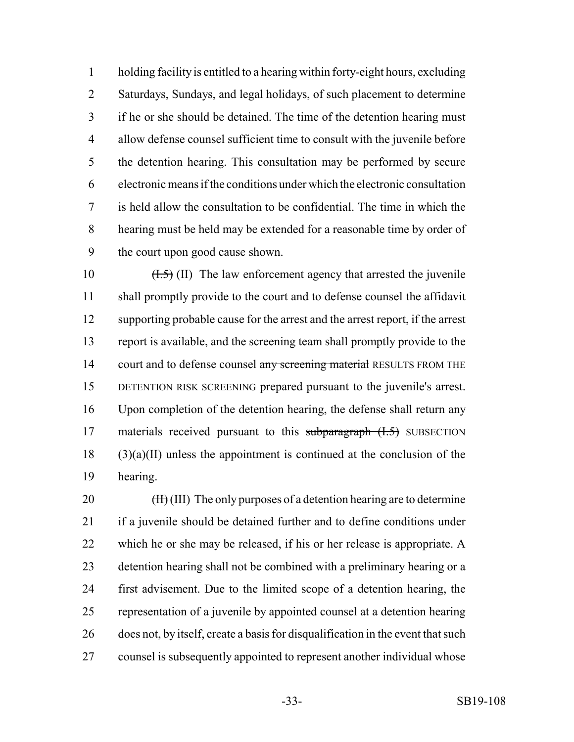holding facility is entitled to a hearing within forty-eight hours, excluding Saturdays, Sundays, and legal holidays, of such placement to determine if he or she should be detained. The time of the detention hearing must allow defense counsel sufficient time to consult with the juvenile before the detention hearing. This consultation may be performed by secure electronic means if the conditions under which the electronic consultation is held allow the consultation to be confidential. The time in which the hearing must be held may be extended for a reasonable time by order of the court upon good cause shown.

~~(I.5)~~ (II) The law enforcement agency that arrested the juvenile shall promptly provide to the court and to defense counsel the affidavit supporting probable cause for the arrest and the arrest report, if the arrest report is available, and the screening team shall promptly provide to the court and to defense counsel ~~any screening material~~ RESULTS FROM THE DETENTION RISK SCREENING prepared pursuant to the juvenile's arrest. Upon completion of the detention hearing, the defense shall return any materials received pursuant to this ~~subparagraph (I.5)~~ SUBSECTION (3)(a)(II) unless the appointment is continued at the conclusion of the hearing.

~~(II)~~ (III) The only purposes of a detention hearing are to determine if a juvenile should be detained further and to define conditions under which he or she may be released, if his or her release is appropriate. A detention hearing shall not be combined with a preliminary hearing or a first advisement. Due to the limited scope of a detention hearing, the representation of a juvenile by appointed counsel at a detention hearing does not, by itself, create a basis for disqualification in the event that such counsel is subsequently appointed to represent another individual whose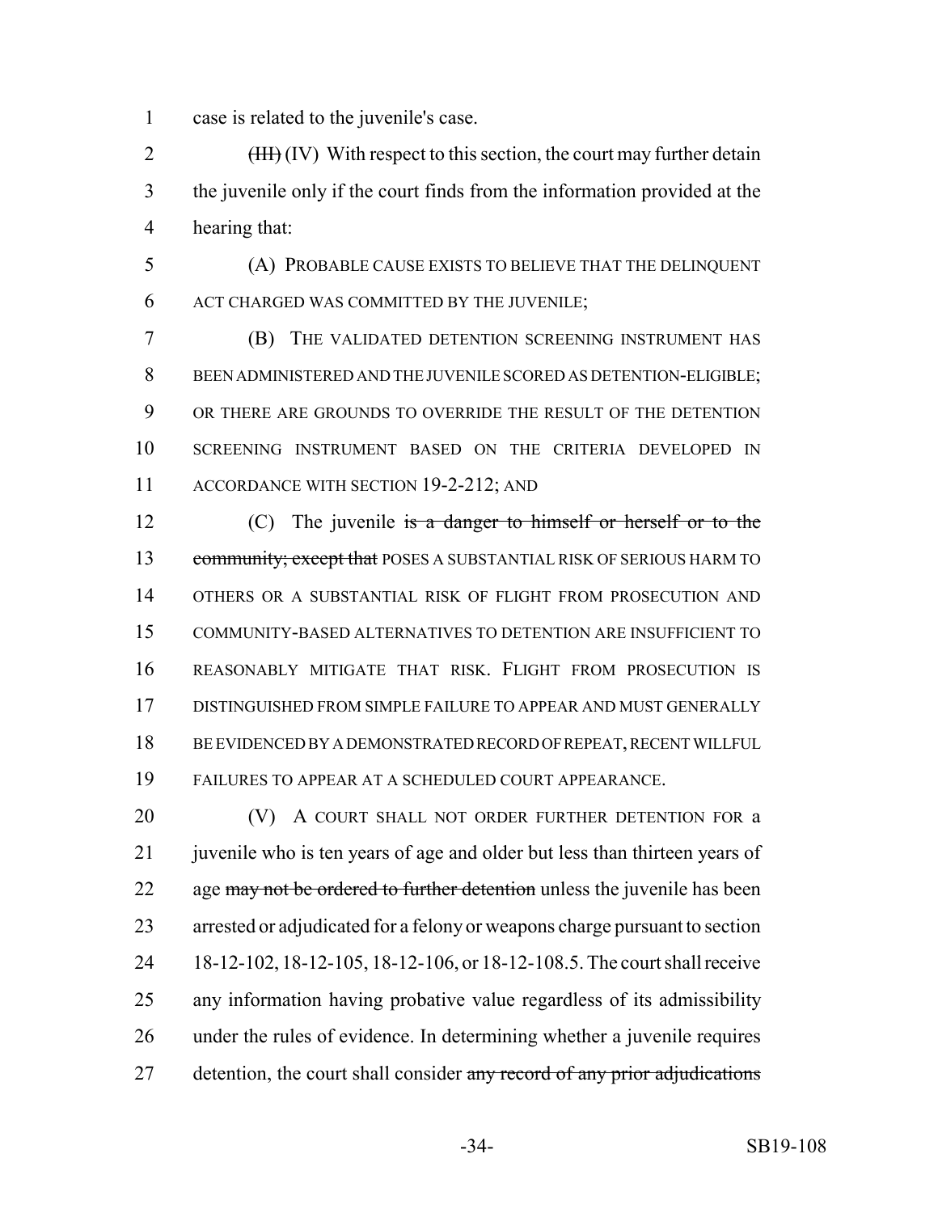case is related to the juvenile's case.

~~(III)~~ (IV) With respect to this section, the court may further detain the juvenile only if the court finds from the information provided at the hearing that:

(A) PROBABLE CAUSE EXISTS TO BELIEVE THAT THE DELINQUENT ACT CHARGED WAS COMMITTED BY THE JUVENILE;

(B) THE VALIDATED DETENTION SCREENING INSTRUMENT HAS BEEN ADMINISTERED AND THE JUVENILE SCORED AS DETENTION-ELIGIBLE; OR THERE ARE GROUNDS TO OVERRIDE THE RESULT OF THE DETENTION SCREENING INSTRUMENT BASED ON THE CRITERIA DEVELOPED IN ACCORDANCE WITH SECTION 19-2-212; AND

(C) The juvenile ~~is a danger to himself or herself or to the community; except that~~ POSES A SUBSTANTIAL RISK OF SERIOUS HARM TO OTHERS OR A SUBSTANTIAL RISK OF FLIGHT FROM PROSECUTION AND COMMUNITY-BASED ALTERNATIVES TO DETENTION ARE INSUFFICIENT TO REASONABLY MITIGATE THAT RISK. FLIGHT FROM PROSECUTION IS DISTINGUISHED FROM SIMPLE FAILURE TO APPEAR AND MUST GENERALLY BE EVIDENCED BY A DEMONSTRATED RECORD OF REPEAT, RECENT WILLFUL FAILURES TO APPEAR AT A SCHEDULED COURT APPEARANCE.

(V) A COURT SHALL NOT ORDER FURTHER DETENTION FOR a juvenile who is ten years of age and older but less than thirteen years of age ~~may not be ordered to further detention~~ unless the juvenile has been arrested or adjudicated for a felony or weapons charge pursuant to section 18-12-102, 18-12-105, 18-12-106, or 18-12-108.5. The court shall receive any information having probative value regardless of its admissibility under the rules of evidence. In determining whether a juvenile requires detention, the court shall consider ~~any record of any prior adjudications~~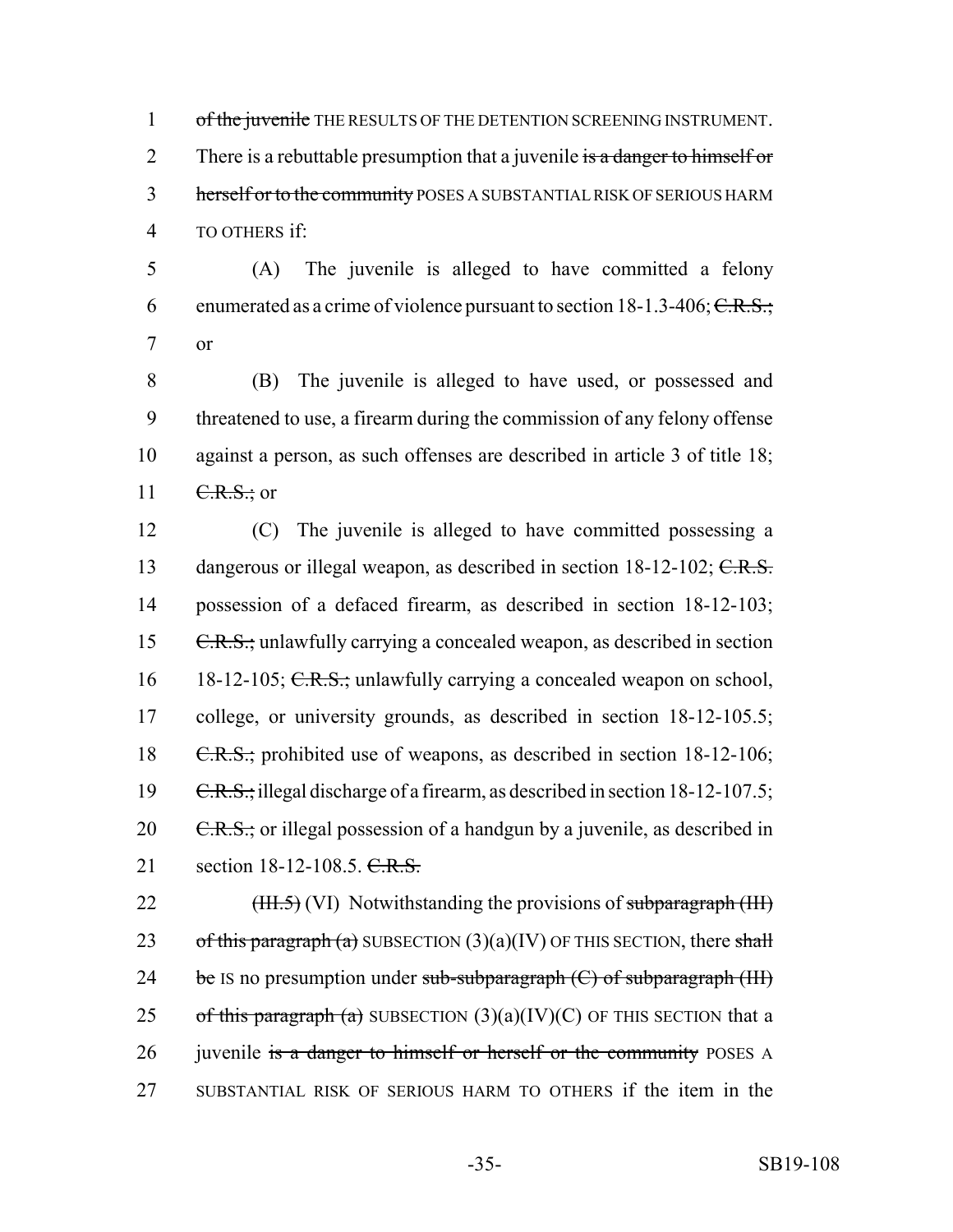1 ~~of the juvenile~~ THE RESULTS OF THE DETENTION SCREENING INSTRUMENT.
2 There is a rebuttable presumption that a juvenile ~~is a danger to himself or~~
3 ~~herself or to the community~~ POSES A SUBSTANTIAL RISK OF SERIOUS HARM
4 TO OTHERS if:

5 (A) The juvenile is alleged to have committed a felony
6 enumerated as a crime of violence pursuant to section 18-1.3-406; ~~C.R.S.;~~
7 or

8 (B) The juvenile is alleged to have used, or possessed and
9 threatened to use, a firearm during the commission of any felony offense
10 against a person, as such offenses are described in article 3 of title 18;
11 ~~C.R.S.;~~ or

12 (C) The juvenile is alleged to have committed possessing a
13 dangerous or illegal weapon, as described in section 18-12-102; ~~C.R.S.~~
14 possession of a defaced firearm, as described in section 18-12-103;
15 ~~C.R.S.;~~ unlawfully carrying a concealed weapon, as described in section
16 18-12-105; ~~C.R.S.;~~ unlawfully carrying a concealed weapon on school,
17 college, or university grounds, as described in section 18-12-105.5;
18 ~~C.R.S.;~~ prohibited use of weapons, as described in section 18-12-106;
19 ~~C.R.S.;~~ illegal discharge of a firearm, as described in section 18-12-107.5;
20 ~~C.R.S.;~~ or illegal possession of a handgun by a juvenile, as described in
21 section 18-12-108.5. ~~C.R.S.~~

22 ~~(III.5)~~ (VI) Notwithstanding the provisions of ~~subparagraph (III)~~
23 ~~of this paragraph (a)~~ SUBSECTION (3)(a)(IV) OF THIS SECTION, there ~~shall~~
24 ~~be~~ IS no presumption under ~~sub-subparagraph (C) of subparagraph (III)~~
25 ~~of this paragraph (a)~~ SUBSECTION (3)(a)(IV)(C) OF THIS SECTION that a
26 juvenile ~~is a danger to himself or herself or the community~~ POSES A
27 SUBSTANTIAL RISK OF SERIOUS HARM TO OTHERS if the item in the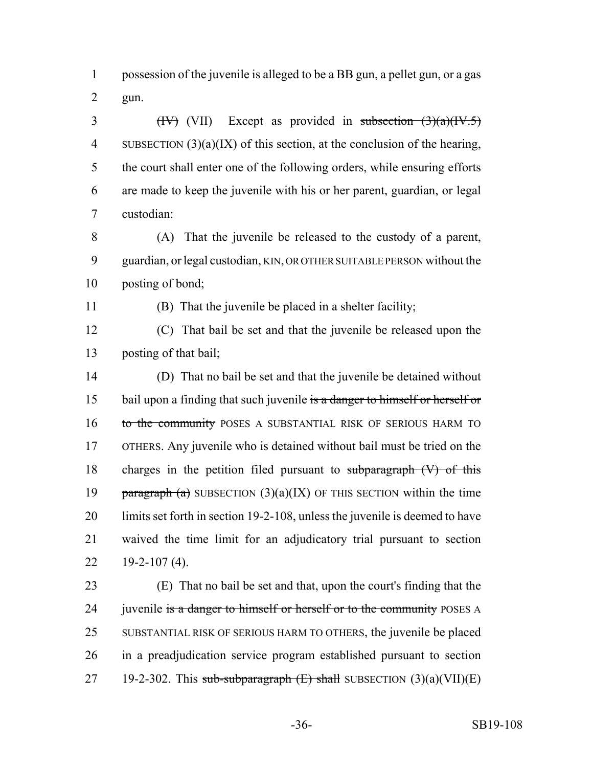possession of the juvenile is alleged to be a BB gun, a pellet gun, or a gas gun.

~~(IV)~~ (VII) Except as provided in ~~subsection (3)(a)(IV.5)~~ SUBSECTION (3)(a)(IX) of this section, at the conclusion of the hearing, the court shall enter one of the following orders, while ensuring efforts are made to keep the juvenile with his or her parent, guardian, or legal custodian:

(A) That the juvenile be released to the custody of a parent, guardian, ~~or~~ legal custodian, KIN, OR OTHER SUITABLE PERSON without the posting of bond;

(B) That the juvenile be placed in a shelter facility;

(C) That bail be set and that the juvenile be released upon the posting of that bail;

(D) That no bail be set and that the juvenile be detained without bail upon a finding that such juvenile ~~is a danger to himself or herself or to the community~~ POSES A SUBSTANTIAL RISK OF SERIOUS HARM TO OTHERS. Any juvenile who is detained without bail must be tried on the charges in the petition filed pursuant to ~~subparagraph (V) of this paragraph (a)~~ SUBSECTION (3)(a)(IX) OF THIS SECTION within the time limits set forth in section 19-2-108, unless the juvenile is deemed to have waived the time limit for an adjudicatory trial pursuant to section 19-2-107 (4).

(E) That no bail be set and that, upon the court's finding that the juvenile ~~is a danger to himself or herself or to the community~~ POSES A SUBSTANTIAL RISK OF SERIOUS HARM TO OTHERS, the juvenile be placed in a preadjudication service program established pursuant to section 19-2-302. This ~~sub-subparagraph (E) shall~~ SUBSECTION (3)(a)(VII)(E)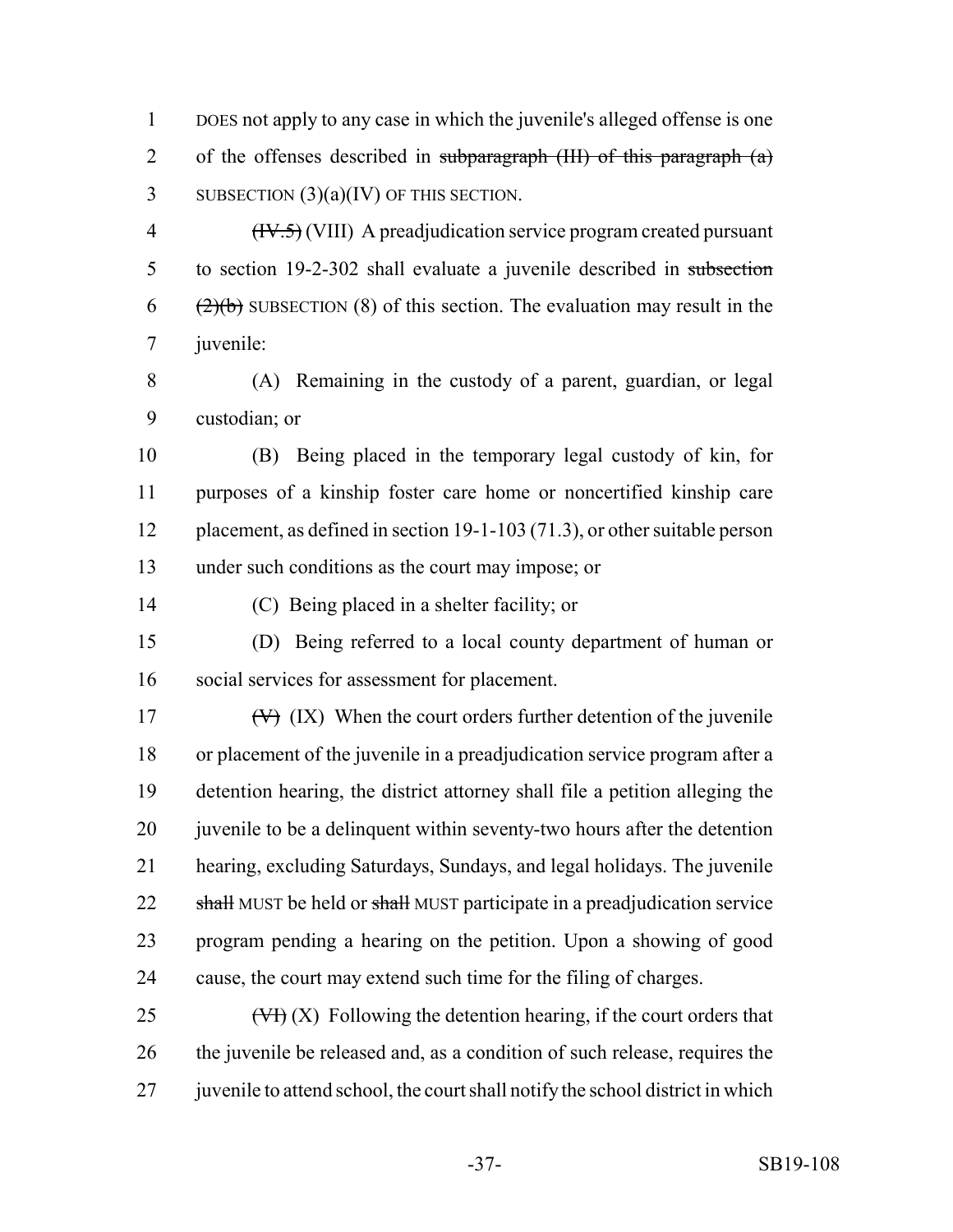DOES not apply to any case in which the juvenile's alleged offense is one of the offenses described in ~~subparagraph (III) of this paragraph (a)~~ SUBSECTION (3)(a)(IV) OF THIS SECTION.

~~(IV.5)~~ (VIII) A preadjudication service program created pursuant to section 19-2-302 shall evaluate a juvenile described in ~~subsection (2)(b)~~ SUBSECTION (8) of this section. The evaluation may result in the juvenile:

(A) Remaining in the custody of a parent, guardian, or legal custodian; or

(B) Being placed in the temporary legal custody of kin, for purposes of a kinship foster care home or noncertified kinship care placement, as defined in section 19-1-103 (71.3), or other suitable person under such conditions as the court may impose; or

(C) Being placed in a shelter facility; or

(D) Being referred to a local county department of human or social services for assessment for placement.

~~(V)~~ (IX) When the court orders further detention of the juvenile or placement of the juvenile in a preadjudication service program after a detention hearing, the district attorney shall file a petition alleging the juvenile to be a delinquent within seventy-two hours after the detention hearing, excluding Saturdays, Sundays, and legal holidays. The juvenile ~~shall~~ MUST be held or ~~shall~~ MUST participate in a preadjudication service program pending a hearing on the petition. Upon a showing of good cause, the court may extend such time for the filing of charges.

~~(VI)~~ (X) Following the detention hearing, if the court orders that the juvenile be released and, as a condition of such release, requires the juvenile to attend school, the court shall notify the school district in which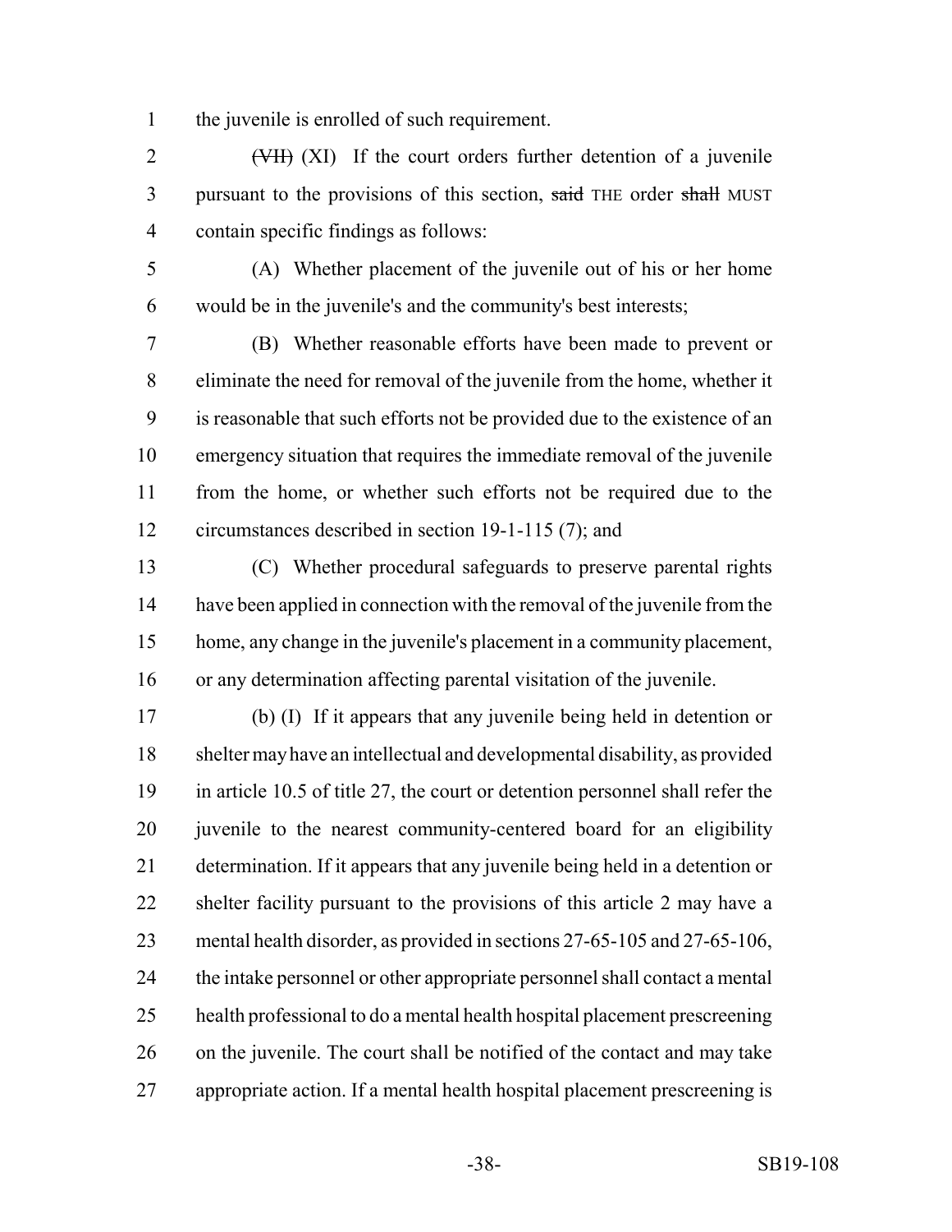the juvenile is enrolled of such requirement.

~~(VII)~~ (XI) If the court orders further detention of a juvenile pursuant to the provisions of this section, ~~said~~ THE order ~~shall~~ MUST contain specific findings as follows:

(A) Whether placement of the juvenile out of his or her home would be in the juvenile's and the community's best interests;

(B) Whether reasonable efforts have been made to prevent or eliminate the need for removal of the juvenile from the home, whether it is reasonable that such efforts not be provided due to the existence of an emergency situation that requires the immediate removal of the juvenile from the home, or whether such efforts not be required due to the circumstances described in section 19-1-115 (7); and

(C) Whether procedural safeguards to preserve parental rights have been applied in connection with the removal of the juvenile from the home, any change in the juvenile's placement in a community placement, or any determination affecting parental visitation of the juvenile.

(b) (I) If it appears that any juvenile being held in detention or shelter may have an intellectual and developmental disability, as provided in article 10.5 of title 27, the court or detention personnel shall refer the juvenile to the nearest community-centered board for an eligibility determination. If it appears that any juvenile being held in a detention or shelter facility pursuant to the provisions of this article 2 may have a mental health disorder, as provided in sections 27-65-105 and 27-65-106, the intake personnel or other appropriate personnel shall contact a mental health professional to do a mental health hospital placement prescreening on the juvenile. The court shall be notified of the contact and may take appropriate action. If a mental health hospital placement prescreening is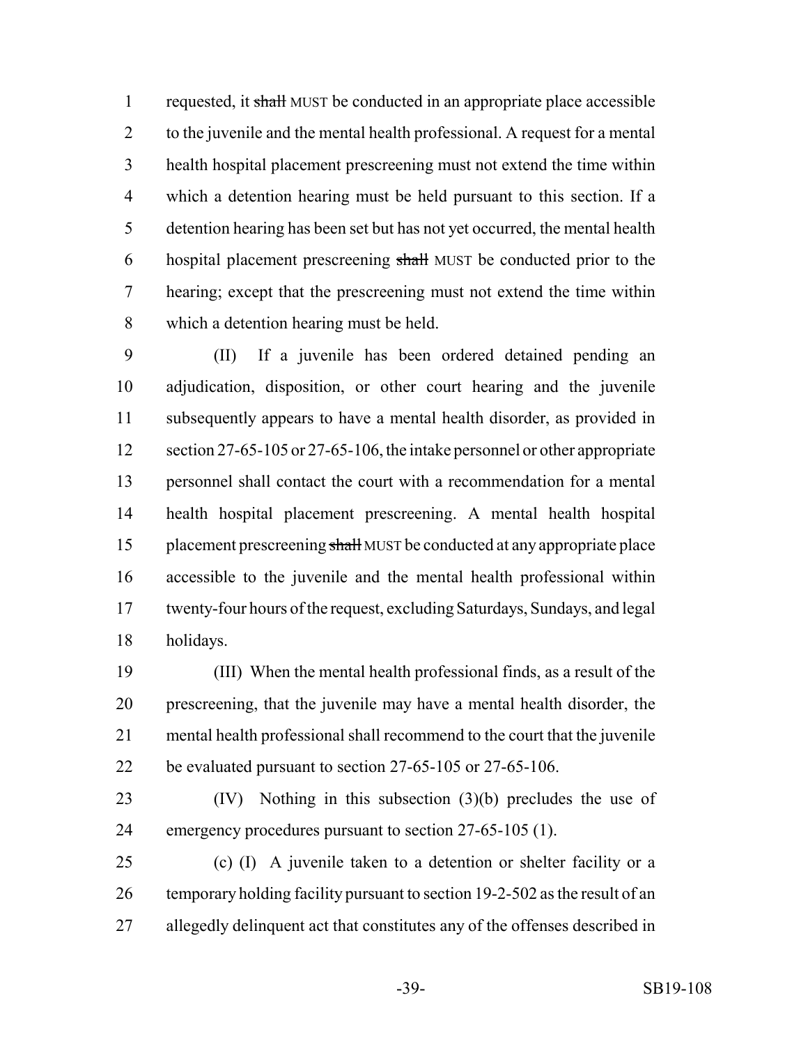requested, it ~~shall~~ MUST be conducted in an appropriate place accessible to the juvenile and the mental health professional. A request for a mental health hospital placement prescreening must not extend the time within which a detention hearing must be held pursuant to this section. If a detention hearing has been set but has not yet occurred, the mental health hospital placement prescreening ~~shall~~ MUST be conducted prior to the hearing; except that the prescreening must not extend the time within which a detention hearing must be held.

(II) If a juvenile has been ordered detained pending an adjudication, disposition, or other court hearing and the juvenile subsequently appears to have a mental health disorder, as provided in section 27-65-105 or 27-65-106, the intake personnel or other appropriate personnel shall contact the court with a recommendation for a mental health hospital placement prescreening. A mental health hospital placement prescreening ~~shall~~ MUST be conducted at any appropriate place accessible to the juvenile and the mental health professional within twenty-four hours of the request, excluding Saturdays, Sundays, and legal holidays.

(III) When the mental health professional finds, as a result of the prescreening, that the juvenile may have a mental health disorder, the mental health professional shall recommend to the court that the juvenile be evaluated pursuant to section 27-65-105 or 27-65-106.

(IV) Nothing in this subsection (3)(b) precludes the use of emergency procedures pursuant to section 27-65-105 (1).

(c) (I) A juvenile taken to a detention or shelter facility or a temporary holding facility pursuant to section 19-2-502 as the result of an allegedly delinquent act that constitutes any of the offenses described in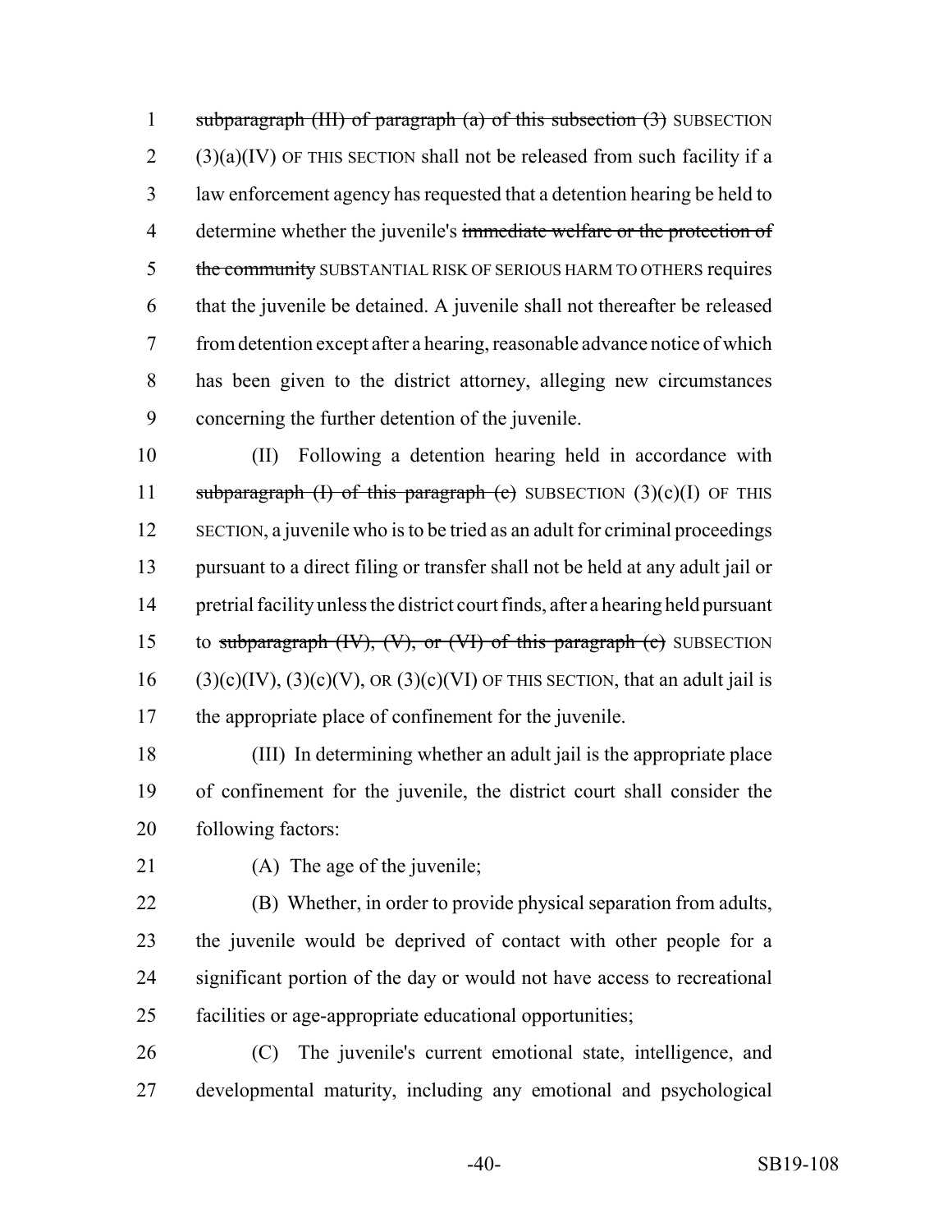subparagraph (III) of paragraph (a) of this subsection (3) SUBSECTION (3)(a)(IV) OF THIS SECTION shall not be released from such facility if a law enforcement agency has requested that a detention hearing be held to determine whether the juvenile's immediate welfare or the protection of the community SUBSTANTIAL RISK OF SERIOUS HARM TO OTHERS requires that the juvenile be detained. A juvenile shall not thereafter be released from detention except after a hearing, reasonable advance notice of which has been given to the district attorney, alleging new circumstances concerning the further detention of the juvenile.

(II) Following a detention hearing held in accordance with subparagraph (I) of this paragraph (c) SUBSECTION (3)(c)(I) OF THIS SECTION, a juvenile who is to be tried as an adult for criminal proceedings pursuant to a direct filing or transfer shall not be held at any adult jail or pretrial facility unless the district court finds, after a hearing held pursuant to subparagraph (IV), (V), or (VI) of this paragraph (c) SUBSECTION (3)(c)(IV), (3)(c)(V), OR (3)(c)(VI) OF THIS SECTION, that an adult jail is the appropriate place of confinement for the juvenile.

(III) In determining whether an adult jail is the appropriate place of confinement for the juvenile, the district court shall consider the following factors:

(A) The age of the juvenile;

(B) Whether, in order to provide physical separation from adults, the juvenile would be deprived of contact with other people for a significant portion of the day or would not have access to recreational facilities or age-appropriate educational opportunities;

(C) The juvenile's current emotional state, intelligence, and developmental maturity, including any emotional and psychological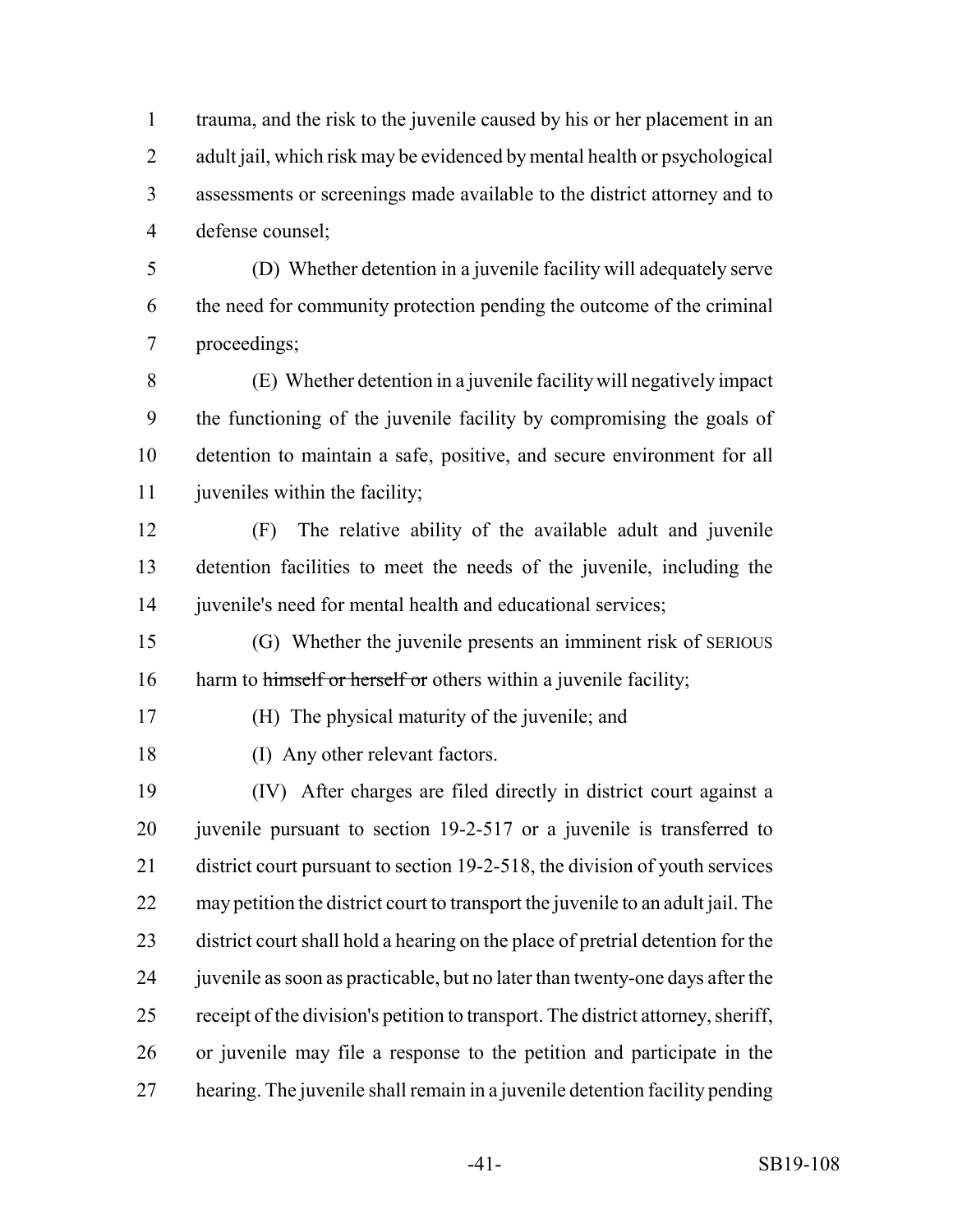trauma, and the risk to the juvenile caused by his or her placement in an adult jail, which risk may be evidenced by mental health or psychological assessments or screenings made available to the district attorney and to defense counsel;

(D) Whether detention in a juvenile facility will adequately serve the need for community protection pending the outcome of the criminal proceedings;

(E) Whether detention in a juvenile facility will negatively impact the functioning of the juvenile facility by compromising the goals of detention to maintain a safe, positive, and secure environment for all juveniles within the facility;

(F) The relative ability of the available adult and juvenile detention facilities to meet the needs of the juvenile, including the juvenile's need for mental health and educational services;

(G) Whether the juvenile presents an imminent risk of SERIOUS harm to ~~himself or herself or~~ others within a juvenile facility;

(H) The physical maturity of the juvenile; and

(I) Any other relevant factors.

(IV) After charges are filed directly in district court against a juvenile pursuant to section 19-2-517 or a juvenile is transferred to district court pursuant to section 19-2-518, the division of youth services may petition the district court to transport the juvenile to an adult jail. The district court shall hold a hearing on the place of pretrial detention for the juvenile as soon as practicable, but no later than twenty-one days after the receipt of the division's petition to transport. The district attorney, sheriff, or juvenile may file a response to the petition and participate in the hearing. The juvenile shall remain in a juvenile detention facility pending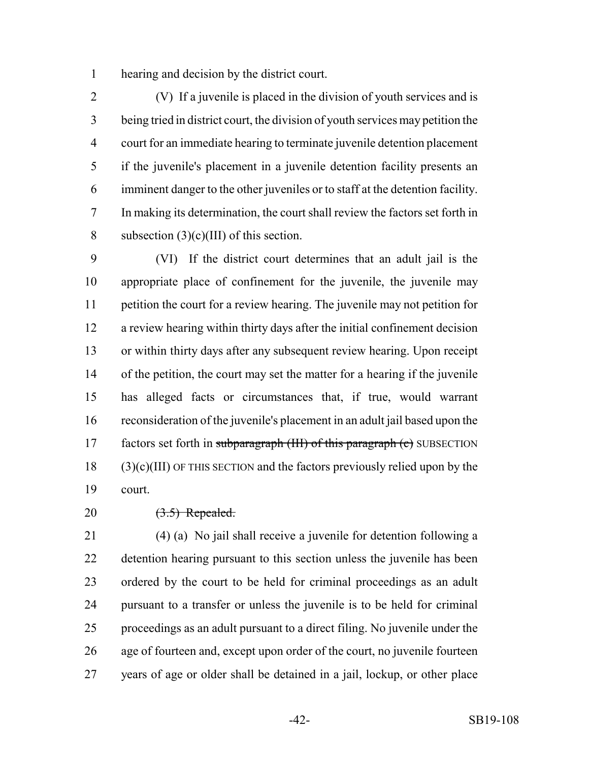hearing and decision by the district court.

(V) If a juvenile is placed in the division of youth services and is being tried in district court, the division of youth services may petition the court for an immediate hearing to terminate juvenile detention placement if the juvenile's placement in a juvenile detention facility presents an imminent danger to the other juveniles or to staff at the detention facility. In making its determination, the court shall review the factors set forth in subsection (3)(c)(III) of this section.

(VI) If the district court determines that an adult jail is the appropriate place of confinement for the juvenile, the juvenile may petition the court for a review hearing. The juvenile may not petition for a review hearing within thirty days after the initial confinement decision or within thirty days after any subsequent review hearing. Upon receipt of the petition, the court may set the matter for a hearing if the juvenile has alleged facts or circumstances that, if true, would warrant reconsideration of the juvenile's placement in an adult jail based upon the factors set forth in ~~subparagraph (III) of this paragraph (c)~~ SUBSECTION (3)(c)(III) OF THIS SECTION and the factors previously relied upon by the court.

~~(3.5) Repealed.~~

(4) (a) No jail shall receive a juvenile for detention following a detention hearing pursuant to this section unless the juvenile has been ordered by the court to be held for criminal proceedings as an adult pursuant to a transfer or unless the juvenile is to be held for criminal proceedings as an adult pursuant to a direct filing. No juvenile under the age of fourteen and, except upon order of the court, no juvenile fourteen years of age or older shall be detained in a jail, lockup, or other place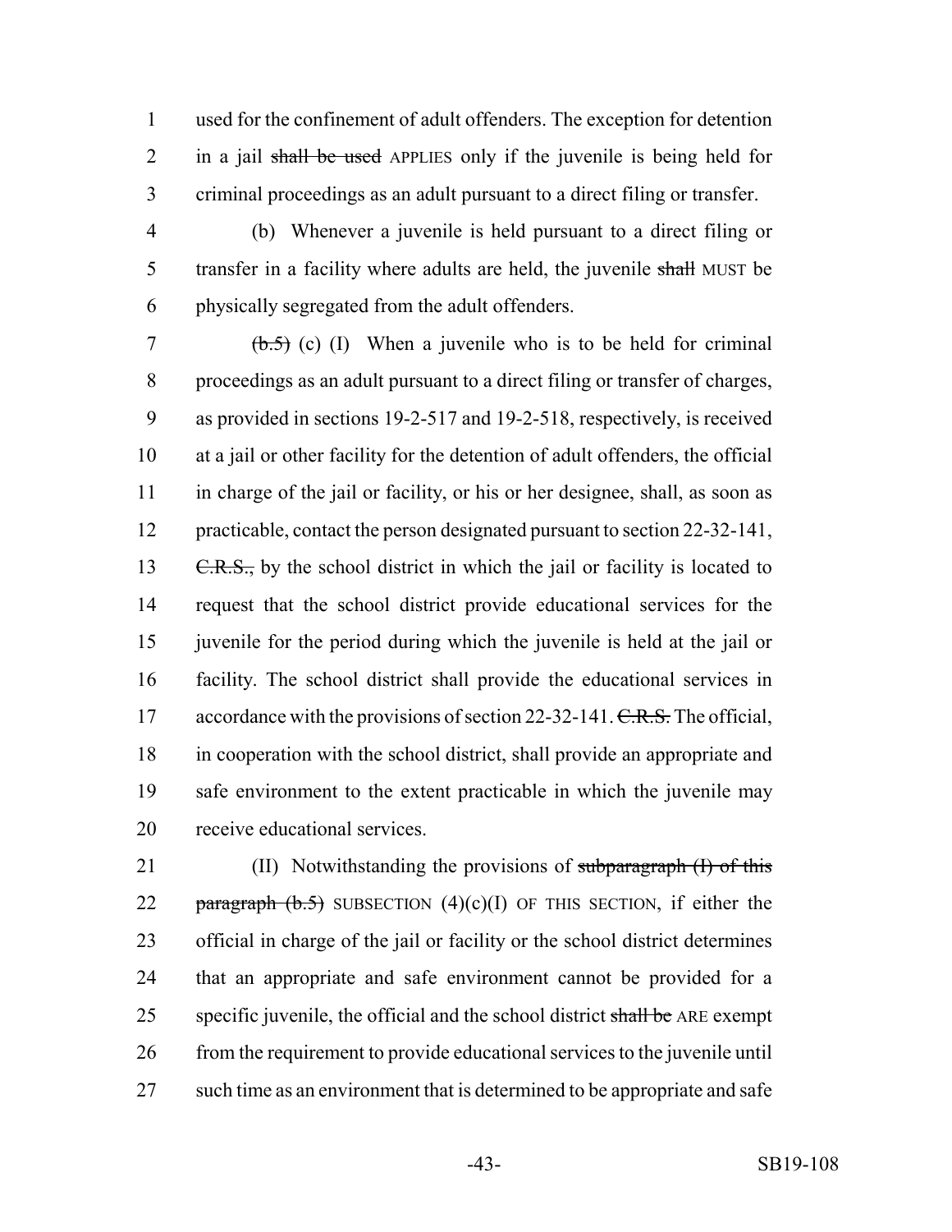used for the confinement of adult offenders. The exception for detention in a jail ~~shall be used~~ APPLIES only if the juvenile is being held for criminal proceedings as an adult pursuant to a direct filing or transfer.

(b) Whenever a juvenile is held pursuant to a direct filing or transfer in a facility where adults are held, the juvenile ~~shall~~ MUST be physically segregated from the adult offenders.

~~(b.5)~~ (c) (I) When a juvenile who is to be held for criminal proceedings as an adult pursuant to a direct filing or transfer of charges, as provided in sections 19-2-517 and 19-2-518, respectively, is received at a jail or other facility for the detention of adult offenders, the official in charge of the jail or facility, or his or her designee, shall, as soon as practicable, contact the person designated pursuant to section 22-32-141, ~~C.R.S.,~~ by the school district in which the jail or facility is located to request that the school district provide educational services for the juvenile for the period during which the juvenile is held at the jail or facility. The school district shall provide the educational services in accordance with the provisions of section 22-32-141. ~~C.R.S.~~ The official, in cooperation with the school district, shall provide an appropriate and safe environment to the extent practicable in which the juvenile may receive educational services.

(II) Notwithstanding the provisions of ~~subparagraph (I) of this paragraph (b.5)~~ SUBSECTION (4)(c)(I) OF THIS SECTION, if either the official in charge of the jail or facility or the school district determines that an appropriate and safe environment cannot be provided for a specific juvenile, the official and the school district ~~shall be~~ ARE exempt from the requirement to provide educational services to the juvenile until such time as an environment that is determined to be appropriate and safe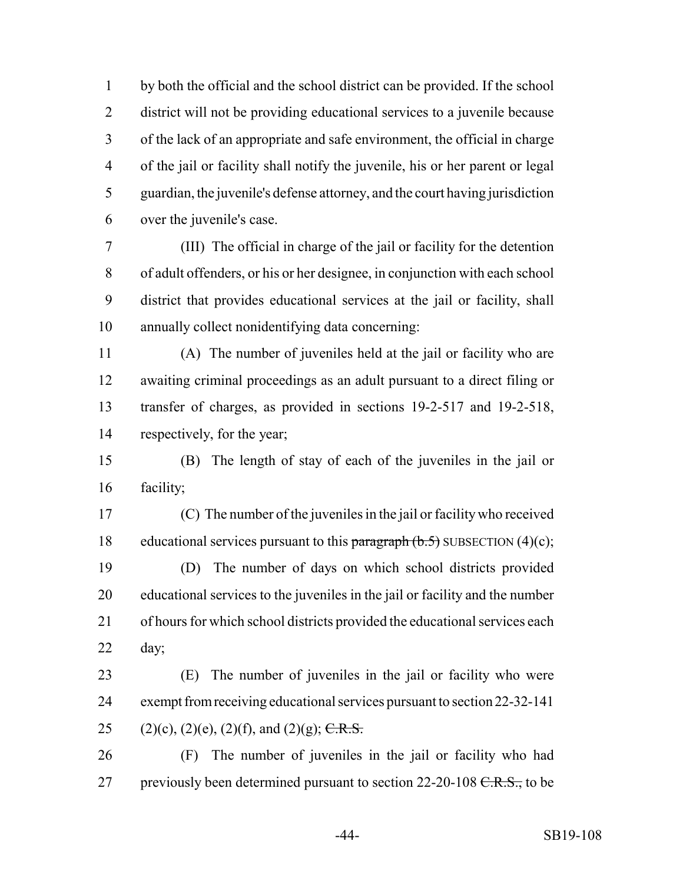by both the official and the school district can be provided. If the school district will not be providing educational services to a juvenile because of the lack of an appropriate and safe environment, the official in charge of the jail or facility shall notify the juvenile, his or her parent or legal guardian, the juvenile's defense attorney, and the court having jurisdiction over the juvenile's case.

(III) The official in charge of the jail or facility for the detention of adult offenders, or his or her designee, in conjunction with each school district that provides educational services at the jail or facility, shall annually collect nonidentifying data concerning:

(A) The number of juveniles held at the jail or facility who are awaiting criminal proceedings as an adult pursuant to a direct filing or transfer of charges, as provided in sections 19-2-517 and 19-2-518, respectively, for the year;

(B) The length of stay of each of the juveniles in the jail or facility;

(C) The number of the juveniles in the jail or facility who received educational services pursuant to this ~~paragraph (b.5)~~ SUBSECTION (4)(c);

(D) The number of days on which school districts provided educational services to the juveniles in the jail or facility and the number of hours for which school districts provided the educational services each day;

(E) The number of juveniles in the jail or facility who were exempt from receiving educational services pursuant to section 22-32-141 (2)(c), (2)(e), (2)(f), and (2)(g); ~~C.R.S.~~

(F) The number of juveniles in the jail or facility who had previously been determined pursuant to section 22-20-108 ~~C.R.S.,~~ to be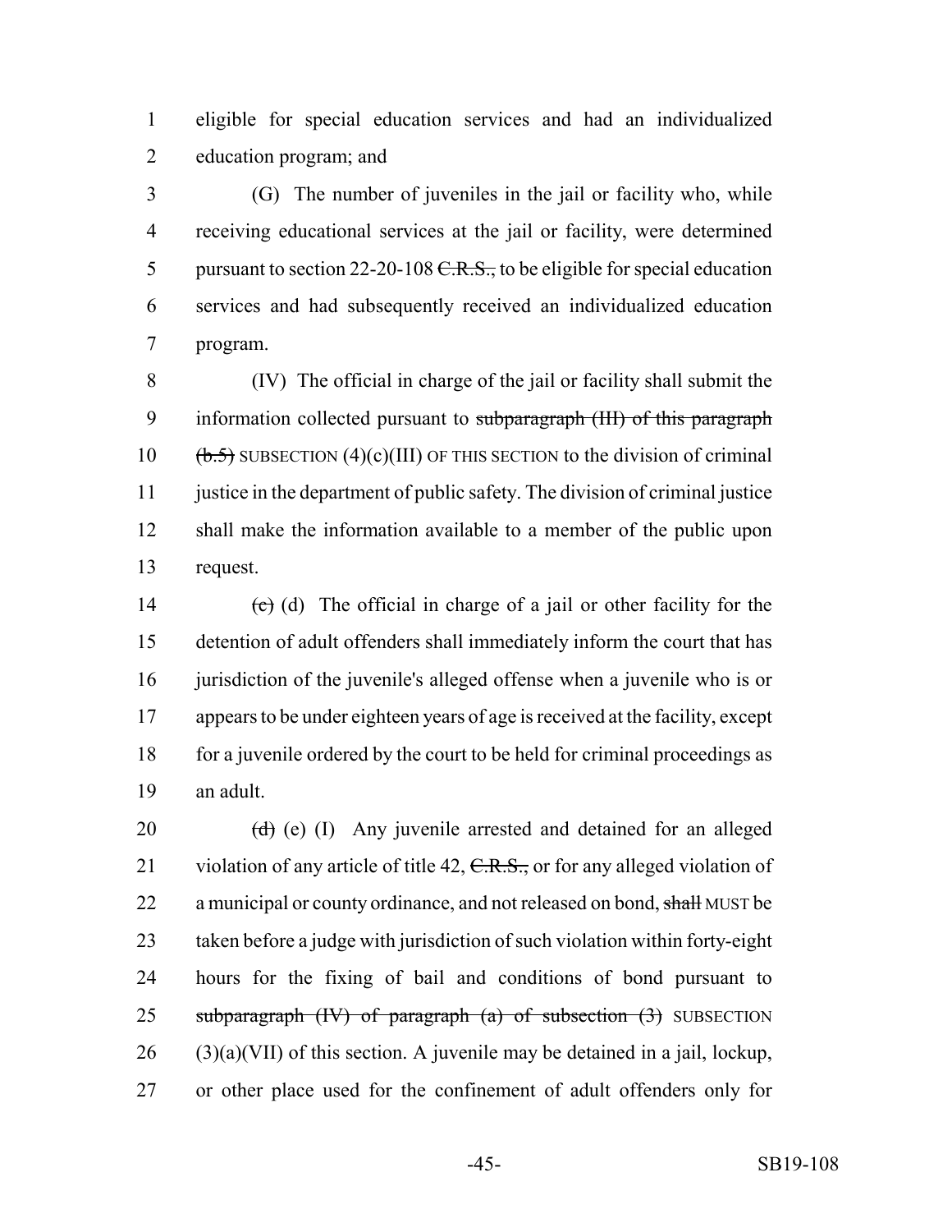eligible for special education services and had an individualized education program; and

(G) The number of juveniles in the jail or facility who, while receiving educational services at the jail or facility, were determined pursuant to section 22-20-108 ~~C.R.S.,~~ to be eligible for special education services and had subsequently received an individualized education program.

(IV) The official in charge of the jail or facility shall submit the information collected pursuant to ~~subparagraph (III) of this paragraph (b.5)~~ SUBSECTION (4)(c)(III) OF THIS SECTION to the division of criminal justice in the department of public safety. The division of criminal justice shall make the information available to a member of the public upon request.

~~(c)~~ (d) The official in charge of a jail or other facility for the detention of adult offenders shall immediately inform the court that has jurisdiction of the juvenile's alleged offense when a juvenile who is or appears to be under eighteen years of age is received at the facility, except for a juvenile ordered by the court to be held for criminal proceedings as an adult.

~~(d)~~ (e) (I) Any juvenile arrested and detained for an alleged violation of any article of title 42, ~~C.R.S.,~~ or for any alleged violation of a municipal or county ordinance, and not released on bond, ~~shall~~ MUST be taken before a judge with jurisdiction of such violation within forty-eight hours for the fixing of bail and conditions of bond pursuant to ~~subparagraph (IV) of paragraph (a) of subsection (3)~~ SUBSECTION (3)(a)(VII) of this section. A juvenile may be detained in a jail, lockup, or other place used for the confinement of adult offenders only for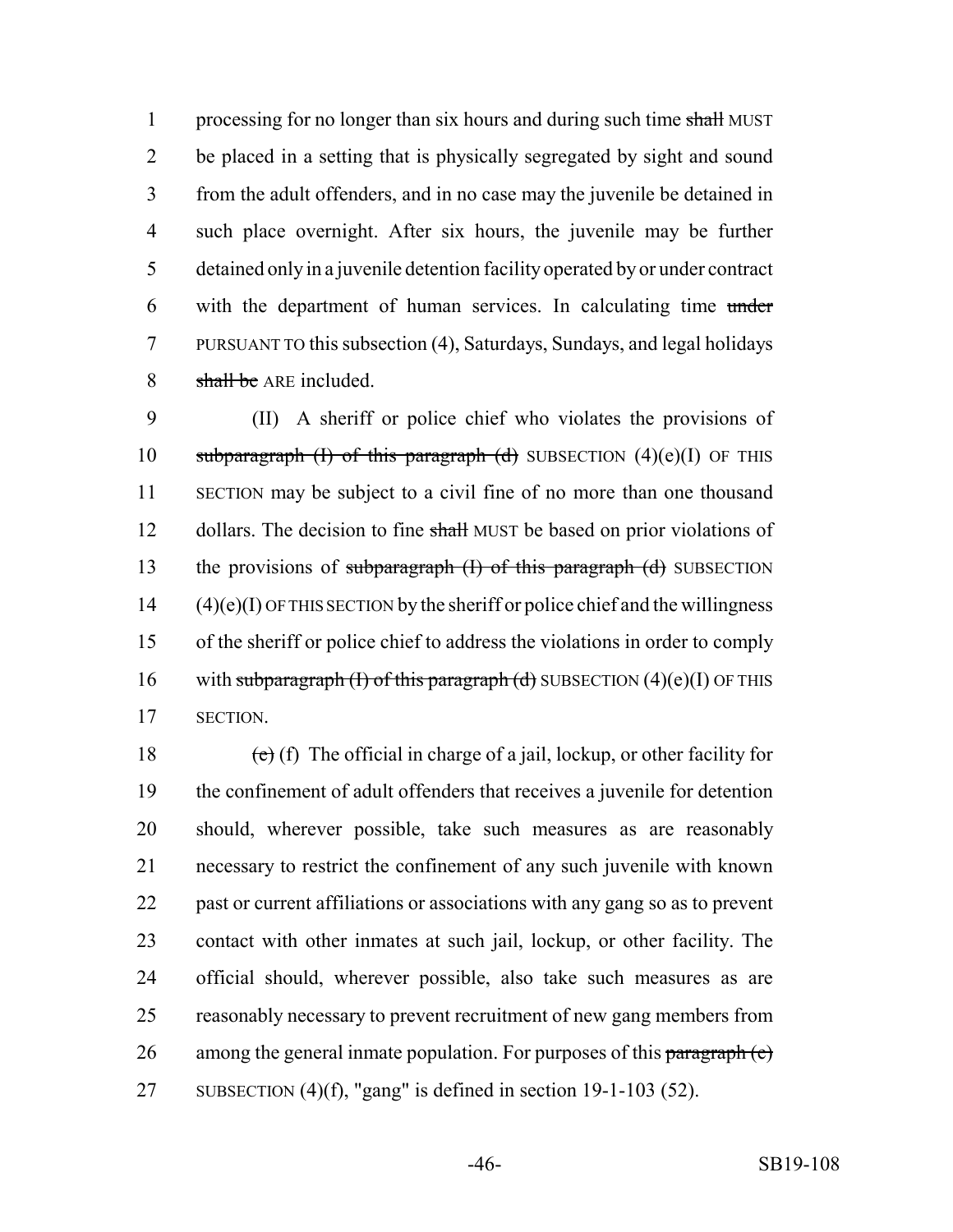1 processing for no longer than six hours and during such time ~~shall~~ MUST
2 be placed in a setting that is physically segregated by sight and sound
3 from the adult offenders, and in no case may the juvenile be detained in
4 such place overnight. After six hours, the juvenile may be further
5 detained only in a juvenile detention facility operated by or under contract
6 with the department of human services. In calculating time ~~under~~
7 PURSUANT TO this subsection (4), Saturdays, Sundays, and legal holidays
8 ~~shall be~~ ARE included.

9 (II) A sheriff or police chief who violates the provisions of
10 ~~subparagraph (I) of this paragraph (d)~~ SUBSECTION (4)(e)(I) OF THIS
11 SECTION may be subject to a civil fine of no more than one thousand
12 dollars. The decision to fine ~~shall~~ MUST be based on prior violations of
13 the provisions of ~~subparagraph (I) of this paragraph (d)~~ SUBSECTION
14 (4)(e)(I) OF THIS SECTION by the sheriff or police chief and the willingness
15 of the sheriff or police chief to address the violations in order to comply
16 with ~~subparagraph (I) of this paragraph (d)~~ SUBSECTION (4)(e)(I) OF THIS
17 SECTION.

18 ~~(e)~~ (f) The official in charge of a jail, lockup, or other facility for
19 the confinement of adult offenders that receives a juvenile for detention
20 should, wherever possible, take such measures as are reasonably
21 necessary to restrict the confinement of any such juvenile with known
22 past or current affiliations or associations with any gang so as to prevent
23 contact with other inmates at such jail, lockup, or other facility. The
24 official should, wherever possible, also take such measures as are
25 reasonably necessary to prevent recruitment of new gang members from
26 among the general inmate population. For purposes of this ~~paragraph (e)~~
27 SUBSECTION (4)(f), "gang" is defined in section 19-1-103 (52).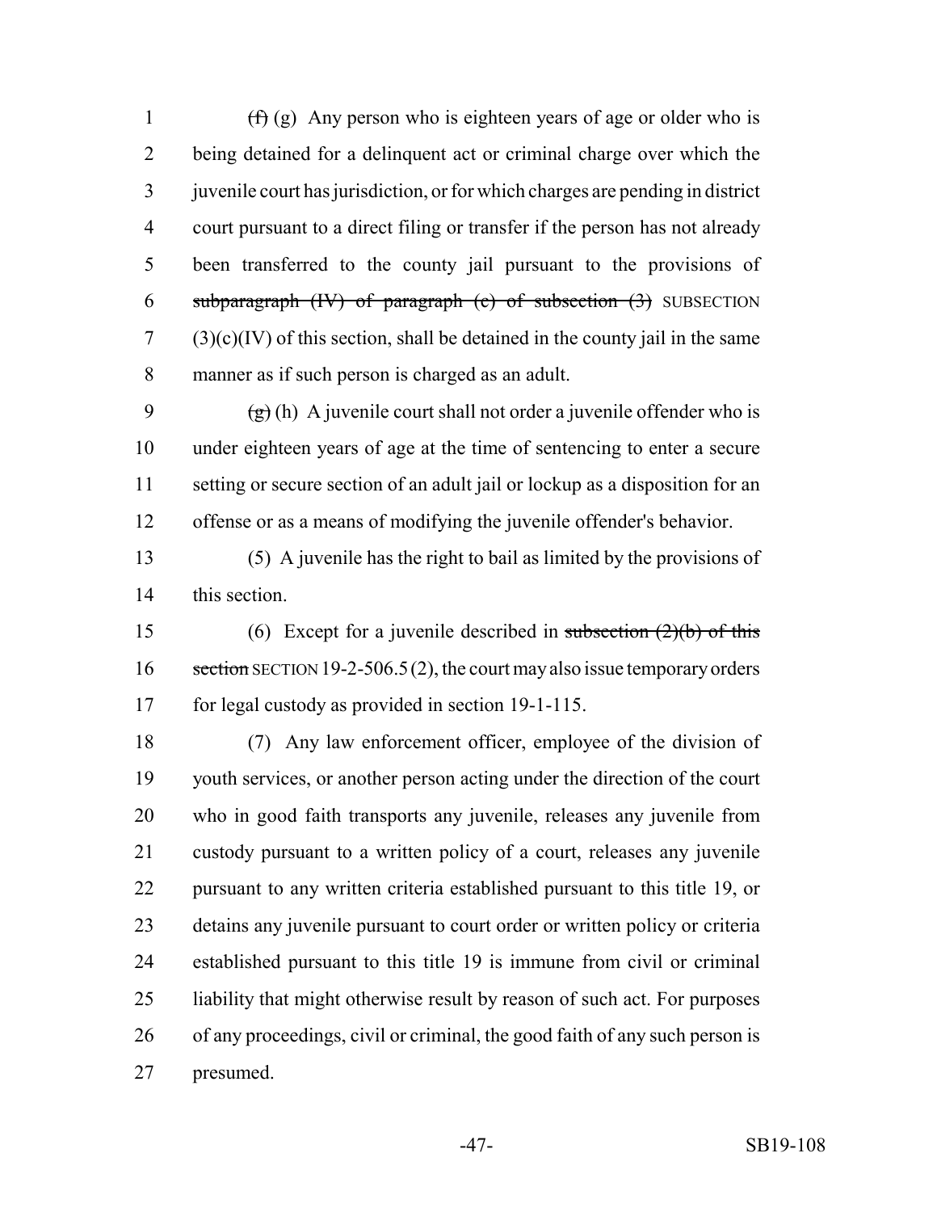~~(f)~~ (g) Any person who is eighteen years of age or older who is being detained for a delinquent act or criminal charge over which the juvenile court has jurisdiction, or for which charges are pending in district court pursuant to a direct filing or transfer if the person has not already been transferred to the county jail pursuant to the provisions of ~~subparagraph (IV) of paragraph (c) of subsection (3)~~ SUBSECTION (3)(c)(IV) of this section, shall be detained in the county jail in the same manner as if such person is charged as an adult.

~~(g)~~ (h) A juvenile court shall not order a juvenile offender who is under eighteen years of age at the time of sentencing to enter a secure setting or secure section of an adult jail or lockup as a disposition for an offense or as a means of modifying the juvenile offender's behavior.

(5) A juvenile has the right to bail as limited by the provisions of this section.

(6) Except for a juvenile described in ~~subsection (2)(b) of this section~~ SECTION 19-2-506.5 (2), the court may also issue temporary orders for legal custody as provided in section 19-1-115.

(7) Any law enforcement officer, employee of the division of youth services, or another person acting under the direction of the court who in good faith transports any juvenile, releases any juvenile from custody pursuant to a written policy of a court, releases any juvenile pursuant to any written criteria established pursuant to this title 19, or detains any juvenile pursuant to court order or written policy or criteria established pursuant to this title 19 is immune from civil or criminal liability that might otherwise result by reason of such act. For purposes of any proceedings, civil or criminal, the good faith of any such person is presumed.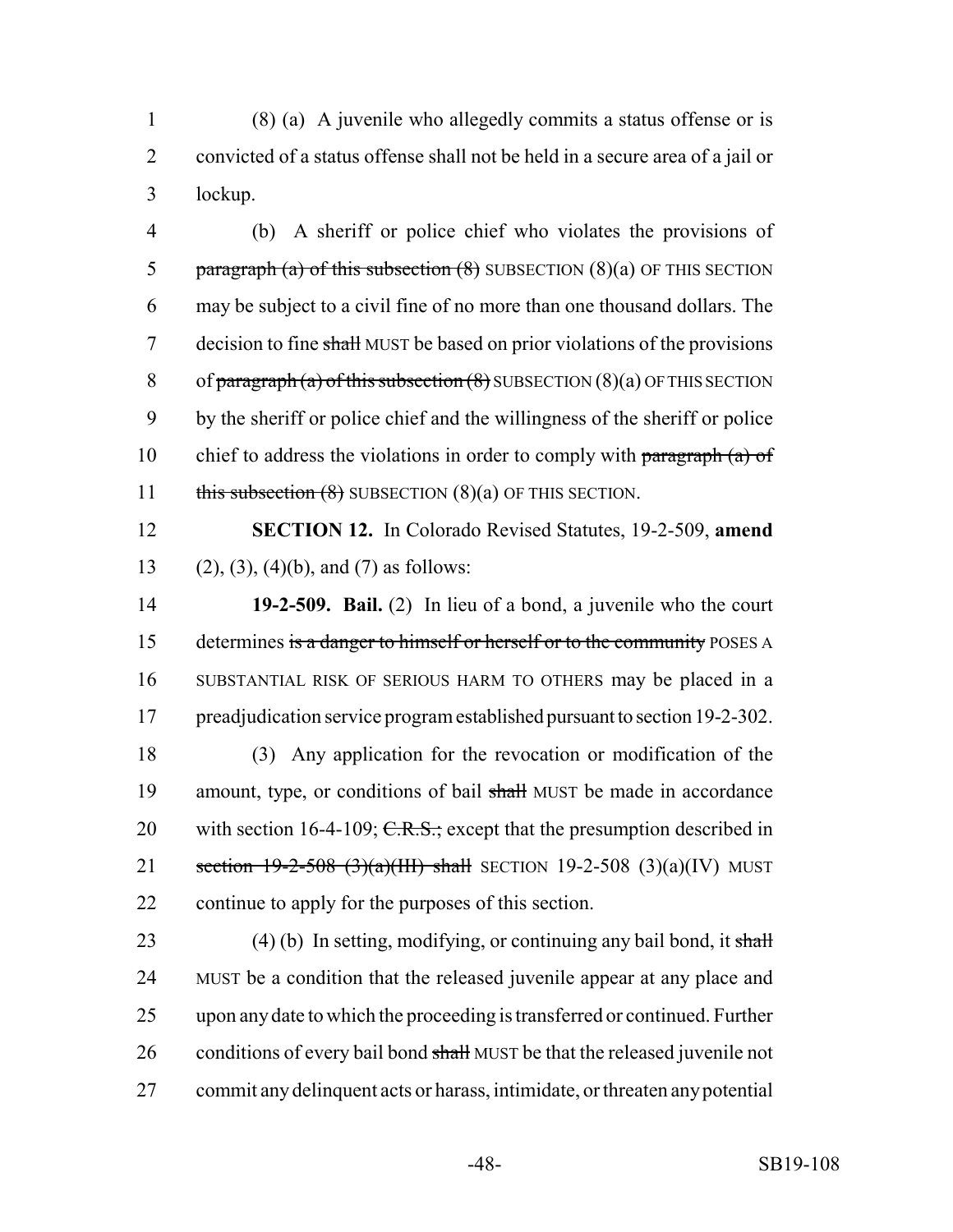(8) (a) A juvenile who allegedly commits a status offense or is convicted of a status offense shall not be held in a secure area of a jail or lockup.

(b) A sheriff or police chief who violates the provisions of ~~paragraph (a) of this subsection (8)~~ SUBSECTION (8)(a) OF THIS SECTION may be subject to a civil fine of no more than one thousand dollars. The decision to fine ~~shall~~ MUST be based on prior violations of the provisions of ~~paragraph (a) of this subsection (8)~~ SUBSECTION (8)(a) OF THIS SECTION by the sheriff or police chief and the willingness of the sheriff or police chief to address the violations in order to comply with ~~paragraph (a) of this subsection (8)~~ SUBSECTION (8)(a) OF THIS SECTION.

**SECTION 12.** In Colorado Revised Statutes, 19-2-509, **amend** (2), (3), (4)(b), and (7) as follows:

**19-2-509. Bail.** (2) In lieu of a bond, a juvenile who the court determines ~~is a danger to himself or herself or to the community~~ POSES A SUBSTANTIAL RISK OF SERIOUS HARM TO OTHERS may be placed in a preadjudication service program established pursuant to section 19-2-302.

(3) Any application for the revocation or modification of the amount, type, or conditions of bail ~~shall~~ MUST be made in accordance with section 16-4-109; ~~C.R.S.;~~ except that the presumption described in ~~section 19-2-508 (3)(a)(III) shall~~ SECTION 19-2-508 (3)(a)(IV) MUST continue to apply for the purposes of this section.

(4) (b) In setting, modifying, or continuing any bail bond, it ~~shall~~ MUST be a condition that the released juvenile appear at any place and upon any date to which the proceeding is transferred or continued. Further conditions of every bail bond ~~shall~~ MUST be that the released juvenile not commit any delinquent acts or harass, intimidate, or threaten any potential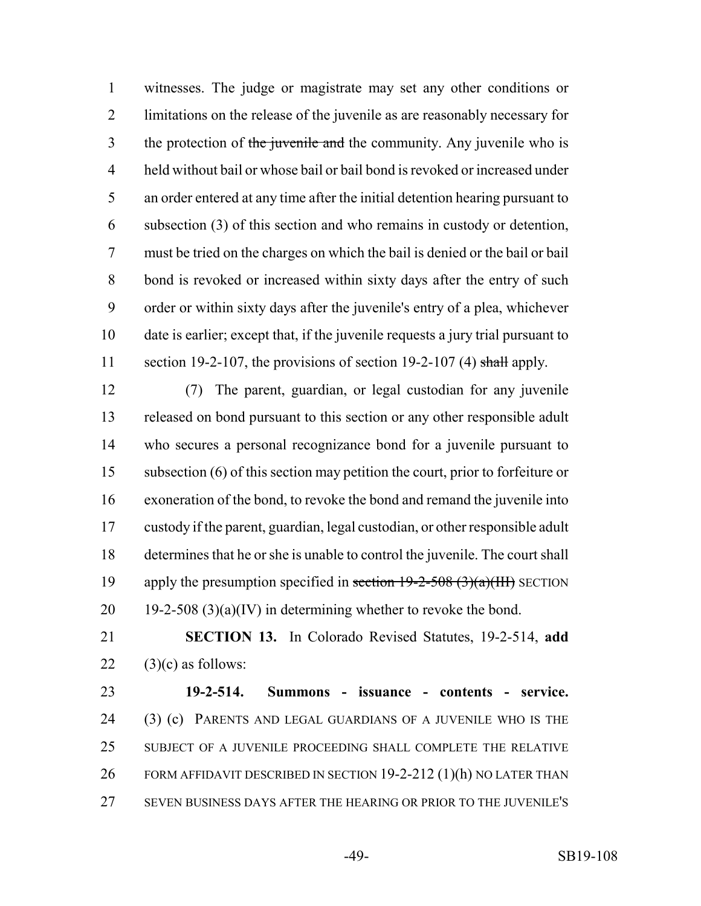witnesses. The judge or magistrate may set any other conditions or limitations on the release of the juvenile as are reasonably necessary for the protection of ~~the juvenile and~~ the community. Any juvenile who is held without bail or whose bail or bail bond is revoked or increased under an order entered at any time after the initial detention hearing pursuant to subsection (3) of this section and who remains in custody or detention, must be tried on the charges on which the bail is denied or the bail or bail bond is revoked or increased within sixty days after the entry of such order or within sixty days after the juvenile's entry of a plea, whichever date is earlier; except that, if the juvenile requests a jury trial pursuant to section 19-2-107, the provisions of section 19-2-107 (4) ~~shall~~ apply.

(7) The parent, guardian, or legal custodian for any juvenile released on bond pursuant to this section or any other responsible adult who secures a personal recognizance bond for a juvenile pursuant to subsection (6) of this section may petition the court, prior to forfeiture or exoneration of the bond, to revoke the bond and remand the juvenile into custody if the parent, guardian, legal custodian, or other responsible adult determines that he or she is unable to control the juvenile. The court shall apply the presumption specified in ~~section 19-2-508 (3)(a)(III)~~ SECTION 19-2-508 (3)(a)(IV) in determining whether to revoke the bond.

**SECTION 13.** In Colorado Revised Statutes, 19-2-514, **add** (3)(c) as follows:

**19-2-514. Summons - issuance - contents - service.** (3) (c) PARENTS AND LEGAL GUARDIANS OF A JUVENILE WHO IS THE SUBJECT OF A JUVENILE PROCEEDING SHALL COMPLETE THE RELATIVE FORM AFFIDAVIT DESCRIBED IN SECTION 19-2-212 (1)(h) NO LATER THAN SEVEN BUSINESS DAYS AFTER THE HEARING OR PRIOR TO THE JUVENILE'S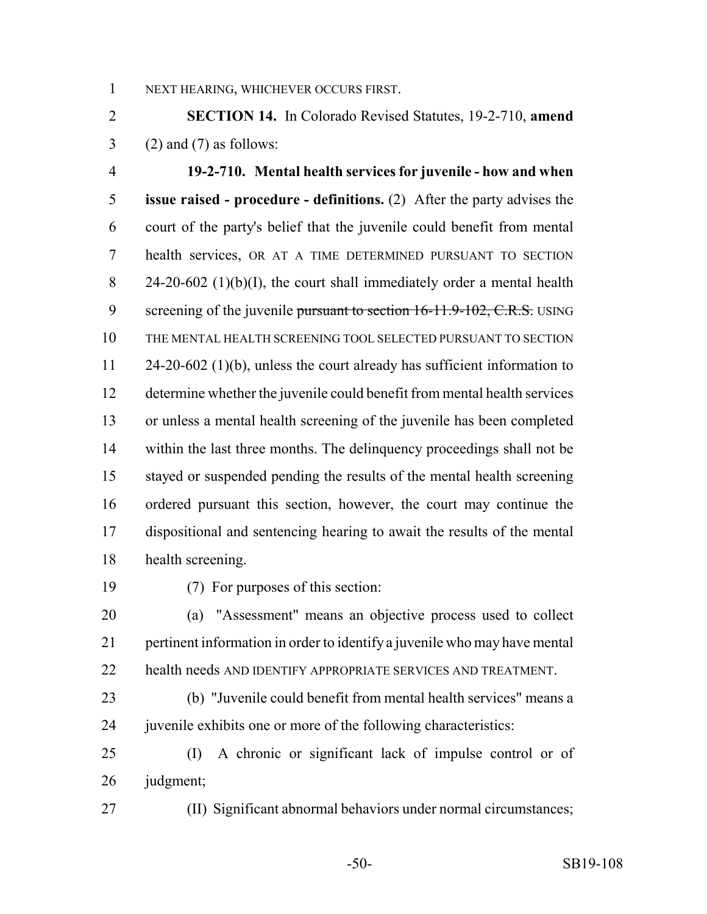NEXT HEARING, WHICHEVER OCCURS FIRST.

**SECTION 14.** In Colorado Revised Statutes, 19-2-710, **amend** (2) and (7) as follows:

**19-2-710. Mental health services for juvenile - how and when issue raised - procedure - definitions.** (2) After the party advises the court of the party's belief that the juvenile could benefit from mental health services, OR AT A TIME DETERMINED PURSUANT TO SECTION 24-20-602 (1)(b)(I), the court shall immediately order a mental health screening of the juvenile ~~pursuant to section 16-11.9-102, C.R.S.~~ USING THE MENTAL HEALTH SCREENING TOOL SELECTED PURSUANT TO SECTION 24-20-602 (1)(b), unless the court already has sufficient information to determine whether the juvenile could benefit from mental health services or unless a mental health screening of the juvenile has been completed within the last three months. The delinquency proceedings shall not be stayed or suspended pending the results of the mental health screening ordered pursuant this section, however, the court may continue the dispositional and sentencing hearing to await the results of the mental health screening.

(7) For purposes of this section:

(a) "Assessment" means an objective process used to collect pertinent information in order to identify a juvenile who may have mental health needs AND IDENTIFY APPROPRIATE SERVICES AND TREATMENT.

(b) "Juvenile could benefit from mental health services" means a juvenile exhibits one or more of the following characteristics:

(I) A chronic or significant lack of impulse control or of judgment;

(II) Significant abnormal behaviors under normal circumstances;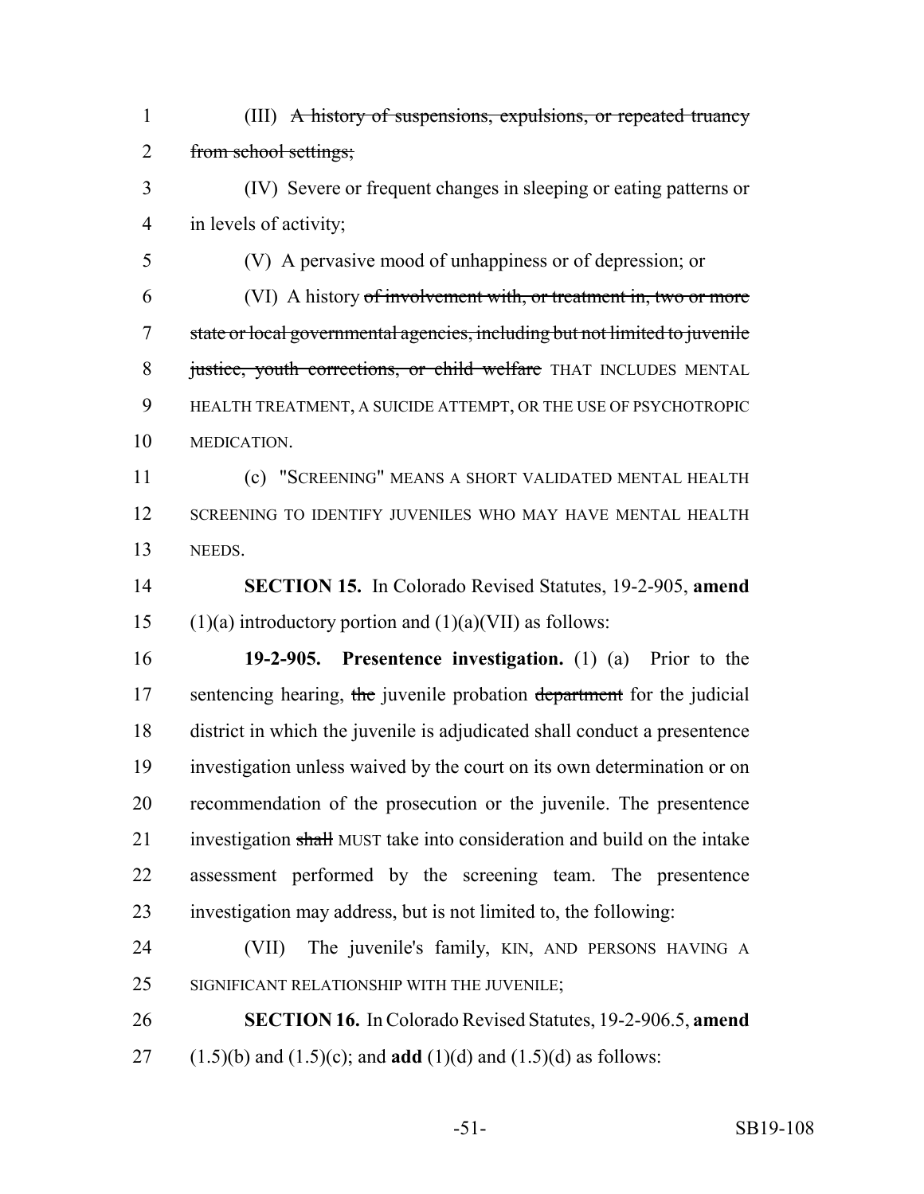(III) ~~A history of suspensions, expulsions, or repeated truancy from school settings;~~

(IV) Severe or frequent changes in sleeping or eating patterns or in levels of activity;

(V) A pervasive mood of unhappiness or of depression; or

(VI) A history ~~of involvement with, or treatment in, two or more state or local governmental agencies, including but not limited to juvenile justice, youth corrections, or child welfare~~ THAT INCLUDES MENTAL HEALTH TREATMENT, A SUICIDE ATTEMPT, OR THE USE OF PSYCHOTROPIC MEDICATION.

(c) "SCREENING" MEANS A SHORT VALIDATED MENTAL HEALTH SCREENING TO IDENTIFY JUVENILES WHO MAY HAVE MENTAL HEALTH NEEDS.

**SECTION 15.** In Colorado Revised Statutes, 19-2-905, **amend** (1)(a) introductory portion and (1)(a)(VII) as follows:

**19-2-905. Presentence investigation.** (1) (a) Prior to the sentencing hearing, ~~the~~ juvenile probation ~~department~~ for the judicial district in which the juvenile is adjudicated shall conduct a presentence investigation unless waived by the court on its own determination or on recommendation of the prosecution or the juvenile. The presentence investigation ~~shall~~ MUST take into consideration and build on the intake assessment performed by the screening team. The presentence investigation may address, but is not limited to, the following:

(VII) The juvenile's family, KIN, AND PERSONS HAVING A SIGNIFICANT RELATIONSHIP WITH THE JUVENILE;

**SECTION 16.** In Colorado Revised Statutes, 19-2-906.5, **amend** (1.5)(b) and (1.5)(c); and **add** (1)(d) and (1.5)(d) as follows: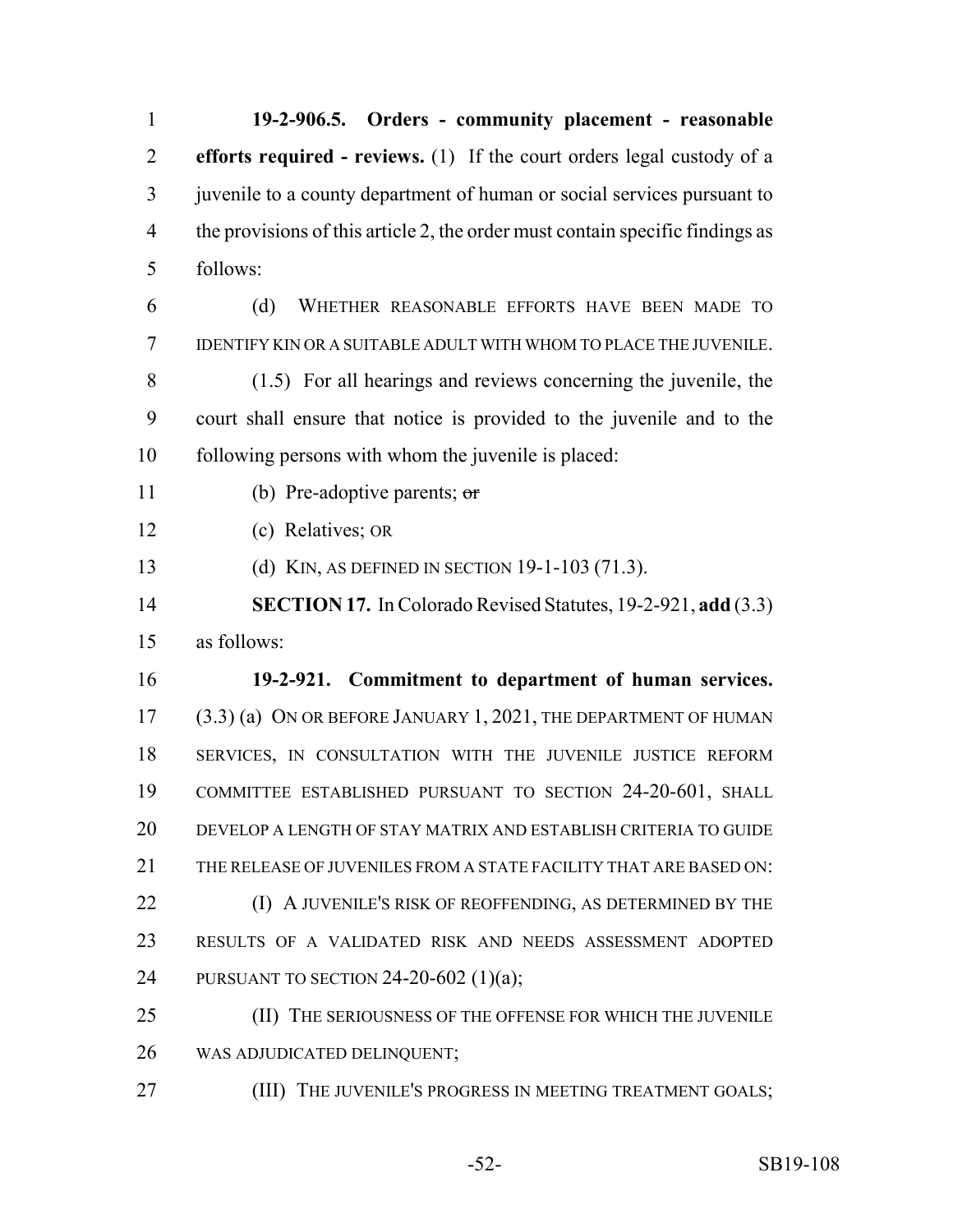**19-2-906.5. Orders - community placement - reasonable efforts required - reviews.** (1) If the court orders legal custody of a juvenile to a county department of human or social services pursuant to the provisions of this article 2, the order must contain specific findings as follows:

(d) WHETHER REASONABLE EFFORTS HAVE BEEN MADE TO IDENTIFY KIN OR A SUITABLE ADULT WITH WHOM TO PLACE THE JUVENILE.

(1.5) For all hearings and reviews concerning the juvenile, the court shall ensure that notice is provided to the juvenile and to the following persons with whom the juvenile is placed:

(b) Pre-adoptive parents; ~~or~~

(c) Relatives; OR

(d) KIN, AS DEFINED IN SECTION 19-1-103 (71.3).

**SECTION 17.** In Colorado Revised Statutes, 19-2-921, **add** (3.3) as follows:

**19-2-921. Commitment to department of human services.** (3.3) (a) ON OR BEFORE JANUARY 1, 2021, THE DEPARTMENT OF HUMAN SERVICES, IN CONSULTATION WITH THE JUVENILE JUSTICE REFORM COMMITTEE ESTABLISHED PURSUANT TO SECTION 24-20-601, SHALL DEVELOP A LENGTH OF STAY MATRIX AND ESTABLISH CRITERIA TO GUIDE THE RELEASE OF JUVENILES FROM A STATE FACILITY THAT ARE BASED ON:

(I) A JUVENILE'S RISK OF REOFFENDING, AS DETERMINED BY THE RESULTS OF A VALIDATED RISK AND NEEDS ASSESSMENT ADOPTED PURSUANT TO SECTION 24-20-602 (1)(a);

(II) THE SERIOUSNESS OF THE OFFENSE FOR WHICH THE JUVENILE WAS ADJUDICATED DELINQUENT;

(III) THE JUVENILE'S PROGRESS IN MEETING TREATMENT GOALS;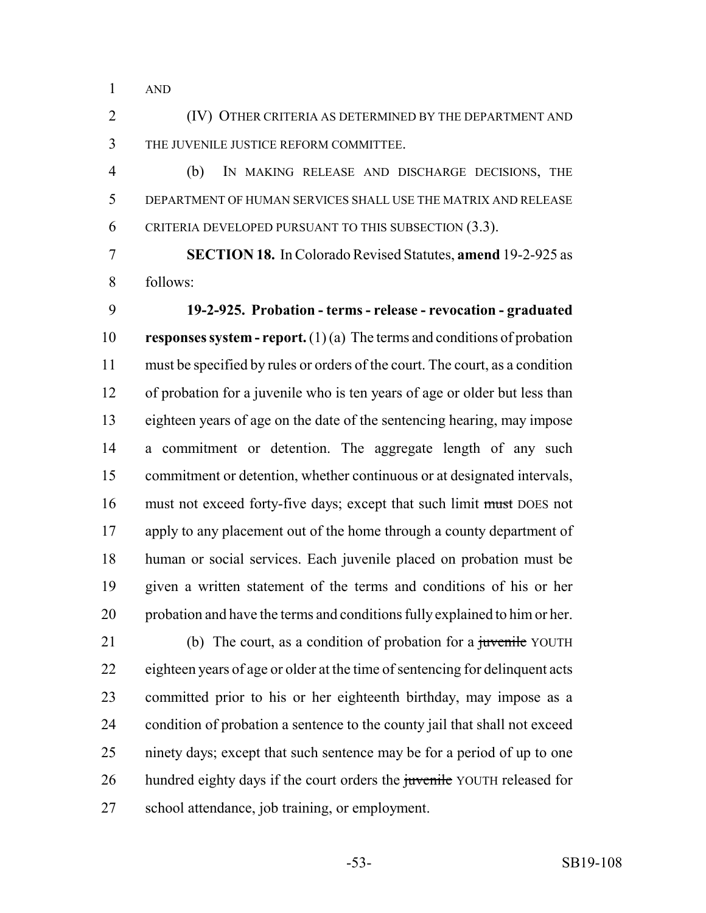AND

(IV) OTHER CRITERIA AS DETERMINED BY THE DEPARTMENT AND THE JUVENILE JUSTICE REFORM COMMITTEE.

(b) IN MAKING RELEASE AND DISCHARGE DECISIONS, THE DEPARTMENT OF HUMAN SERVICES SHALL USE THE MATRIX AND RELEASE CRITERIA DEVELOPED PURSUANT TO THIS SUBSECTION (3.3).

**SECTION 18.** In Colorado Revised Statutes, **amend** 19-2-925 as follows:

**19-2-925. Probation - terms - release - revocation - graduated responses system - report.** (1) (a) The terms and conditions of probation must be specified by rules or orders of the court. The court, as a condition of probation for a juvenile who is ten years of age or older but less than eighteen years of age on the date of the sentencing hearing, may impose a commitment or detention. The aggregate length of any such commitment or detention, whether continuous or at designated intervals, must not exceed forty-five days; except that such limit ~~must~~ DOES not apply to any placement out of the home through a county department of human or social services. Each juvenile placed on probation must be given a written statement of the terms and conditions of his or her probation and have the terms and conditions fully explained to him or her.

(b) The court, as a condition of probation for a ~~juvenile~~ YOUTH eighteen years of age or older at the time of sentencing for delinquent acts committed prior to his or her eighteenth birthday, may impose as a condition of probation a sentence to the county jail that shall not exceed ninety days; except that such sentence may be for a period of up to one hundred eighty days if the court orders the ~~juvenile~~ YOUTH released for school attendance, job training, or employment.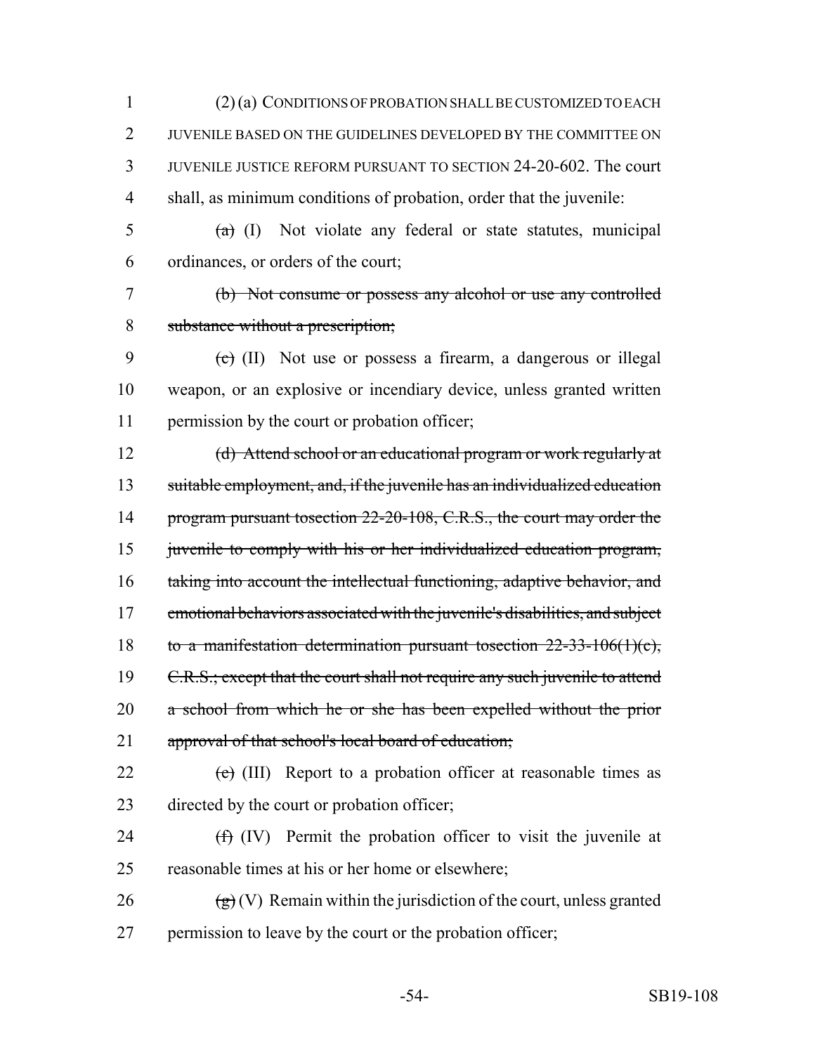(2) (a) CONDITIONS OF PROBATION SHALL BE CUSTOMIZED TO EACH JUVENILE BASED ON THE GUIDELINES DEVELOPED BY THE COMMITTEE ON JUVENILE JUSTICE REFORM PURSUANT TO SECTION 24-20-602. The court shall, as minimum conditions of probation, order that the juvenile:

~~(a)~~ (I) Not violate any federal or state statutes, municipal ordinances, or orders of the court;

~~(b) Not consume or possess any alcohol or use any controlled substance without a prescription;~~

~~(c)~~ (II) Not use or possess a firearm, a dangerous or illegal weapon, or an explosive or incendiary device, unless granted written permission by the court or probation officer;

~~(d) Attend school or an educational program or work regularly at suitable employment, and, if the juvenile has an individualized education program pursuant tosection 22-20-108, C.R.S., the court may order the juvenile to comply with his or her individualized education program, taking into account the intellectual functioning, adaptive behavior, and emotional behaviors associated with the juvenile's disabilities, and subject to a manifestation determination pursuant tosection 22-33-106(1)(c), C.R.S.; except that the court shall not require any such juvenile to attend a school from which he or she has been expelled without the prior approval of that school's local board of education;~~

~~(e)~~ (III) Report to a probation officer at reasonable times as directed by the court or probation officer;

~~(f)~~ (IV) Permit the probation officer to visit the juvenile at reasonable times at his or her home or elsewhere;

~~(g)~~ (V) Remain within the jurisdiction of the court, unless granted permission to leave by the court or the probation officer;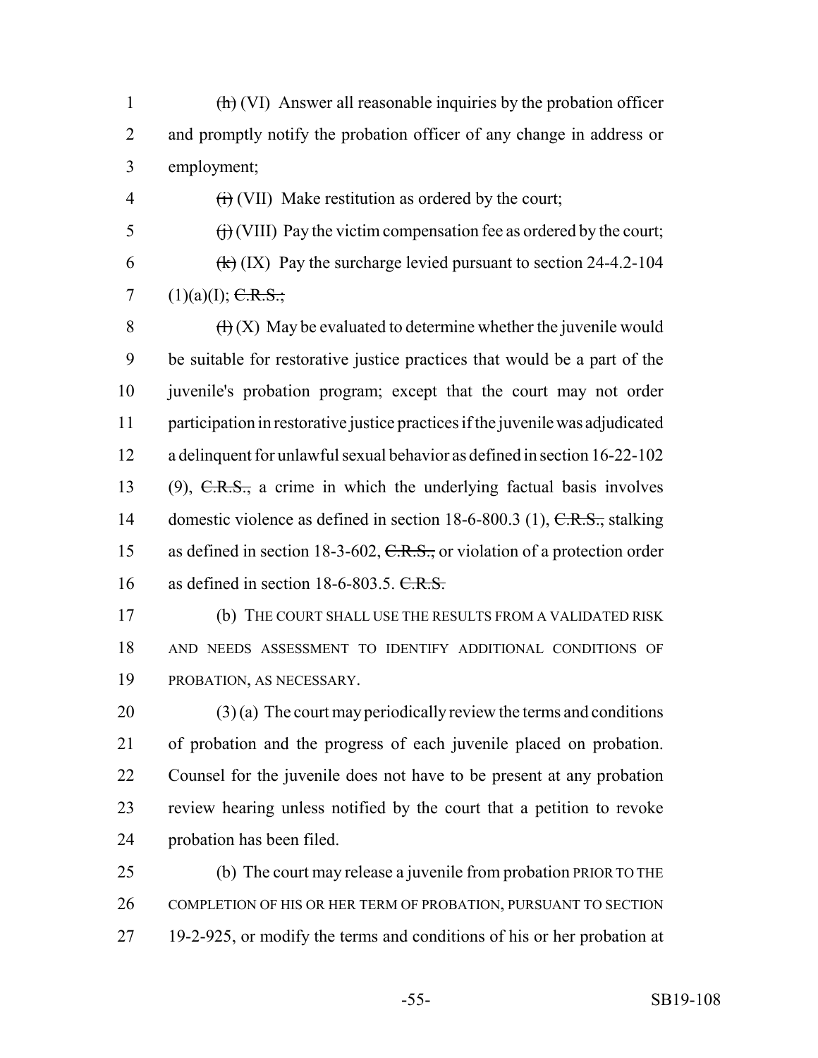(h) (VI) Answer all reasonable inquiries by the probation officer and promptly notify the probation officer of any change in address or employment;

(i) (VII) Make restitution as ordered by the court;

(j) (VIII) Pay the victim compensation fee as ordered by the court;

(k) (IX) Pay the surcharge levied pursuant to section 24-4.2-104 (1)(a)(I); C.R.S.;

(l) (X) May be evaluated to determine whether the juvenile would be suitable for restorative justice practices that would be a part of the juvenile's probation program; except that the court may not order participation in restorative justice practices if the juvenile was adjudicated a delinquent for unlawful sexual behavior as defined in section 16-22-102 (9), C.R.S., a crime in which the underlying factual basis involves domestic violence as defined in section 18-6-800.3 (1), C.R.S., stalking as defined in section 18-3-602, C.R.S., or violation of a protection order as defined in section 18-6-803.5. C.R.S.

(b) THE COURT SHALL USE THE RESULTS FROM A VALIDATED RISK AND NEEDS ASSESSMENT TO IDENTIFY ADDITIONAL CONDITIONS OF PROBATION, AS NECESSARY.

(3) (a) The court may periodically review the terms and conditions of probation and the progress of each juvenile placed on probation. Counsel for the juvenile does not have to be present at any probation review hearing unless notified by the court that a petition to revoke probation has been filed.

(b) The court may release a juvenile from probation PRIOR TO THE COMPLETION OF HIS OR HER TERM OF PROBATION, PURSUANT TO SECTION 19-2-925, or modify the terms and conditions of his or her probation at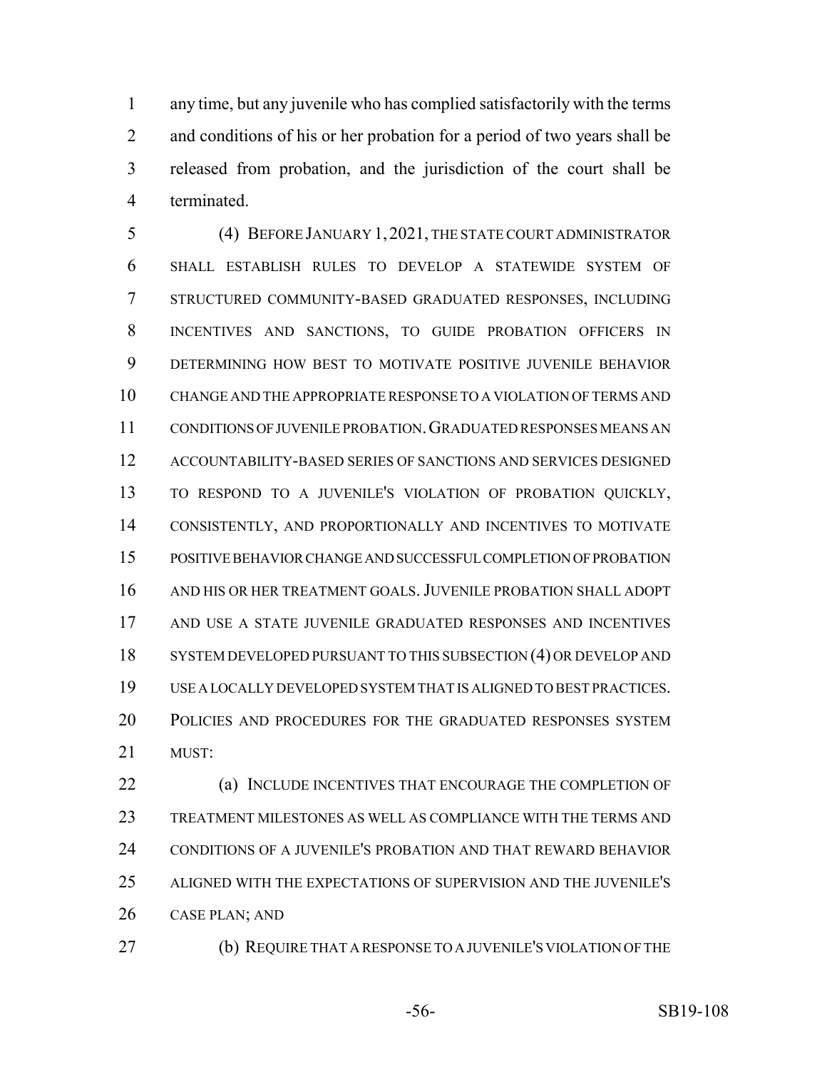any time, but any juvenile who has complied satisfactorily with the terms and conditions of his or her probation for a period of two years shall be released from probation, and the jurisdiction of the court shall be terminated.

(4) BEFORE JANUARY 1, 2021, THE STATE COURT ADMINISTRATOR SHALL ESTABLISH RULES TO DEVELOP A STATEWIDE SYSTEM OF STRUCTURED COMMUNITY-BASED GRADUATED RESPONSES, INCLUDING INCENTIVES AND SANCTIONS, TO GUIDE PROBATION OFFICERS IN DETERMINING HOW BEST TO MOTIVATE POSITIVE JUVENILE BEHAVIOR CHANGE AND THE APPROPRIATE RESPONSE TO A VIOLATION OF TERMS AND CONDITIONS OF JUVENILE PROBATION. GRADUATED RESPONSES MEANS AN ACCOUNTABILITY-BASED SERIES OF SANCTIONS AND SERVICES DESIGNED TO RESPOND TO A JUVENILE'S VIOLATION OF PROBATION QUICKLY, CONSISTENTLY, AND PROPORTIONALLY AND INCENTIVES TO MOTIVATE POSITIVE BEHAVIOR CHANGE AND SUCCESSFUL COMPLETION OF PROBATION AND HIS OR HER TREATMENT GOALS. JUVENILE PROBATION SHALL ADOPT AND USE A STATE JUVENILE GRADUATED RESPONSES AND INCENTIVES SYSTEM DEVELOPED PURSUANT TO THIS SUBSECTION (4) OR DEVELOP AND USE A LOCALLY DEVELOPED SYSTEM THAT IS ALIGNED TO BEST PRACTICES. POLICIES AND PROCEDURES FOR THE GRADUATED RESPONSES SYSTEM MUST:

(a) INCLUDE INCENTIVES THAT ENCOURAGE THE COMPLETION OF TREATMENT MILESTONES AS WELL AS COMPLIANCE WITH THE TERMS AND CONDITIONS OF A JUVENILE'S PROBATION AND THAT REWARD BEHAVIOR ALIGNED WITH THE EXPECTATIONS OF SUPERVISION AND THE JUVENILE'S CASE PLAN; AND

(b) REQUIRE THAT A RESPONSE TO A JUVENILE'S VIOLATION OF THE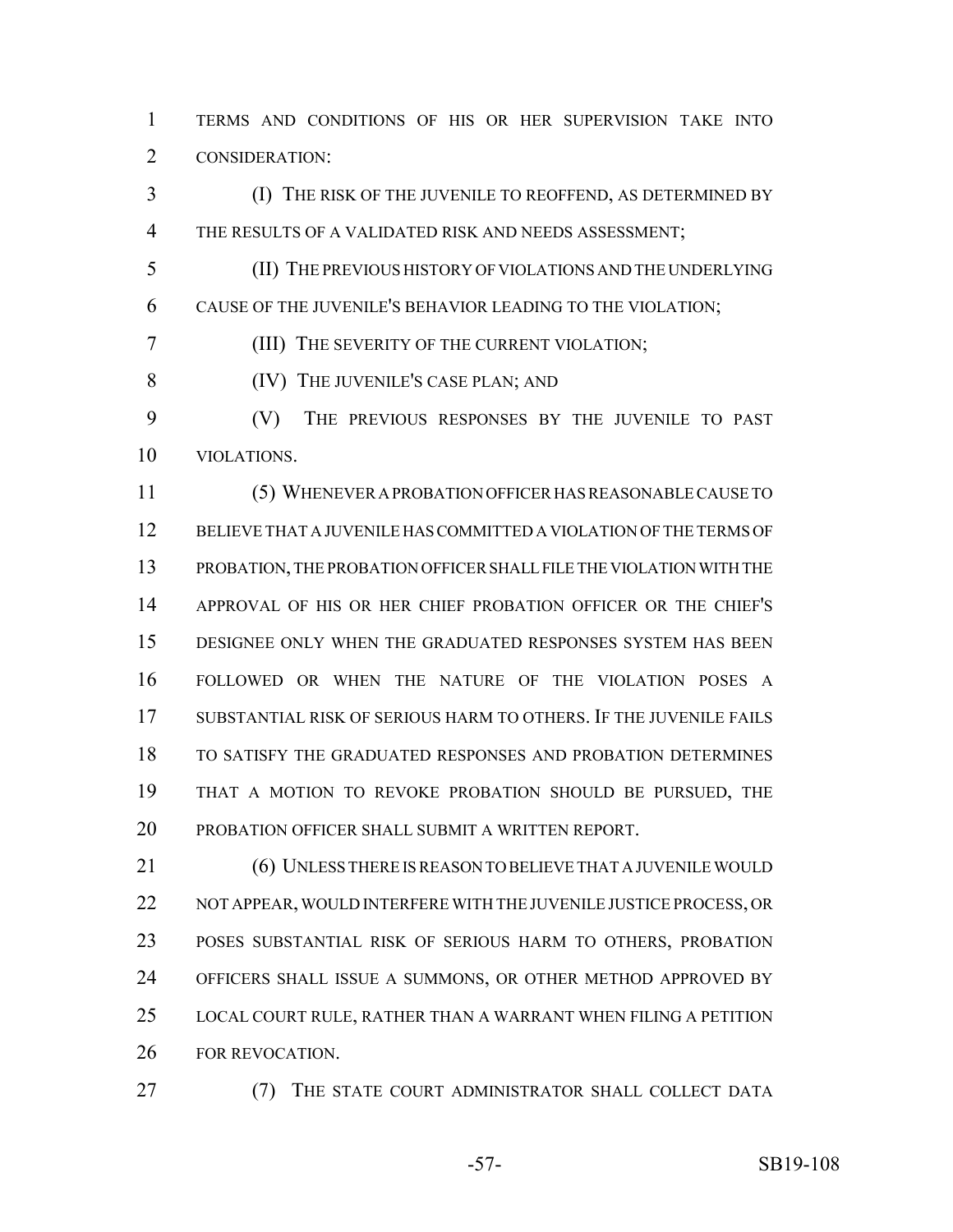TERMS AND CONDITIONS OF HIS OR HER SUPERVISION TAKE INTO CONSIDERATION:

(I) THE RISK OF THE JUVENILE TO REOFFEND, AS DETERMINED BY THE RESULTS OF A VALIDATED RISK AND NEEDS ASSESSMENT;

(II) THE PREVIOUS HISTORY OF VIOLATIONS AND THE UNDERLYING CAUSE OF THE JUVENILE'S BEHAVIOR LEADING TO THE VIOLATION;

(III) THE SEVERITY OF THE CURRENT VIOLATION;

(IV) THE JUVENILE'S CASE PLAN; AND

(V) THE PREVIOUS RESPONSES BY THE JUVENILE TO PAST VIOLATIONS.

(5) WHENEVER A PROBATION OFFICER HAS REASONABLE CAUSE TO BELIEVE THAT A JUVENILE HAS COMMITTED A VIOLATION OF THE TERMS OF PROBATION, THE PROBATION OFFICER SHALL FILE THE VIOLATION WITH THE APPROVAL OF HIS OR HER CHIEF PROBATION OFFICER OR THE CHIEF'S DESIGNEE ONLY WHEN THE GRADUATED RESPONSES SYSTEM HAS BEEN FOLLOWED OR WHEN THE NATURE OF THE VIOLATION POSES A SUBSTANTIAL RISK OF SERIOUS HARM TO OTHERS. IF THE JUVENILE FAILS TO SATISFY THE GRADUATED RESPONSES AND PROBATION DETERMINES THAT A MOTION TO REVOKE PROBATION SHOULD BE PURSUED, THE PROBATION OFFICER SHALL SUBMIT A WRITTEN REPORT.

(6) UNLESS THERE IS REASON TO BELIEVE THAT A JUVENILE WOULD NOT APPEAR, WOULD INTERFERE WITH THE JUVENILE JUSTICE PROCESS, OR POSES SUBSTANTIAL RISK OF SERIOUS HARM TO OTHERS, PROBATION OFFICERS SHALL ISSUE A SUMMONS, OR OTHER METHOD APPROVED BY LOCAL COURT RULE, RATHER THAN A WARRANT WHEN FILING A PETITION FOR REVOCATION.

(7) THE STATE COURT ADMINISTRATOR SHALL COLLECT DATA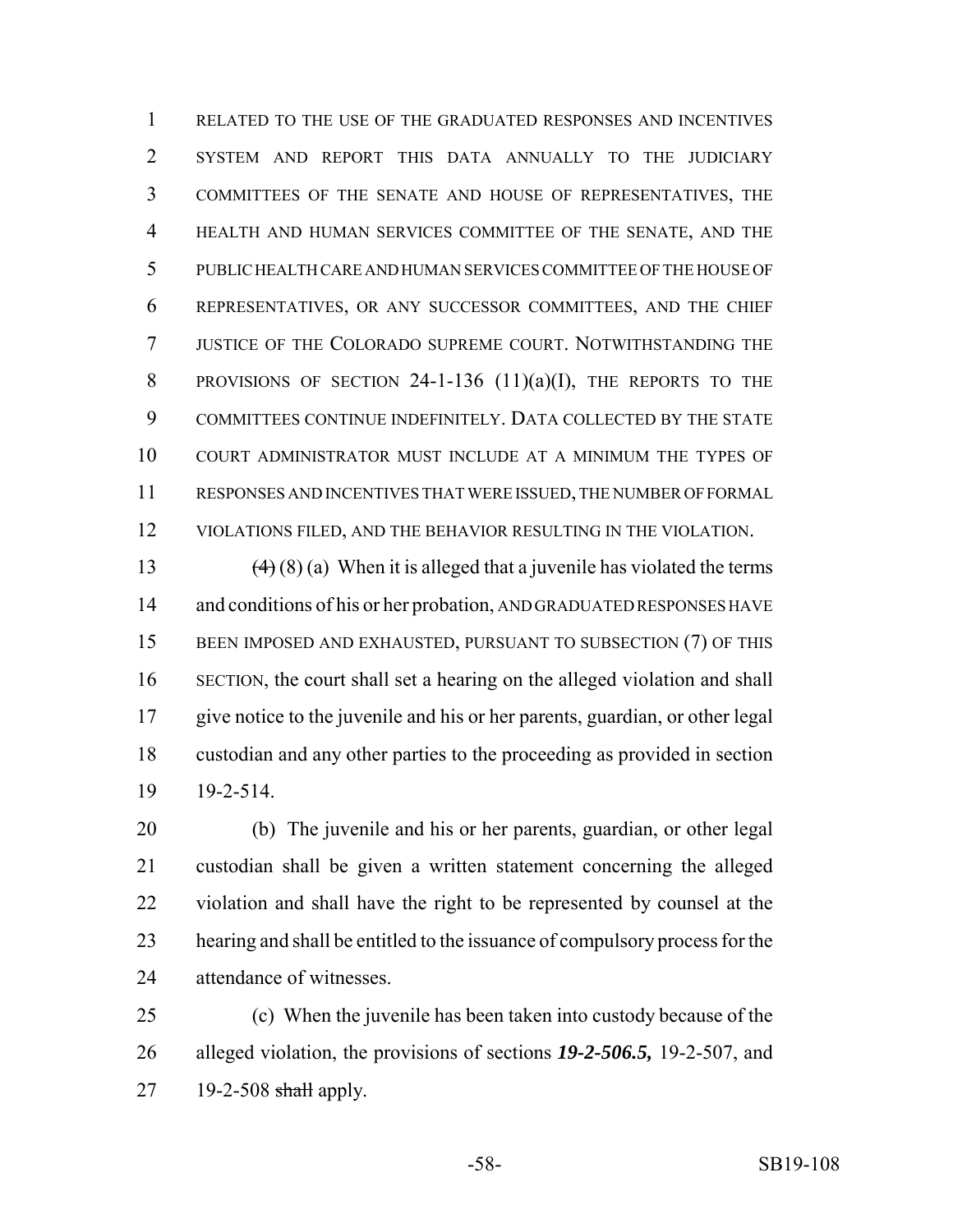RELATED TO THE USE OF THE GRADUATED RESPONSES AND INCENTIVES SYSTEM AND REPORT THIS DATA ANNUALLY TO THE JUDICIARY COMMITTEES OF THE SENATE AND HOUSE OF REPRESENTATIVES, THE HEALTH AND HUMAN SERVICES COMMITTEE OF THE SENATE, AND THE PUBLIC HEALTH CARE AND HUMAN SERVICES COMMITTEE OF THE HOUSE OF REPRESENTATIVES, OR ANY SUCCESSOR COMMITTEES, AND THE CHIEF JUSTICE OF THE COLORADO SUPREME COURT. NOTWITHSTANDING THE PROVISIONS OF SECTION 24-1-136 (11)(a)(I), THE REPORTS TO THE COMMITTEES CONTINUE INDEFINITELY. DATA COLLECTED BY THE STATE COURT ADMINISTRATOR MUST INCLUDE AT A MINIMUM THE TYPES OF RESPONSES AND INCENTIVES THAT WERE ISSUED, THE NUMBER OF FORMAL VIOLATIONS FILED, AND THE BEHAVIOR RESULTING IN THE VIOLATION.

~~(4)~~ (8) (a) When it is alleged that a juvenile has violated the terms and conditions of his or her probation, AND GRADUATED RESPONSES HAVE BEEN IMPOSED AND EXHAUSTED, PURSUANT TO SUBSECTION (7) OF THIS SECTION, the court shall set a hearing on the alleged violation and shall give notice to the juvenile and his or her parents, guardian, or other legal custodian and any other parties to the proceeding as provided in section 19-2-514.

(b) The juvenile and his or her parents, guardian, or other legal custodian shall be given a written statement concerning the alleged violation and shall have the right to be represented by counsel at the hearing and shall be entitled to the issuance of compulsory process for the attendance of witnesses.

(c) When the juvenile has been taken into custody because of the alleged violation, the provisions of sections ***19-2-506.5,*** 19-2-507, and 19-2-508 ~~shall~~ apply.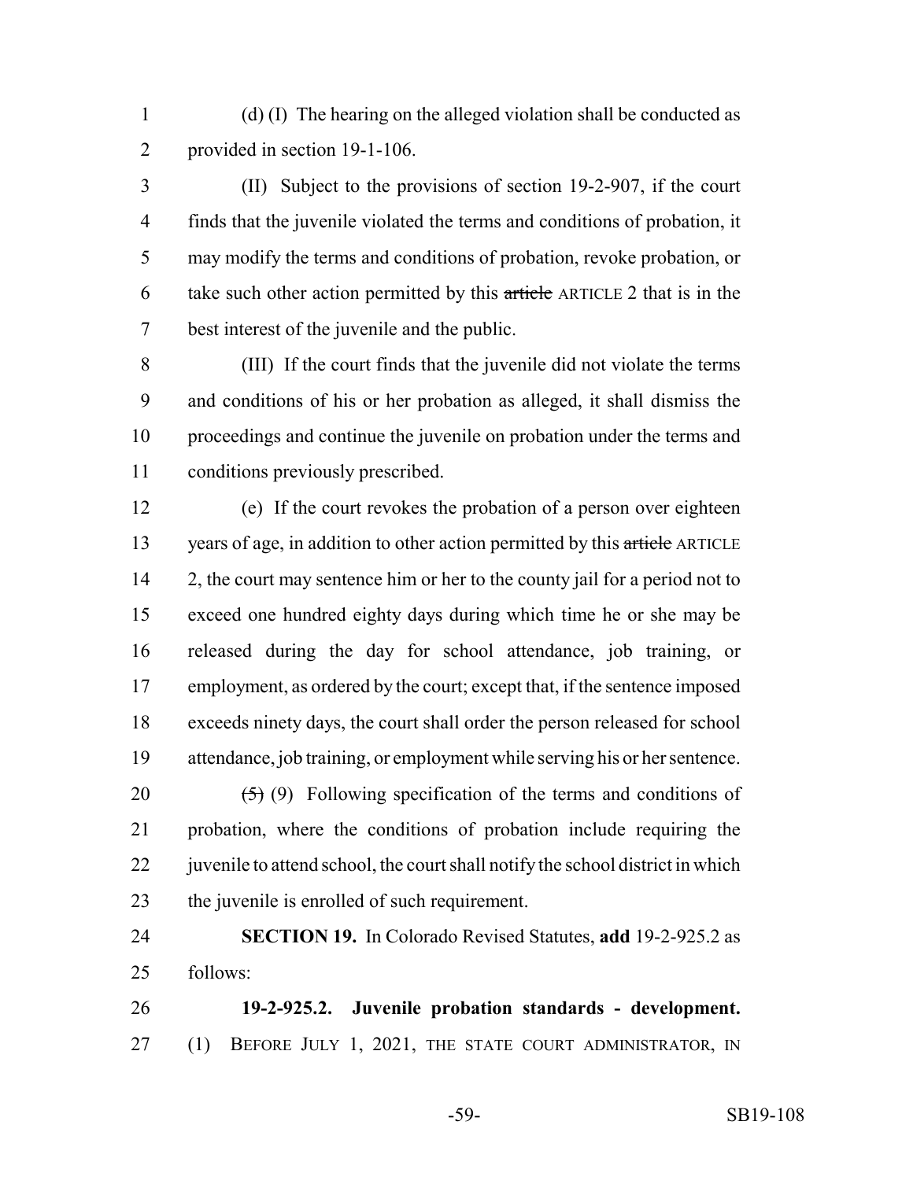(d) (I) The hearing on the alleged violation shall be conducted as provided in section 19-1-106.

(II) Subject to the provisions of section 19-2-907, if the court finds that the juvenile violated the terms and conditions of probation, it may modify the terms and conditions of probation, revoke probation, or take such other action permitted by this ~~article~~ ARTICLE 2 that is in the best interest of the juvenile and the public.

(III) If the court finds that the juvenile did not violate the terms and conditions of his or her probation as alleged, it shall dismiss the proceedings and continue the juvenile on probation under the terms and conditions previously prescribed.

(e) If the court revokes the probation of a person over eighteen years of age, in addition to other action permitted by this ~~article~~ ARTICLE 2, the court may sentence him or her to the county jail for a period not to exceed one hundred eighty days during which time he or she may be released during the day for school attendance, job training, or employment, as ordered by the court; except that, if the sentence imposed exceeds ninety days, the court shall order the person released for school attendance, job training, or employment while serving his or her sentence.

~~(5)~~ (9) Following specification of the terms and conditions of probation, where the conditions of probation include requiring the juvenile to attend school, the court shall notify the school district in which the juvenile is enrolled of such requirement.

**SECTION 19.** In Colorado Revised Statutes, **add** 19-2-925.2 as follows:

**19-2-925.2. Juvenile probation standards - development.** (1) BEFORE JULY 1, 2021, THE STATE COURT ADMINISTRATOR, IN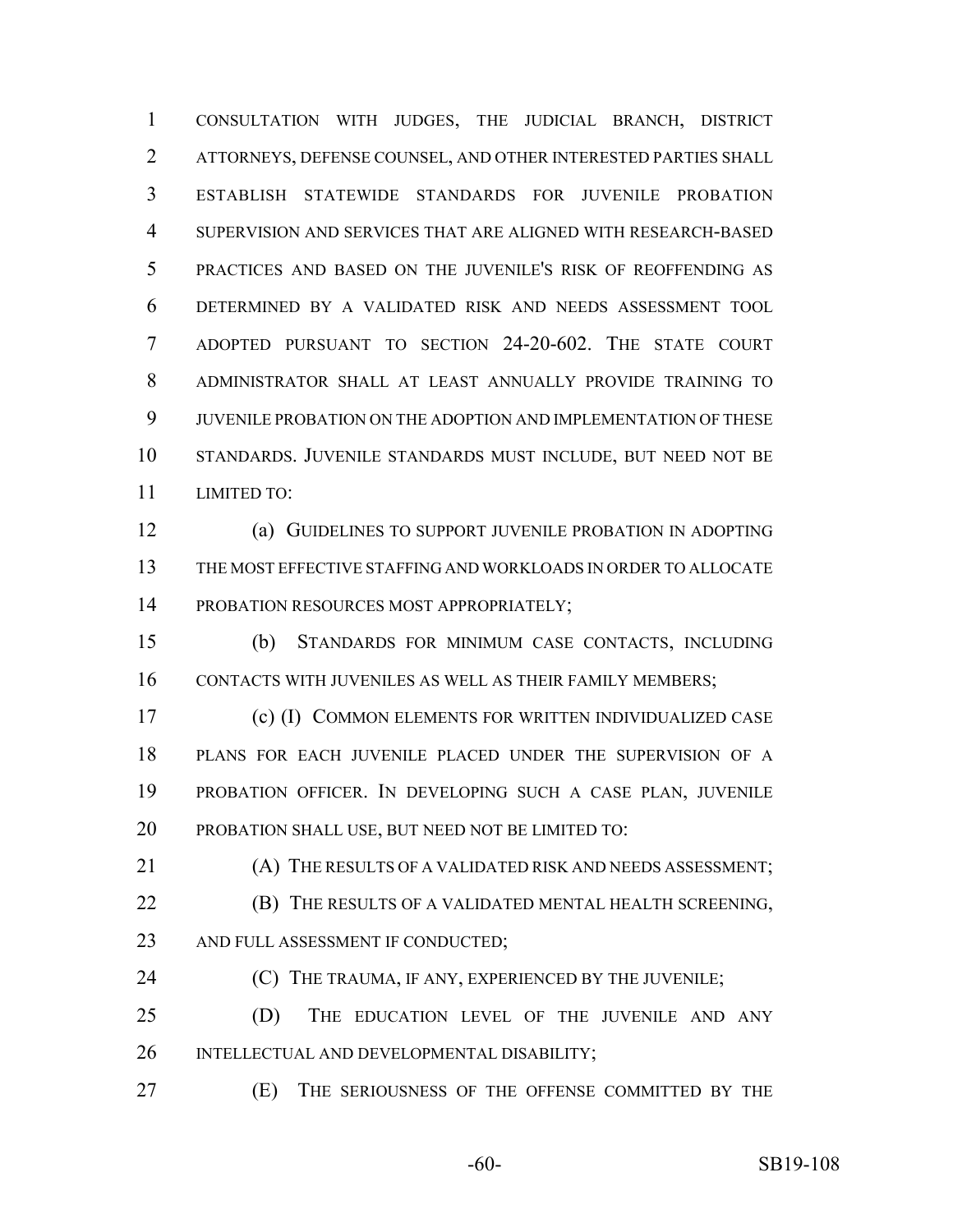CONSULTATION WITH JUDGES, THE JUDICIAL BRANCH, DISTRICT ATTORNEYS, DEFENSE COUNSEL, AND OTHER INTERESTED PARTIES SHALL ESTABLISH STATEWIDE STANDARDS FOR JUVENILE PROBATION SUPERVISION AND SERVICES THAT ARE ALIGNED WITH RESEARCH-BASED PRACTICES AND BASED ON THE JUVENILE'S RISK OF REOFFENDING AS DETERMINED BY A VALIDATED RISK AND NEEDS ASSESSMENT TOOL ADOPTED PURSUANT TO SECTION 24-20-602. THE STATE COURT ADMINISTRATOR SHALL AT LEAST ANNUALLY PROVIDE TRAINING TO JUVENILE PROBATION ON THE ADOPTION AND IMPLEMENTATION OF THESE STANDARDS. JUVENILE STANDARDS MUST INCLUDE, BUT NEED NOT BE LIMITED TO:

(a) GUIDELINES TO SUPPORT JUVENILE PROBATION IN ADOPTING THE MOST EFFECTIVE STAFFING AND WORKLOADS IN ORDER TO ALLOCATE PROBATION RESOURCES MOST APPROPRIATELY;

(b) STANDARDS FOR MINIMUM CASE CONTACTS, INCLUDING CONTACTS WITH JUVENILES AS WELL AS THEIR FAMILY MEMBERS;

(c) (I) COMMON ELEMENTS FOR WRITTEN INDIVIDUALIZED CASE PLANS FOR EACH JUVENILE PLACED UNDER THE SUPERVISION OF A PROBATION OFFICER. IN DEVELOPING SUCH A CASE PLAN, JUVENILE PROBATION SHALL USE, BUT NEED NOT BE LIMITED TO:

(A) THE RESULTS OF A VALIDATED RISK AND NEEDS ASSESSMENT;

(B) THE RESULTS OF A VALIDATED MENTAL HEALTH SCREENING, AND FULL ASSESSMENT IF CONDUCTED;

(C) THE TRAUMA, IF ANY, EXPERIENCED BY THE JUVENILE;

(D) THE EDUCATION LEVEL OF THE JUVENILE AND ANY INTELLECTUAL AND DEVELOPMENTAL DISABILITY;

(E) THE SERIOUSNESS OF THE OFFENSE COMMITTED BY THE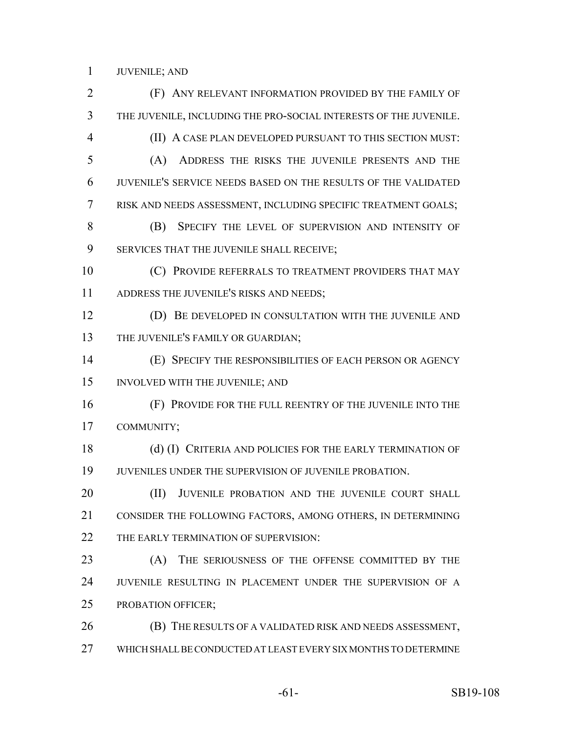JUVENILE; AND

(F) ANY RELEVANT INFORMATION PROVIDED BY THE FAMILY OF THE JUVENILE, INCLUDING THE PRO-SOCIAL INTERESTS OF THE JUVENILE.

(II) A CASE PLAN DEVELOPED PURSUANT TO THIS SECTION MUST:

(A) ADDRESS THE RISKS THE JUVENILE PRESENTS AND THE JUVENILE'S SERVICE NEEDS BASED ON THE RESULTS OF THE VALIDATED RISK AND NEEDS ASSESSMENT, INCLUDING SPECIFIC TREATMENT GOALS;

(B) SPECIFY THE LEVEL OF SUPERVISION AND INTENSITY OF SERVICES THAT THE JUVENILE SHALL RECEIVE;

(C) PROVIDE REFERRALS TO TREATMENT PROVIDERS THAT MAY ADDRESS THE JUVENILE'S RISKS AND NEEDS;

(D) BE DEVELOPED IN CONSULTATION WITH THE JUVENILE AND THE JUVENILE'S FAMILY OR GUARDIAN;

(E) SPECIFY THE RESPONSIBILITIES OF EACH PERSON OR AGENCY INVOLVED WITH THE JUVENILE; AND

(F) PROVIDE FOR THE FULL REENTRY OF THE JUVENILE INTO THE COMMUNITY;

(d) (I) CRITERIA AND POLICIES FOR THE EARLY TERMINATION OF JUVENILES UNDER THE SUPERVISION OF JUVENILE PROBATION.

(II) JUVENILE PROBATION AND THE JUVENILE COURT SHALL CONSIDER THE FOLLOWING FACTORS, AMONG OTHERS, IN DETERMINING THE EARLY TERMINATION OF SUPERVISION:

(A) THE SERIOUSNESS OF THE OFFENSE COMMITTED BY THE JUVENILE RESULTING IN PLACEMENT UNDER THE SUPERVISION OF A PROBATION OFFICER;

(B) THE RESULTS OF A VALIDATED RISK AND NEEDS ASSESSMENT, WHICH SHALL BE CONDUCTED AT LEAST EVERY SIX MONTHS TO DETERMINE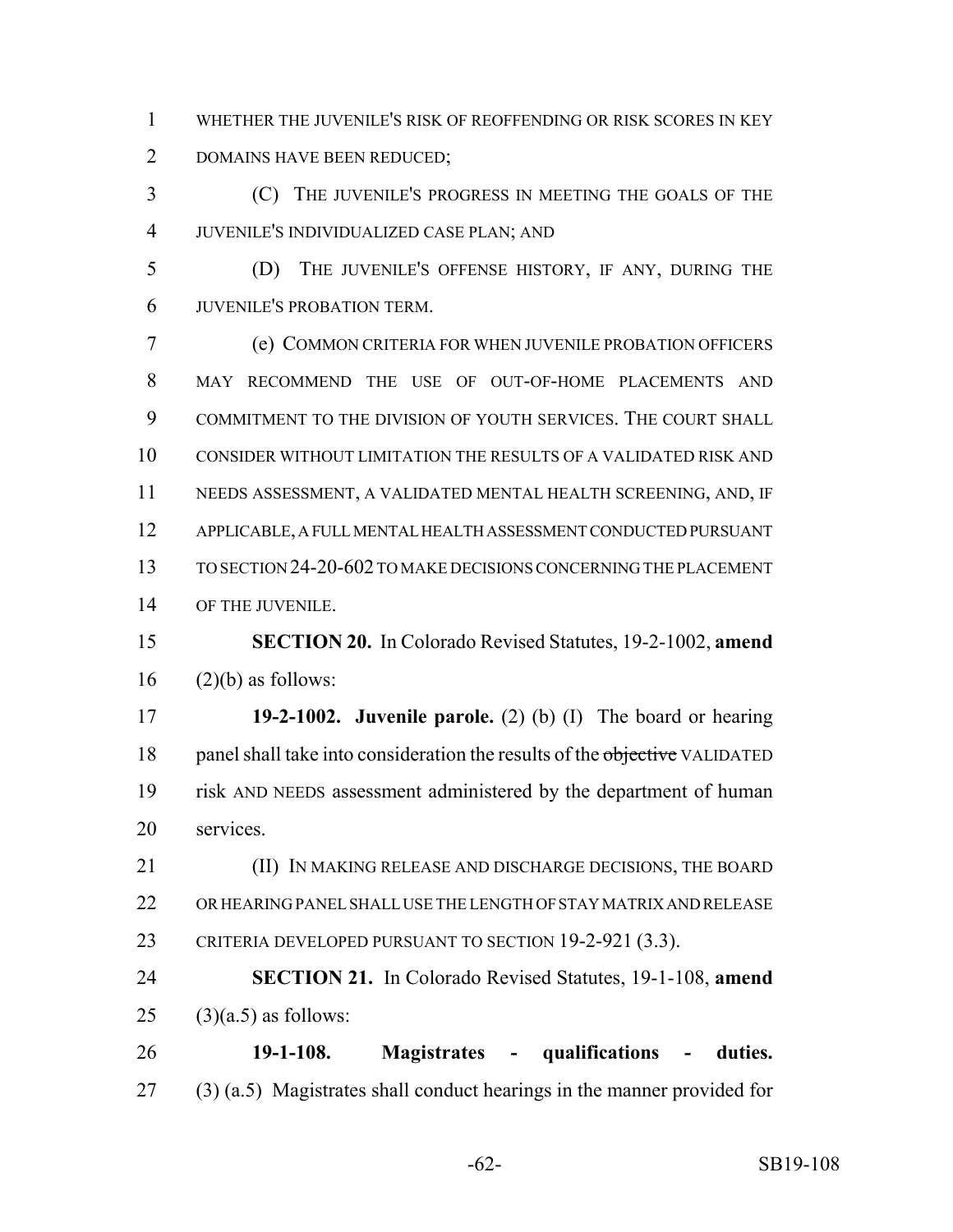WHETHER THE JUVENILE'S RISK OF REOFFENDING OR RISK SCORES IN KEY DOMAINS HAVE BEEN REDUCED;

(C) THE JUVENILE'S PROGRESS IN MEETING THE GOALS OF THE JUVENILE'S INDIVIDUALIZED CASE PLAN; AND

(D) THE JUVENILE'S OFFENSE HISTORY, IF ANY, DURING THE JUVENILE'S PROBATION TERM.

(e) COMMON CRITERIA FOR WHEN JUVENILE PROBATION OFFICERS MAY RECOMMEND THE USE OF OUT-OF-HOME PLACEMENTS AND COMMITMENT TO THE DIVISION OF YOUTH SERVICES. THE COURT SHALL CONSIDER WITHOUT LIMITATION THE RESULTS OF A VALIDATED RISK AND NEEDS ASSESSMENT, A VALIDATED MENTAL HEALTH SCREENING, AND, IF APPLICABLE, A FULL MENTAL HEALTH ASSESSMENT CONDUCTED PURSUANT TO SECTION 24-20-602 TO MAKE DECISIONS CONCERNING THE PLACEMENT OF THE JUVENILE.

**SECTION 20.** In Colorado Revised Statutes, 19-2-1002, **amend** (2)(b) as follows:

**19-2-1002. Juvenile parole.** (2) (b) (I) The board or hearing panel shall take into consideration the results of the ~~objective~~ VALIDATED risk AND NEEDS assessment administered by the department of human services.

(II) IN MAKING RELEASE AND DISCHARGE DECISIONS, THE BOARD OR HEARING PANEL SHALL USE THE LENGTH OF STAY MATRIX AND RELEASE CRITERIA DEVELOPED PURSUANT TO SECTION 19-2-921 (3.3).

**SECTION 21.** In Colorado Revised Statutes, 19-1-108, **amend** (3)(a.5) as follows:

**19-1-108. Magistrates - qualifications - duties.** (3) (a.5) Magistrates shall conduct hearings in the manner provided for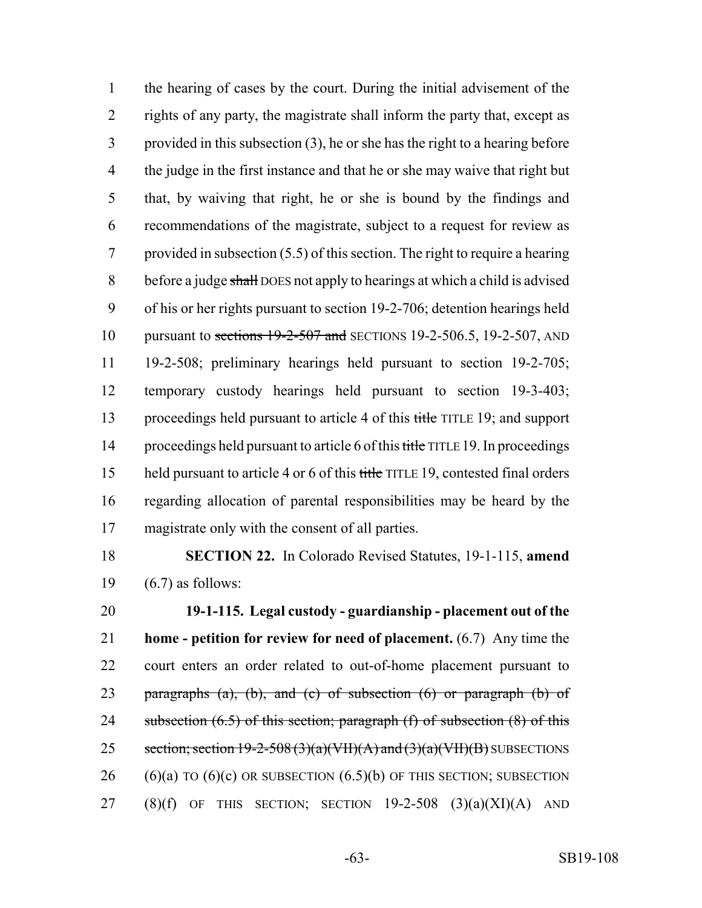the hearing of cases by the court. During the initial advisement of the rights of any party, the magistrate shall inform the party that, except as provided in this subsection (3), he or she has the right to a hearing before the judge in the first instance and that he or she may waive that right but that, by waiving that right, he or she is bound by the findings and recommendations of the magistrate, subject to a request for review as provided in subsection (5.5) of this section. The right to require a hearing before a judge ~~shall~~ DOES not apply to hearings at which a child is advised of his or her rights pursuant to section 19-2-706; detention hearings held pursuant to ~~sections 19-2-507 and~~ SECTIONS 19-2-506.5, 19-2-507, AND 19-2-508; preliminary hearings held pursuant to section 19-2-705; temporary custody hearings held pursuant to section 19-3-403; proceedings held pursuant to article 4 of this ~~title~~ TITLE 19; and support proceedings held pursuant to article 6 of this ~~title~~ TITLE 19. In proceedings held pursuant to article 4 or 6 of this ~~title~~ TITLE 19, contested final orders regarding allocation of parental responsibilities may be heard by the magistrate only with the consent of all parties.

**SECTION 22.** In Colorado Revised Statutes, 19-1-115, **amend** (6.7) as follows:

**19-1-115. Legal custody - guardianship - placement out of the home - petition for review for need of placement.** (6.7) Any time the court enters an order related to out-of-home placement pursuant to ~~paragraphs (a), (b), and (c) of subsection (6) or paragraph (b) of subsection (6.5) of this section; paragraph (f) of subsection (8) of this section; section 19-2-508 (3)(a)(VII)(A) and (3)(a)(VII)(B)~~ SUBSECTIONS (6)(a) TO (6)(c) OR SUBSECTION (6.5)(b) OF THIS SECTION; SUBSECTION (8)(f) OF THIS SECTION; SECTION 19-2-508 (3)(a)(XI)(A) AND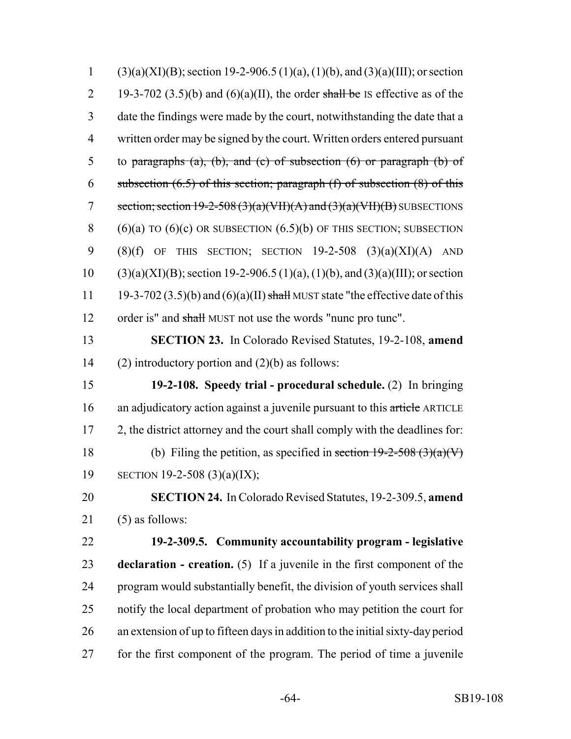(3)(a)(XI)(B); section 19-2-906.5 (1)(a), (1)(b), and (3)(a)(III); or section 19-3-702 (3.5)(b) and (6)(a)(II), the order ~~shall be~~ IS effective as of the date the findings were made by the court, notwithstanding the date that a written order may be signed by the court. Written orders entered pursuant to ~~paragraphs (a), (b), and (c) of subsection (6) or paragraph (b) of subsection (6.5) of this section; paragraph (f) of subsection (8) of this section; section 19-2-508 (3)(a)(VII)(A) and (3)(a)(VII)(B)~~ SUBSECTIONS (6)(a) TO (6)(c) OR SUBSECTION (6.5)(b) OF THIS SECTION; SUBSECTION (8)(f) OF THIS SECTION; SECTION 19-2-508 (3)(a)(XI)(A) AND (3)(a)(XI)(B); section 19-2-906.5 (1)(a), (1)(b), and (3)(a)(III); or section 19-3-702 (3.5)(b) and (6)(a)(II) ~~shall~~ MUST state "the effective date of this order is" and ~~shall~~ MUST not use the words "nunc pro tunc".

**SECTION 23.** In Colorado Revised Statutes, 19-2-108, **amend** (2) introductory portion and (2)(b) as follows:

**19-2-108. Speedy trial - procedural schedule.** (2) In bringing an adjudicatory action against a juvenile pursuant to this ~~article~~ ARTICLE 2, the district attorney and the court shall comply with the deadlines for:

(b) Filing the petition, as specified in ~~section 19-2-508 (3)(a)(V)~~ SECTION 19-2-508 (3)(a)(IX);

**SECTION 24.** In Colorado Revised Statutes, 19-2-309.5, **amend** (5) as follows:

**19-2-309.5. Community accountability program - legislative declaration - creation.** (5) If a juvenile in the first component of the program would substantially benefit, the division of youth services shall notify the local department of probation who may petition the court for an extension of up to fifteen days in addition to the initial sixty-day period for the first component of the program. The period of time a juvenile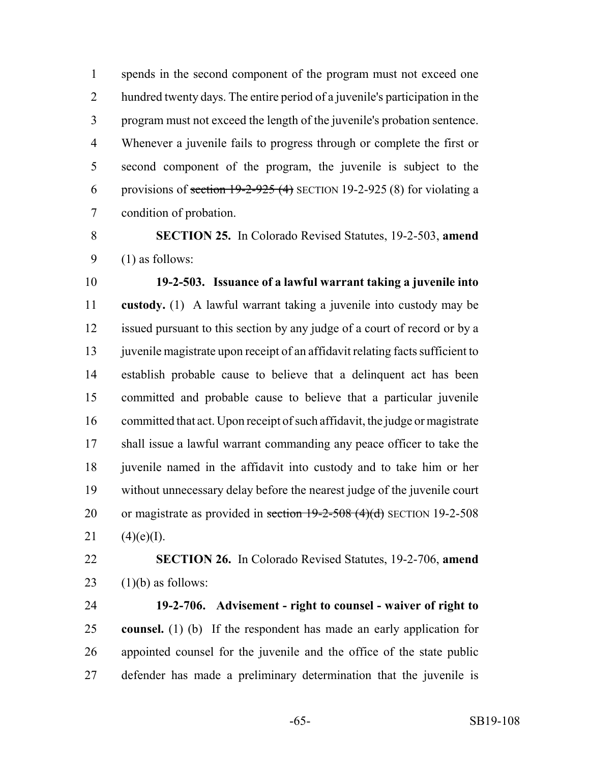spends in the second component of the program must not exceed one hundred twenty days. The entire period of a juvenile's participation in the program must not exceed the length of the juvenile's probation sentence. Whenever a juvenile fails to progress through or complete the first or second component of the program, the juvenile is subject to the provisions of ~~section 19-2-925 (4)~~ SECTION 19-2-925 (8) for violating a condition of probation.

**SECTION 25.** In Colorado Revised Statutes, 19-2-503, **amend** (1) as follows:

**19-2-503. Issuance of a lawful warrant taking a juvenile into custody.** (1) A lawful warrant taking a juvenile into custody may be issued pursuant to this section by any judge of a court of record or by a juvenile magistrate upon receipt of an affidavit relating facts sufficient to establish probable cause to believe that a delinquent act has been committed and probable cause to believe that a particular juvenile committed that act. Upon receipt of such affidavit, the judge or magistrate shall issue a lawful warrant commanding any peace officer to take the juvenile named in the affidavit into custody and to take him or her without unnecessary delay before the nearest judge of the juvenile court or magistrate as provided in ~~section 19-2-508 (4)(d)~~ SECTION 19-2-508 (4)(e)(I).

**SECTION 26.** In Colorado Revised Statutes, 19-2-706, **amend** (1)(b) as follows:

**19-2-706. Advisement - right to counsel - waiver of right to counsel.** (1) (b) If the respondent has made an early application for appointed counsel for the juvenile and the office of the state public defender has made a preliminary determination that the juvenile is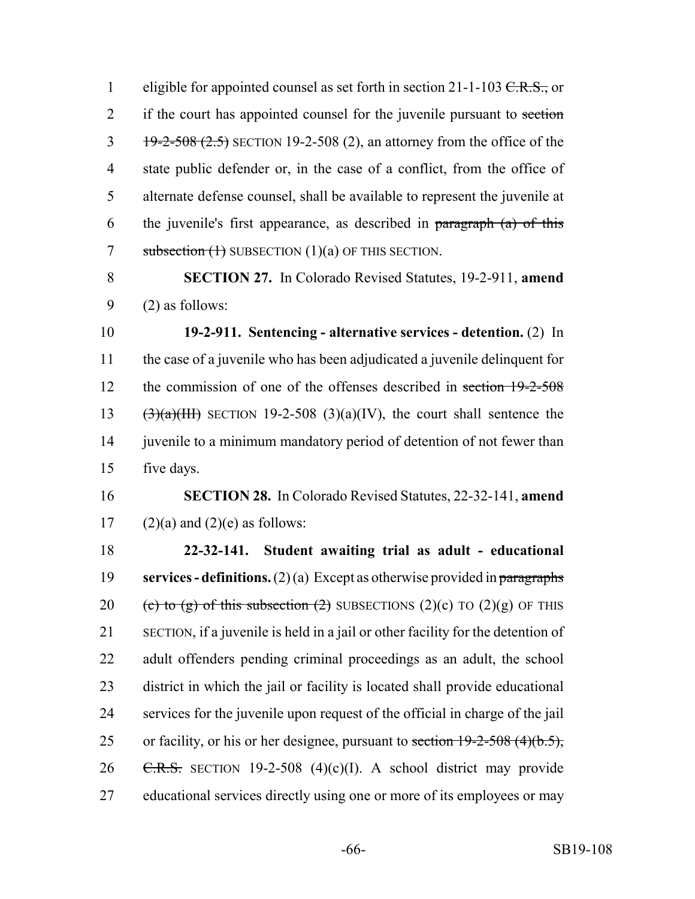eligible for appointed counsel as set forth in section 21-1-103 ~~C.R.S.,~~ or if the court has appointed counsel for the juvenile pursuant to ~~section 19-2-508 (2.5)~~ SECTION 19-2-508 (2), an attorney from the office of the state public defender or, in the case of a conflict, from the office of alternate defense counsel, shall be available to represent the juvenile at the juvenile's first appearance, as described in ~~paragraph (a) of this subsection (1)~~ SUBSECTION (1)(a) OF THIS SECTION.

**SECTION 27.** In Colorado Revised Statutes, 19-2-911, **amend** (2) as follows:

**19-2-911. Sentencing - alternative services - detention.** (2) In the case of a juvenile who has been adjudicated a juvenile delinquent for the commission of one of the offenses described in ~~section 19-2-508 (3)(a)(III)~~ SECTION 19-2-508 (3)(a)(IV), the court shall sentence the juvenile to a minimum mandatory period of detention of not fewer than five days.

**SECTION 28.** In Colorado Revised Statutes, 22-32-141, **amend** (2)(a) and (2)(e) as follows:

**22-32-141. Student awaiting trial as adult - educational services - definitions.** (2) (a) Except as otherwise provided in ~~paragraphs (c) to (g) of this subsection (2)~~ SUBSECTIONS (2)(c) TO (2)(g) OF THIS SECTION, if a juvenile is held in a jail or other facility for the detention of adult offenders pending criminal proceedings as an adult, the school district in which the jail or facility is located shall provide educational services for the juvenile upon request of the official in charge of the jail or facility, or his or her designee, pursuant to ~~section 19-2-508 (4)(b.5), C.R.S.~~ SECTION 19-2-508 (4)(c)(I). A school district may provide educational services directly using one or more of its employees or may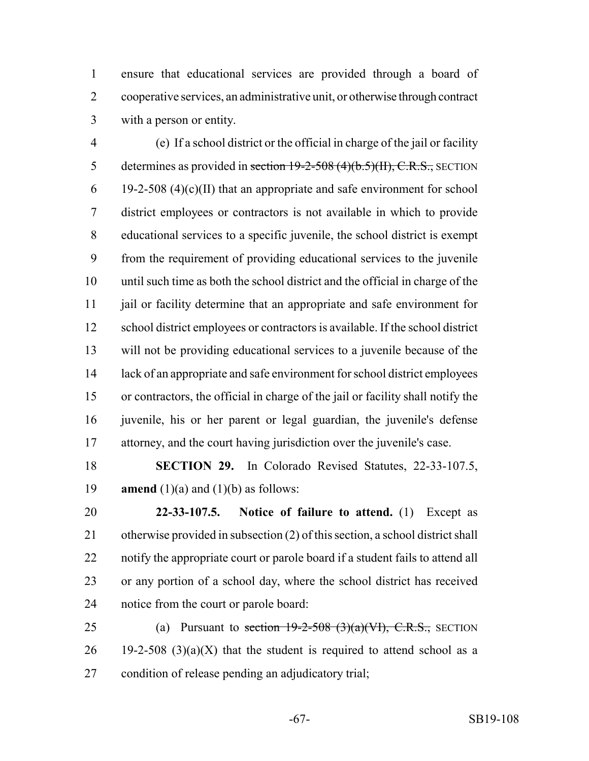ensure that educational services are provided through a board of cooperative services, an administrative unit, or otherwise through contract with a person or entity.

(e) If a school district or the official in charge of the jail or facility determines as provided in ~~section 19-2-508 (4)(b.5)(II), C.R.S.,~~ SECTION 19-2-508 (4)(c)(II) that an appropriate and safe environment for school district employees or contractors is not available in which to provide educational services to a specific juvenile, the school district is exempt from the requirement of providing educational services to the juvenile until such time as both the school district and the official in charge of the jail or facility determine that an appropriate and safe environment for school district employees or contractors is available. If the school district will not be providing educational services to a juvenile because of the lack of an appropriate and safe environment for school district employees or contractors, the official in charge of the jail or facility shall notify the juvenile, his or her parent or legal guardian, the juvenile's defense attorney, and the court having jurisdiction over the juvenile's case.

**SECTION 29.** In Colorado Revised Statutes, 22-33-107.5, **amend** (1)(a) and (1)(b) as follows:

**22-33-107.5. Notice of failure to attend.** (1) Except as otherwise provided in subsection (2) of this section, a school district shall notify the appropriate court or parole board if a student fails to attend all or any portion of a school day, where the school district has received notice from the court or parole board:

(a) Pursuant to ~~section 19-2-508 (3)(a)(VI), C.R.S.,~~ SECTION 19-2-508 (3)(a)(X) that the student is required to attend school as a condition of release pending an adjudicatory trial;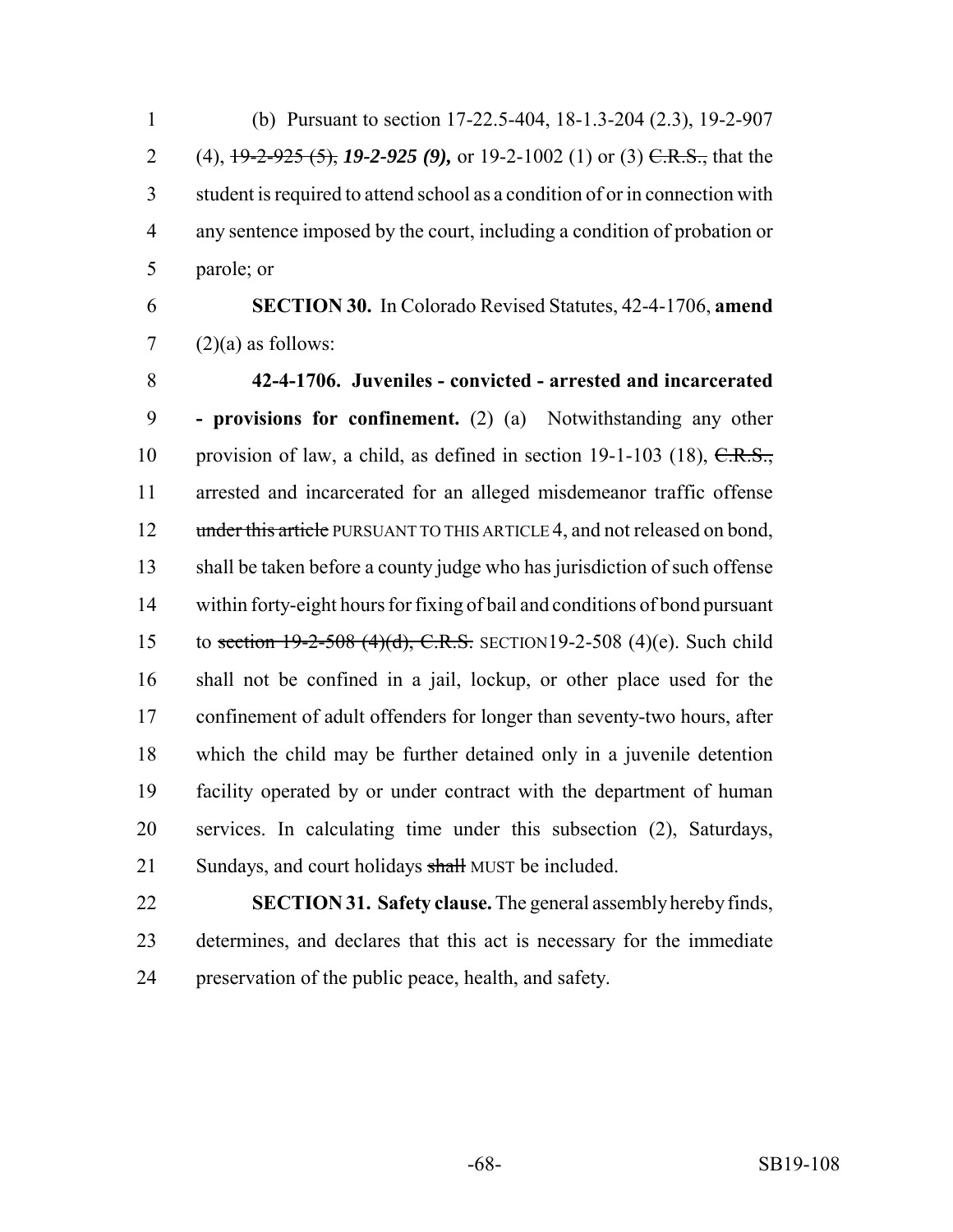(b) Pursuant to section 17-22.5-404, 18-1.3-204 (2.3), 19-2-907 (4), ~~19-2-925 (5),~~ ***19-2-925 (9),*** or 19-2-1002 (1) or (3) ~~C.R.S.,~~ that the student is required to attend school as a condition of or in connection with any sentence imposed by the court, including a condition of probation or parole; or

**SECTION 30.** In Colorado Revised Statutes, 42-4-1706, **amend** (2)(a) as follows:

**42-4-1706. Juveniles - convicted - arrested and incarcerated - provisions for confinement.** (2) (a) Notwithstanding any other provision of law, a child, as defined in section 19-1-103 (18), ~~C.R.S.,~~ arrested and incarcerated for an alleged misdemeanor traffic offense ~~under this article~~ PURSUANT TO THIS ARTICLE 4, and not released on bond, shall be taken before a county judge who has jurisdiction of such offense within forty-eight hours for fixing of bail and conditions of bond pursuant to ~~section 19-2-508 (4)(d), C.R.S.~~ SECTION 19-2-508 (4)(e). Such child shall not be confined in a jail, lockup, or other place used for the confinement of adult offenders for longer than seventy-two hours, after which the child may be further detained only in a juvenile detention facility operated by or under contract with the department of human services. In calculating time under this subsection (2), Saturdays, Sundays, and court holidays ~~shall~~ MUST be included.

**SECTION 31. Safety clause.** The general assembly hereby finds, determines, and declares that this act is necessary for the immediate preservation of the public peace, health, and safety.